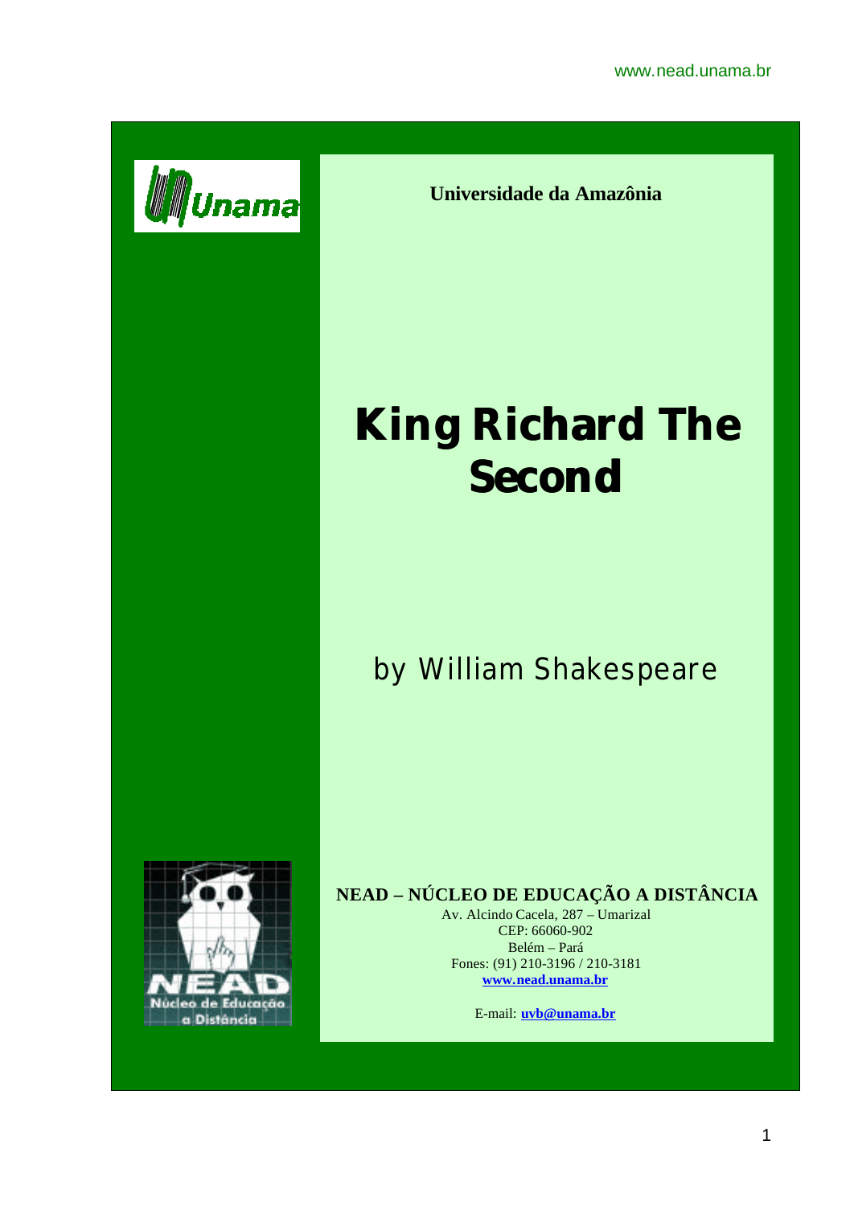**Universidade da Amazônia**

# King Richard The Second

## by William Shakespeare

**NEAD – NÚCLEO DE EDUCAÇÃO A DISTÂNCIA**

Av. Alcindo Cacela, 287 – Umarizal
CEP: 66060-902
Belém – Pará
Fones: (91) 210-3196 / 210-3181
**www.nead.unama.br**

E-mail: **uvb@unama.br**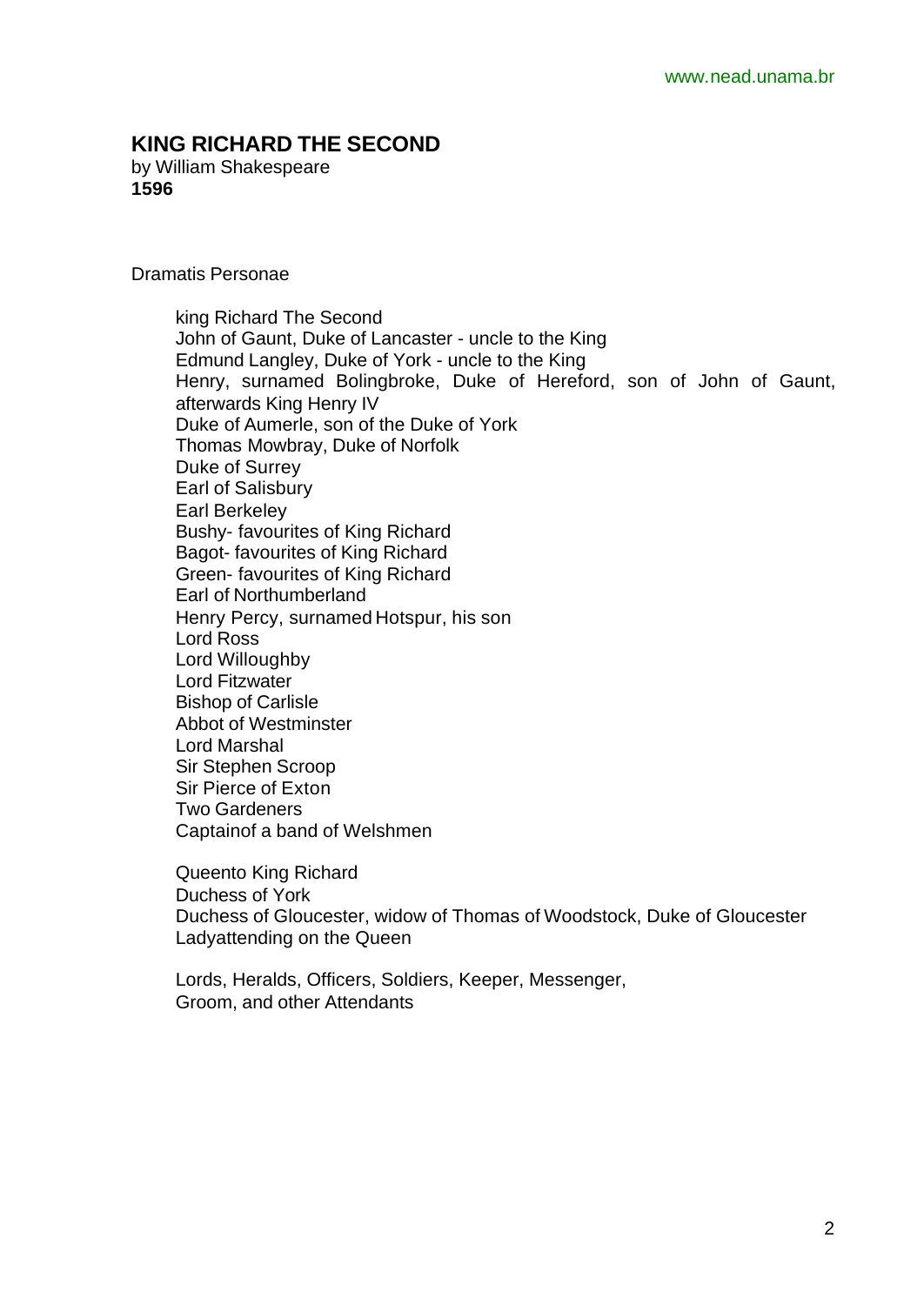# KING RICHARD THE SECOND

by William Shakespeare
**1596**

Dramatis Personae

king Richard The Second
John of Gaunt, Duke of Lancaster - uncle to the King
Edmund Langley, Duke of York - uncle to the King
Henry, surnamed Bolingbroke, Duke of Hereford, son of John of Gaunt, afterwards King Henry IV
Duke of Aumerle, son of the Duke of York
Thomas Mowbray, Duke of Norfolk
Duke of Surrey
Earl of Salisbury
Earl Berkeley
Bushy- favourites of King Richard
Bagot- favourites of King Richard
Green- favourites of King Richard
Earl of Northumberland
Henry Percy, surnamed Hotspur, his son
Lord Ross
Lord Willoughby
Lord Fitzwater
Bishop of Carlisle
Abbot of Westminster
Lord Marshal
Sir Stephen Scroop
Sir Pierce of Exton
Two Gardeners
Captainof a band of Welshmen

Queento King Richard
Duchess of York
Duchess of Gloucester, widow of Thomas of Woodstock, Duke of Gloucester
Ladyattending on the Queen

Lords, Heralds, Officers, Soldiers, Keeper, Messenger,
Groom, and other Attendants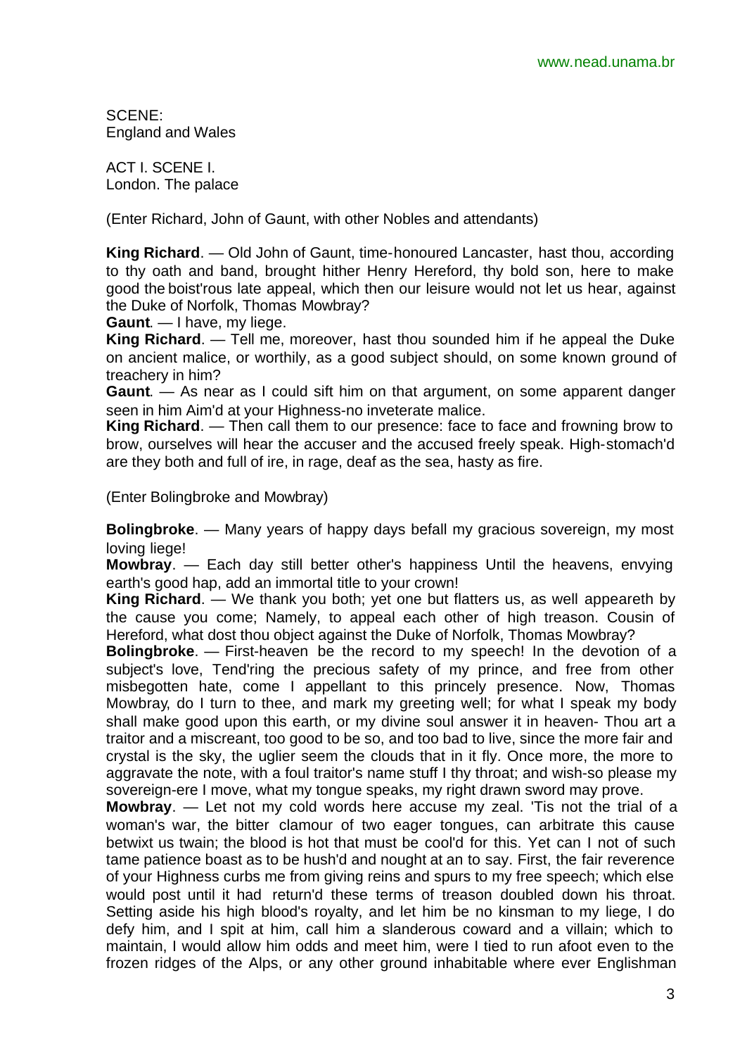SCENE:
England and Wales

ACT I. SCENE I.
London. The palace

(Enter Richard, John of Gaunt, with other Nobles and attendants)

**King Richard**. — Old John of Gaunt, time-honoured Lancaster, hast thou, according to thy oath and band, brought hither Henry Hereford, thy bold son, here to make good the boist'rous late appeal, which then our leisure would not let us hear, against the Duke of Norfolk, Thomas Mowbray?

**Gaunt**. — I have, my liege.

**King Richard**. — Tell me, moreover, hast thou sounded him if he appeal the Duke on ancient malice, or worthily, as a good subject should, on some known ground of treachery in him?

**Gaunt**. — As near as I could sift him on that argument, on some apparent danger seen in him Aim'd at your Highness-no inveterate malice.

**King Richard**. — Then call them to our presence: face to face and frowning brow to brow, ourselves will hear the accuser and the accused freely speak. High-stomach'd are they both and full of ire, in rage, deaf as the sea, hasty as fire.

(Enter Bolingbroke and Mowbray)

**Bolingbroke**. — Many years of happy days befall my gracious sovereign, my most loving liege!

**Mowbray**. — Each day still better other's happiness Until the heavens, envying earth's good hap, add an immortal title to your crown!

**King Richard**. — We thank you both; yet one but flatters us, as well appeareth by the cause you come; Namely, to appeal each other of high treason. Cousin of Hereford, what dost thou object against the Duke of Norfolk, Thomas Mowbray?

**Bolingbroke**. — First-heaven be the record to my speech! In the devotion of a subject's love, Tend'ring the precious safety of my prince, and free from other misbegotten hate, come I appellant to this princely presence. Now, Thomas Mowbray, do I turn to thee, and mark my greeting well; for what I speak my body shall make good upon this earth, or my divine soul answer it in heaven- Thou art a traitor and a miscreant, too good to be so, and too bad to live, since the more fair and crystal is the sky, the uglier seem the clouds that in it fly. Once more, the more to aggravate the note, with a foul traitor's name stuff I thy throat; and wish-so please my sovereign-ere I move, what my tongue speaks, my right drawn sword may prove.

**Mowbray**. — Let not my cold words here accuse my zeal. 'Tis not the trial of a woman's war, the bitter clamour of two eager tongues, can arbitrate this cause betwixt us twain; the blood is hot that must be cool'd for this. Yet can I not of such tame patience boast as to be hush'd and nought at an to say. First, the fair reverence of your Highness curbs me from giving reins and spurs to my free speech; which else would post until it had return'd these terms of treason doubled down his throat. Setting aside his high blood's royalty, and let him be no kinsman to my liege, I do defy him, and I spit at him, call him a slanderous coward and a villain; which to maintain, I would allow him odds and meet him, were I tied to run afoot even to the frozen ridges of the Alps, or any other ground inhabitable where ever Englishman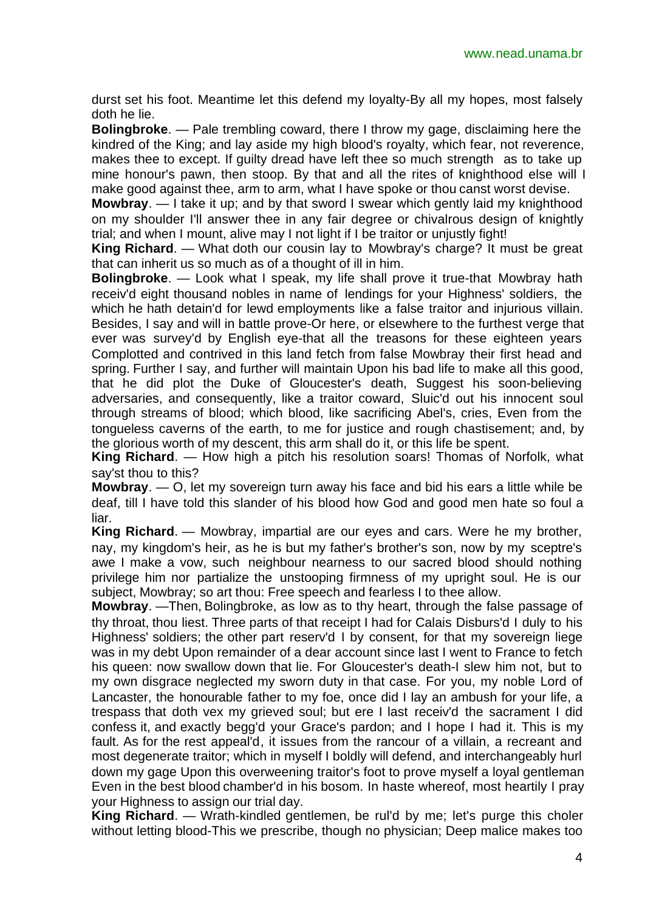durst set his foot. Meantime let this defend my loyalty-By all my hopes, most falsely doth he lie.

**Bolingbroke**. — Pale trembling coward, there I throw my gage, disclaiming here the kindred of the King; and lay aside my high blood's royalty, which fear, not reverence, makes thee to except. If guilty dread have left thee so much strength as to take up mine honour's pawn, then stoop. By that and all the rites of knighthood else will I make good against thee, arm to arm, what I have spoke or thou canst worst devise.

**Mowbray**. — I take it up; and by that sword I swear which gently laid my knighthood on my shoulder I'll answer thee in any fair degree or chivalrous design of knightly trial; and when I mount, alive may I not light if I be traitor or unjustly fight!

**King Richard**. — What doth our cousin lay to Mowbray's charge? It must be great that can inherit us so much as of a thought of ill in him.

**Bolingbroke**. — Look what I speak, my life shall prove it true-that Mowbray hath receiv'd eight thousand nobles in name of lendings for your Highness' soldiers, the which he hath detain'd for lewd employments like a false traitor and injurious villain. Besides, I say and will in battle prove-Or here, or elsewhere to the furthest verge that ever was survey'd by English eye-that all the treasons for these eighteen years Complotted and contrived in this land fetch from false Mowbray their first head and spring. Further I say, and further will maintain Upon his bad life to make all this good, that he did plot the Duke of Gloucester's death, Suggest his soon-believing adversaries, and consequently, like a traitor coward, Sluic'd out his innocent soul through streams of blood; which blood, like sacrificing Abel's, cries, Even from the tongueless caverns of the earth, to me for justice and rough chastisement; and, by the glorious worth of my descent, this arm shall do it, or this life be spent.

**King Richard**. — How high a pitch his resolution soars! Thomas of Norfolk, what say'st thou to this?

**Mowbray**. — O, let my sovereign turn away his face and bid his ears a little while be deaf, till I have told this slander of his blood how God and good men hate so foul a liar.

**King Richard**. — Mowbray, impartial are our eyes and cars. Were he my brother, nay, my kingdom's heir, as he is but my father's brother's son, now by my sceptre's awe I make a vow, such neighbour nearness to our sacred blood should nothing privilege him nor partialize the unstooping firmness of my upright soul. He is our subject, Mowbray; so art thou: Free speech and fearless I to thee allow.

**Mowbray**. —Then, Bolingbroke, as low as to thy heart, through the false passage of thy throat, thou liest. Three parts of that receipt I had for Calais Disburs'd I duly to his Highness' soldiers; the other part reserv'd I by consent, for that my sovereign liege was in my debt Upon remainder of a dear account since last I went to France to fetch his queen: now swallow down that lie. For Gloucester's death-I slew him not, but to my own disgrace neglected my sworn duty in that case. For you, my noble Lord of Lancaster, the honourable father to my foe, once did I lay an ambush for your life, a trespass that doth vex my grieved soul; but ere I last receiv'd the sacrament I did confess it, and exactly begg'd your Grace's pardon; and I hope I had it. This is my fault. As for the rest appeal'd, it issues from the rancour of a villain, a recreant and most degenerate traitor; which in myself I boldly will defend, and interchangeably hurl down my gage Upon this overweening traitor's foot to prove myself a loyal gentleman Even in the best blood chamber'd in his bosom. In haste whereof, most heartily I pray your Highness to assign our trial day.

**King Richard**. — Wrath-kindled gentlemen, be rul'd by me; let's purge this choler without letting blood-This we prescribe, though no physician; Deep malice makes too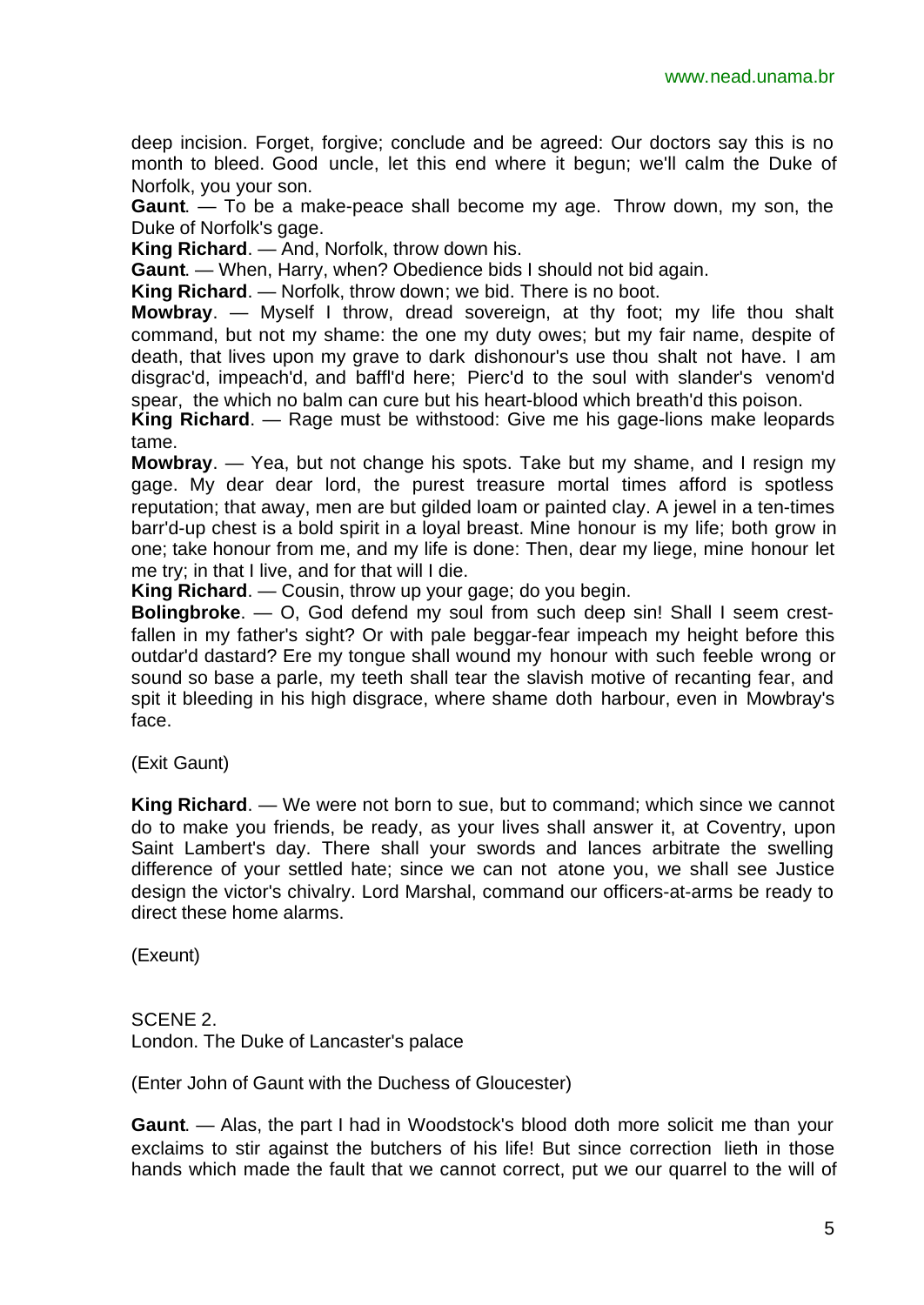deep incision. Forget, forgive; conclude and be agreed: Our doctors say this is no month to bleed. Good uncle, let this end where it begun; we'll calm the Duke of Norfolk, you your son.

**Gaunt**. — To be a make-peace shall become my age. Throw down, my son, the Duke of Norfolk's gage.

**King Richard**. — And, Norfolk, throw down his.

**Gaunt**. — When, Harry, when? Obedience bids I should not bid again.

**King Richard**. — Norfolk, throw down; we bid. There is no boot.

**Mowbray**. — Myself I throw, dread sovereign, at thy foot; my life thou shalt command, but not my shame: the one my duty owes; but my fair name, despite of death, that lives upon my grave to dark dishonour's use thou shalt not have. I am disgrac'd, impeach'd, and baffl'd here; Pierc'd to the soul with slander's venom'd spear, the which no balm can cure but his heart-blood which breath'd this poison.

**King Richard**. — Rage must be withstood: Give me his gage-lions make leopards tame.

**Mowbray**. — Yea, but not change his spots. Take but my shame, and I resign my gage. My dear dear lord, the purest treasure mortal times afford is spotless reputation; that away, men are but gilded loam or painted clay. A jewel in a ten-times barr'd-up chest is a bold spirit in a loyal breast. Mine honour is my life; both grow in one; take honour from me, and my life is done: Then, dear my liege, mine honour let me try; in that I live, and for that will I die.

**King Richard**. — Cousin, throw up your gage; do you begin.

**Bolingbroke**. — O, God defend my soul from such deep sin! Shall I seem crest-fallen in my father's sight? Or with pale beggar-fear impeach my height before this outdar'd dastard? Ere my tongue shall wound my honour with such feeble wrong or sound so base a parle, my teeth shall tear the slavish motive of recanting fear, and spit it bleeding in his high disgrace, where shame doth harbour, even in Mowbray's face.

(Exit Gaunt)

**King Richard**. — We were not born to sue, but to command; which since we cannot do to make you friends, be ready, as your lives shall answer it, at Coventry, upon Saint Lambert's day. There shall your swords and lances arbitrate the swelling difference of your settled hate; since we can not atone you, we shall see Justice design the victor's chivalry. Lord Marshal, command our officers-at-arms be ready to direct these home alarms.

(Exeunt)

SCENE 2.
London. The Duke of Lancaster's palace

(Enter John of Gaunt with the Duchess of Gloucester)

**Gaunt**. — Alas, the part I had in Woodstock's blood doth more solicit me than your exclaims to stir against the butchers of his life! But since correction lieth in those hands which made the fault that we cannot correct, put we our quarrel to the will of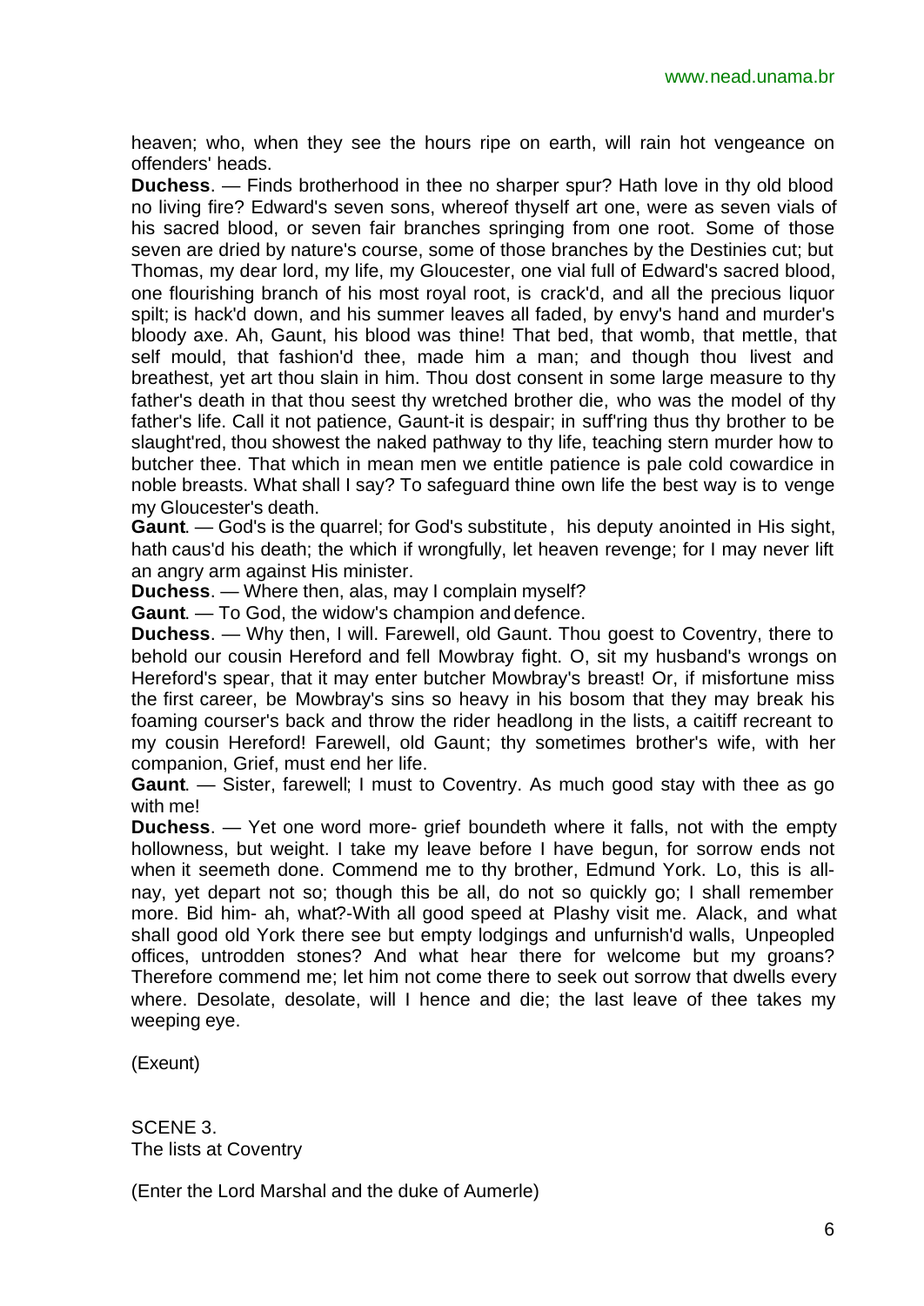heaven; who, when they see the hours ripe on earth, will rain hot vengeance on offenders' heads.

**Duchess**. — Finds brotherhood in thee no sharper spur? Hath love in thy old blood no living fire? Edward's seven sons, whereof thyself art one, were as seven vials of his sacred blood, or seven fair branches springing from one root. Some of those seven are dried by nature's course, some of those branches by the Destinies cut; but Thomas, my dear lord, my life, my Gloucester, one vial full of Edward's sacred blood, one flourishing branch of his most royal root, is crack'd, and all the precious liquor spilt; is hack'd down, and his summer leaves all faded, by envy's hand and murder's bloody axe. Ah, Gaunt, his blood was thine! That bed, that womb, that mettle, that self mould, that fashion'd thee, made him a man; and though thou livest and breathest, yet art thou slain in him. Thou dost consent in some large measure to thy father's death in that thou seest thy wretched brother die, who was the model of thy father's life. Call it not patience, Gaunt-it is despair; in suff'ring thus thy brother to be slaught'red, thou showest the naked pathway to thy life, teaching stern murder how to butcher thee. That which in mean men we entitle patience is pale cold cowardice in noble breasts. What shall I say? To safeguard thine own life the best way is to venge my Gloucester's death.

**Gaunt**. — God's is the quarrel; for God's substitute, his deputy anointed in His sight, hath caus'd his death; the which if wrongfully, let heaven revenge; for I may never lift an angry arm against His minister.

**Duchess**. — Where then, alas, may I complain myself?

**Gaunt**. — To God, the widow's champion and defence.

**Duchess**. — Why then, I will. Farewell, old Gaunt. Thou goest to Coventry, there to behold our cousin Hereford and fell Mowbray fight. O, sit my husband's wrongs on Hereford's spear, that it may enter butcher Mowbray's breast! Or, if misfortune miss the first career, be Mowbray's sins so heavy in his bosom that they may break his foaming courser's back and throw the rider headlong in the lists, a caitiff recreant to my cousin Hereford! Farewell, old Gaunt; thy sometimes brother's wife, with her companion, Grief, must end her life.

**Gaunt**. — Sister, farewell; I must to Coventry. As much good stay with thee as go with me!

**Duchess**. — Yet one word more- grief boundeth where it falls, not with the empty hollowness, but weight. I take my leave before I have begun, for sorrow ends not when it seemeth done. Commend me to thy brother, Edmund York. Lo, this is all- nay, yet depart not so; though this be all, do not so quickly go; I shall remember more. Bid him- ah, what?-With all good speed at Plashy visit me. Alack, and what shall good old York there see but empty lodgings and unfurnish'd walls, Unpeopled offices, untrodden stones? And what hear there for welcome but my groans? Therefore commend me; let him not come there to seek out sorrow that dwells every where. Desolate, desolate, will I hence and die; the last leave of thee takes my weeping eye.

(Exeunt)

SCENE 3.
The lists at Coventry

(Enter the Lord Marshal and the duke of Aumerle)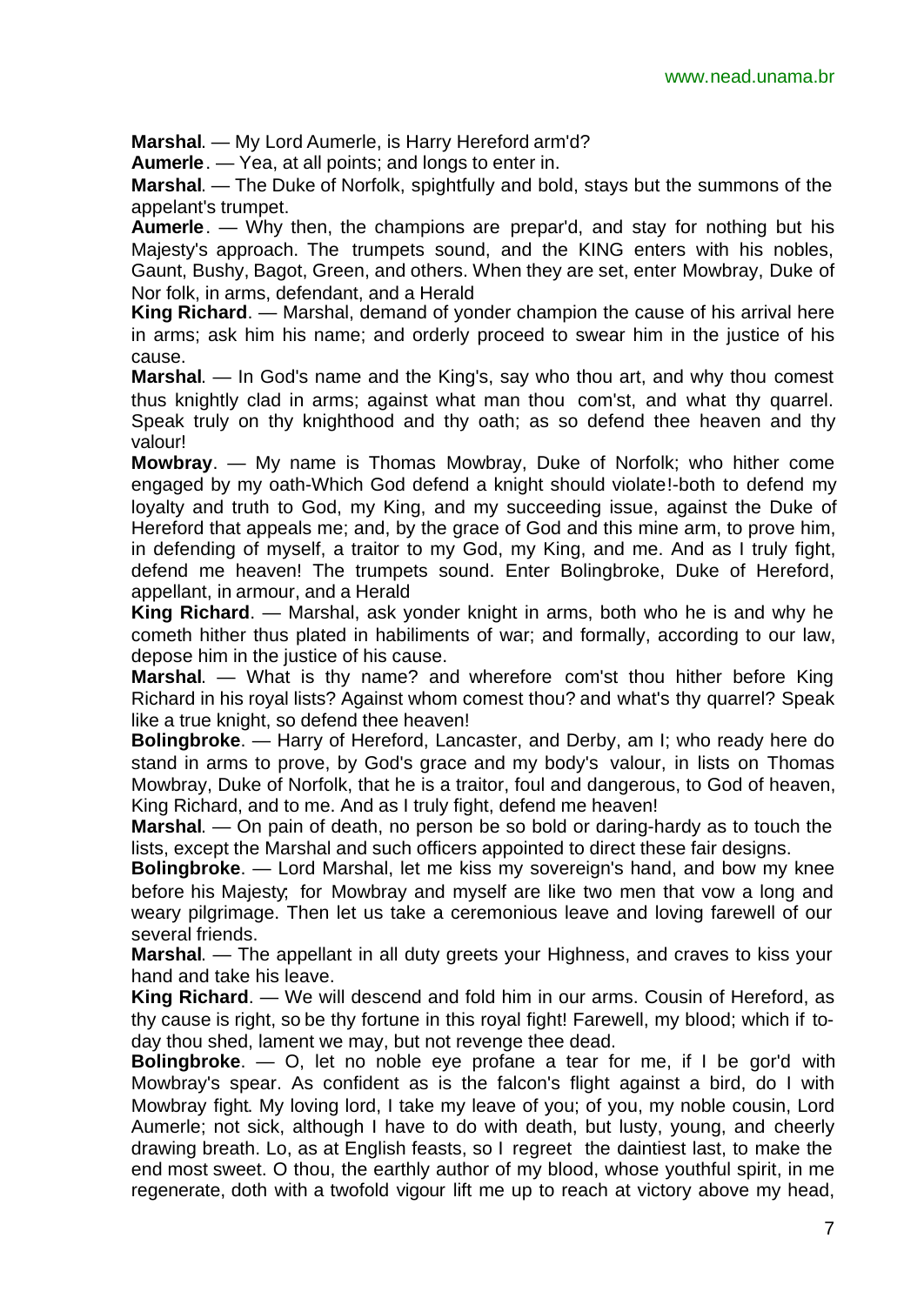**Marshal**. — My Lord Aumerle, is Harry Hereford arm'd?

**Aumerle**. — Yea, at all points; and longs to enter in.

**Marshal**. — The Duke of Norfolk, sprightfully and bold, stays but the summons of the appelant's trumpet.

**Aumerle**. — Why then, the champions are prepar'd, and stay for nothing but his Majesty's approach. The trumpets sound, and the KING enters with his nobles, Gaunt, Bushy, Bagot, Green, and others. When they are set, enter Mowbray, Duke of Nor folk, in arms, defendant, and a Herald

**King Richard**. — Marshal, demand of yonder champion the cause of his arrival here in arms; ask him his name; and orderly proceed to swear him in the justice of his cause.

**Marshal**. — In God's name and the King's, say who thou art, and why thou comest thus knightly clad in arms; against what man thou com'st, and what thy quarrel. Speak truly on thy knighthood and thy oath; as so defend thee heaven and thy valour!

**Mowbray**. — My name is Thomas Mowbray, Duke of Norfolk; who hither come engaged by my oath-Which God defend a knight should violate!-both to defend my loyalty and truth to God, my King, and my succeeding issue, against the Duke of Hereford that appeals me; and, by the grace of God and this mine arm, to prove him, in defending of myself, a traitor to my God, my King, and me. And as I truly fight, defend me heaven! The trumpets sound. Enter Bolingbroke, Duke of Hereford, appellant, in armour, and a Herald

**King Richard**. — Marshal, ask yonder knight in arms, both who he is and why he cometh hither thus plated in habiliments of war; and formally, according to our law, depose him in the justice of his cause.

**Marshal**. — What is thy name? and wherefore com'st thou hither before King Richard in his royal lists? Against whom comest thou? and what's thy quarrel? Speak like a true knight, so defend thee heaven!

**Bolingbroke**. — Harry of Hereford, Lancaster, and Derby, am I; who ready here do stand in arms to prove, by God's grace and my body's valour, in lists on Thomas Mowbray, Duke of Norfolk, that he is a traitor, foul and dangerous, to God of heaven, King Richard, and to me. And as I truly fight, defend me heaven!

**Marshal**. — On pain of death, no person be so bold or daring-hardy as to touch the lists, except the Marshal and such officers appointed to direct these fair designs.

**Bolingbroke**. — Lord Marshal, let me kiss my sovereign's hand, and bow my knee before his Majesty; for Mowbray and myself are like two men that vow a long and weary pilgrimage. Then let us take a ceremonious leave and loving farewell of our several friends.

**Marshal**. — The appellant in all duty greets your Highness, and craves to kiss your hand and take his leave.

**King Richard**. — We will descend and fold him in our arms. Cousin of Hereford, as thy cause is right, so be thy fortune in this royal fight! Farewell, my blood; which if to-day thou shed, lament we may, but not revenge thee dead.

**Bolingbroke**. — O, let no noble eye profane a tear for me, if I be gor'd with Mowbray's spear. As confident as is the falcon's flight against a bird, do I with Mowbray fight. My loving lord, I take my leave of you; of you, my noble cousin, Lord Aumerle; not sick, although I have to do with death, but lusty, young, and cheerly drawing breath. Lo, as at English feasts, so I regreet the daintiest last, to make the end most sweet. O thou, the earthly author of my blood, whose youthful spirit, in me regenerate, doth with a twofold vigour lift me up to reach at victory above my head,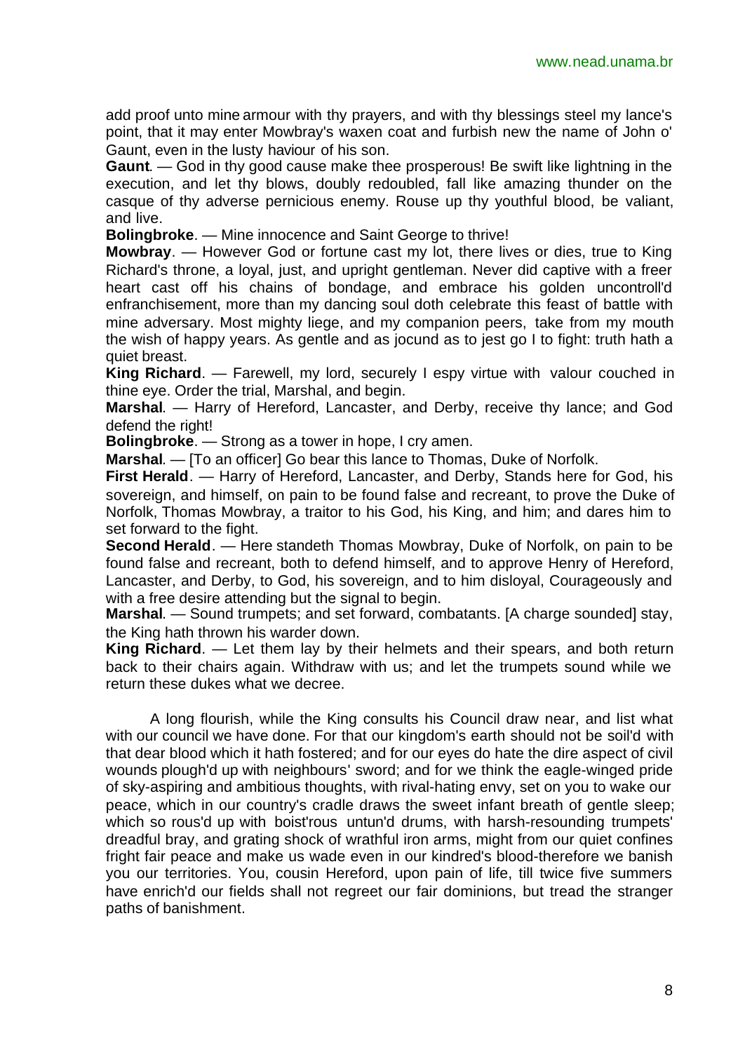add proof unto mine armour with thy prayers, and with thy blessings steel my lance's point, that it may enter Mowbray's waxen coat and furbish new the name of John o' Gaunt, even in the lusty haviour of his son.

**Gaunt**. — God in thy good cause make thee prosperous! Be swift like lightning in the execution, and let thy blows, doubly redoubled, fall like amazing thunder on the casque of thy adverse pernicious enemy. Rouse up thy youthful blood, be valiant, and live.

**Bolingbroke**. — Mine innocence and Saint George to thrive!

**Mowbray**. — However God or fortune cast my lot, there lives or dies, true to King Richard's throne, a loyal, just, and upright gentleman. Never did captive with a freer heart cast off his chains of bondage, and embrace his golden uncontroll'd enfranchisement, more than my dancing soul doth celebrate this feast of battle with mine adversary. Most mighty liege, and my companion peers, take from my mouth the wish of happy years. As gentle and as jocund as to jest go I to fight: truth hath a quiet breast.

**King Richard**. — Farewell, my lord, securely I espy virtue with valour couched in thine eye. Order the trial, Marshal, and begin.

**Marshal**. — Harry of Hereford, Lancaster, and Derby, receive thy lance; and God defend the right!

**Bolingbroke**. — Strong as a tower in hope, I cry amen.

**Marshal**. — [To an officer] Go bear this lance to Thomas, Duke of Norfolk.

**First Herald**. — Harry of Hereford, Lancaster, and Derby, Stands here for God, his sovereign, and himself, on pain to be found false and recreant, to prove the Duke of Norfolk, Thomas Mowbray, a traitor to his God, his King, and him; and dares him to set forward to the fight.

**Second Herald**. — Here standeth Thomas Mowbray, Duke of Norfolk, on pain to be found false and recreant, both to defend himself, and to approve Henry of Hereford, Lancaster, and Derby, to God, his sovereign, and to him disloyal, Courageously and with a free desire attending but the signal to begin.

**Marshal**. — Sound trumpets; and set forward, combatants. [A charge sounded] stay, the King hath thrown his warder down.

**King Richard**. — Let them lay by their helmets and their spears, and both return back to their chairs again. Withdraw with us; and let the trumpets sound while we return these dukes what we decree.

A long flourish, while the King consults his Council draw near, and list what with our council we have done. For that our kingdom's earth should not be soil'd with that dear blood which it hath fostered; and for our eyes do hate the dire aspect of civil wounds plough'd up with neighbours' sword; and for we think the eagle-winged pride of sky-aspiring and ambitious thoughts, with rival-hating envy, set on you to wake our peace, which in our country's cradle draws the sweet infant breath of gentle sleep; which so rous'd up with boist'rous untun'd drums, with harsh-resounding trumpets' dreadful bray, and grating shock of wrathful iron arms, might from our quiet confines fright fair peace and make us wade even in our kindred's blood-therefore we banish you our territories. You, cousin Hereford, upon pain of life, till twice five summers have enrich'd our fields shall not regreet our fair dominions, but tread the stranger paths of banishment.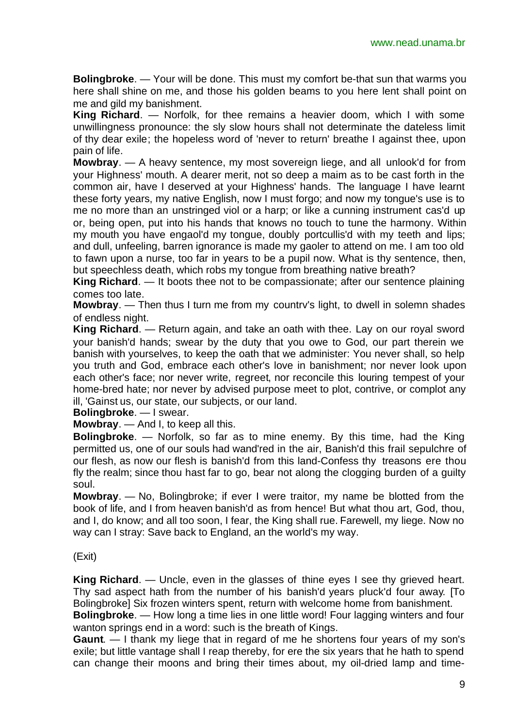**Bolingbroke**. — Your will be done. This must my comfort be-that sun that warms you here shall shine on me, and those his golden beams to you here lent shall point on me and gild my banishment.

**King Richard**. — Norfolk, for thee remains a heavier doom, which I with some unwillingness pronounce: the sly slow hours shall not determinate the dateless limit of thy dear exile; the hopeless word of 'never to return' breathe I against thee, upon pain of life.

**Mowbray**. — A heavy sentence, my most sovereign liege, and all unlook'd for from your Highness' mouth. A dearer merit, not so deep a maim as to be cast forth in the common air, have I deserved at your Highness' hands. The language I have learnt these forty years, my native English, now I must forgo; and now my tongue's use is to me no more than an unstringed viol or a harp; or like a cunning instrument cas'd up or, being open, put into his hands that knows no touch to tune the harmony. Within my mouth you have engaol'd my tongue, doubly portcullis'd with my teeth and lips; and dull, unfeeling, barren ignorance is made my gaoler to attend on me. I am too old to fawn upon a nurse, too far in years to be a pupil now. What is thy sentence, then, but speechless death, which robs my tongue from breathing native breath?

**King Richard**. — It boots thee not to be compassionate; after our sentence plaining comes too late.

**Mowbray**. — Then thus I turn me from my countrv's light, to dwell in solemn shades of endless night.

**King Richard**. — Return again, and take an oath with thee. Lay on our royal sword your banish'd hands; swear by the duty that you owe to God, our part therein we banish with yourselves, to keep the oath that we administer: You never shall, so help you truth and God, embrace each other's love in banishment; nor never look upon each other's face; nor never write, regreet, nor reconcile this louring tempest of your home-bred hate; nor never by advised purpose meet to plot, contrive, or complot any ill, 'Gainst us, our state, our subjects, or our land.

**Bolingbroke**. — I swear.

**Mowbray**. — And I, to keep all this.

**Bolingbroke**. — Norfolk, so far as to mine enemy. By this time, had the King permitted us, one of our souls had wand'red in the air, Banish'd this frail sepulchre of our flesh, as now our flesh is banish'd from this land-Confess thy treasons ere thou fly the realm; since thou hast far to go, bear not along the clogging burden of a guilty soul.

**Mowbray**. — No, Bolingbroke; if ever I were traitor, my name be blotted from the book of life, and I from heaven banish'd as from hence! But what thou art, God, thou, and I, do know; and all too soon, I fear, the King shall rue. Farewell, my liege. Now no way can I stray: Save back to England, an the world's my way.

(Exit)

**King Richard**. — Uncle, even in the glasses of thine eyes I see thy grieved heart. Thy sad aspect hath from the number of his banish'd years pluck'd four away. [To Bolingbroke] Six frozen winters spent, return with welcome home from banishment.

**Bolingbroke**. — How long a time lies in one little word! Four lagging winters and four wanton springs end in a word: such is the breath of Kings.

**Gaunt**. — I thank my liege that in regard of me he shortens four years of my son's exile; but little vantage shall I reap thereby, for ere the six years that he hath to spend can change their moons and bring their times about, my oil-dried lamp and time-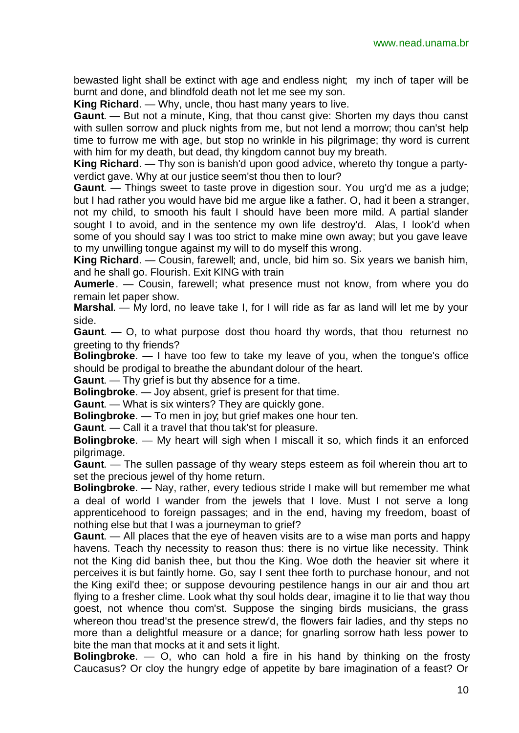bewasted light shall be extinct with age and endless night; my inch of taper will be burnt and done, and blindfold death not let me see my son.

**King Richard**. — Why, uncle, thou hast many years to live.

**Gaunt**. — But not a minute, King, that thou canst give: Shorten my days thou canst with sullen sorrow and pluck nights from me, but not lend a morrow; thou can'st help time to furrow me with age, but stop no wrinkle in his pilgrimage; thy word is current with him for my death, but dead, thy kingdom cannot buy my breath.

**King Richard**. — Thy son is banish'd upon good advice, whereto thy tongue a party-verdict gave. Why at our justice seem'st thou then to lour?

**Gaunt**. — Things sweet to taste prove in digestion sour. You urg'd me as a judge; but I had rather you would have bid me argue like a father. O, had it been a stranger, not my child, to smooth his fault I should have been more mild. A partial slander sought I to avoid, and in the sentence my own life destroy'd. Alas, I look'd when some of you should say I was too strict to make mine own away; but you gave leave to my unwilling tongue against my will to do myself this wrong.

**King Richard**. — Cousin, farewell; and, uncle, bid him so. Six years we banish him, and he shall go. Flourish. Exit KING with train

**Aumerle**. — Cousin, farewell; what presence must not know, from where you do remain let paper show.

**Marshal**. — My lord, no leave take I, for I will ride as far as land will let me by your side.

**Gaunt**. — O, to what purpose dost thou hoard thy words, that thou returnest no greeting to thy friends?

**Bolingbroke**. — I have too few to take my leave of you, when the tongue's office should be prodigal to breathe the abundant dolour of the heart.

**Gaunt**. — Thy grief is but thy absence for a time.

**Bolingbroke**. — Joy absent, grief is present for that time.

**Gaunt**. — What is six winters? They are quickly gone.

**Bolingbroke**. — To men in joy; but grief makes one hour ten.

**Gaunt**. — Call it a travel that thou tak'st for pleasure.

**Bolingbroke**. — My heart will sigh when I miscall it so, which finds it an enforced pilgrimage.

**Gaunt**. — The sullen passage of thy weary steps esteem as foil wherein thou art to set the precious jewel of thy home return.

**Bolingbroke**. — Nay, rather, every tedious stride I make will but remember me what a deal of world I wander from the jewels that I love. Must I not serve a long apprenticehood to foreign passages; and in the end, having my freedom, boast of nothing else but that I was a journeyman to grief?

**Gaunt**. — All places that the eye of heaven visits are to a wise man ports and happy havens. Teach thy necessity to reason thus: there is no virtue like necessity. Think not the King did banish thee, but thou the King. Woe doth the heavier sit where it perceives it is but faintly home. Go, say I sent thee forth to purchase honour, and not the King exil'd thee; or suppose devouring pestilence hangs in our air and thou art flying to a fresher clime. Look what thy soul holds dear, imagine it to lie that way thou goest, not whence thou com'st. Suppose the singing birds musicians, the grass whereon thou tread'st the presence strew'd, the flowers fair ladies, and thy steps no more than a delightful measure or a dance; for gnarling sorrow hath less power to bite the man that mocks at it and sets it light.

**Bolingbroke**. — O, who can hold a fire in his hand by thinking on the frosty Caucasus? Or cloy the hungry edge of appetite by bare imagination of a feast? Or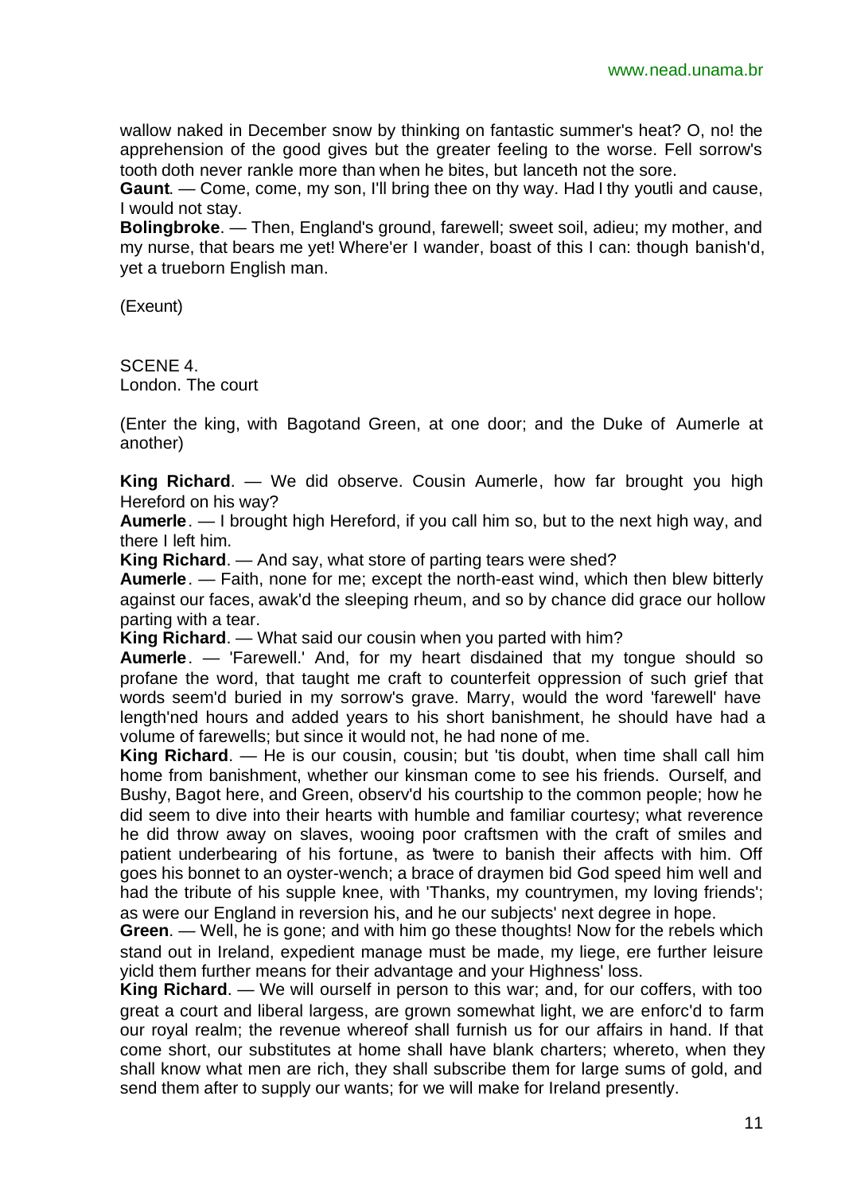wallow naked in December snow by thinking on fantastic summer's heat? O, no! the apprehension of the good gives but the greater feeling to the worse. Fell sorrow's tooth doth never rankle more than when he bites, but lanceth not the sore.

**Gaunt**. — Come, come, my son, I'll bring thee on thy way. Had I thy youtli and cause, I would not stay.

**Bolingbroke**. — Then, England's ground, farewell; sweet soil, adieu; my mother, and my nurse, that bears me yet! Where'er I wander, boast of this I can: though banish'd, yet a trueborn English man.

(Exeunt)

SCENE 4.
London. The court

(Enter the king, with Bagotand Green, at one door; and the Duke of Aumerle at another)

**King Richard**. — We did observe. Cousin Aumerle, how far brought you high Hereford on his way?

**Aumerle**. — I brought high Hereford, if you call him so, but to the next high way, and there I left him.

**King Richard**. — And say, what store of parting tears were shed?

**Aumerle**. — Faith, none for me; except the north-east wind, which then blew bitterly against our faces, awak'd the sleeping rheum, and so by chance did grace our hollow parting with a tear.

**King Richard**. — What said our cousin when you parted with him?

**Aumerle**. — 'Farewell.' And, for my heart disdained that my tongue should so profane the word, that taught me craft to counterfeit oppression of such grief that words seem'd buried in my sorrow's grave. Marry, would the word 'farewell' have length'ned hours and added years to his short banishment, he should have had a volume of farewells; but since it would not, he had none of me.

**King Richard**. — He is our cousin, cousin; but 'tis doubt, when time shall call him home from banishment, whether our kinsman come to see his friends. Ourself, and Bushy, Bagot here, and Green, observ'd his courtship to the common people; how he did seem to dive into their hearts with humble and familiar courtesy; what reverence he did throw away on slaves, wooing poor craftsmen with the craft of smiles and patient underbearing of his fortune, as 'twere to banish their affects with him. Off goes his bonnet to an oyster-wench; a brace of draymen bid God speed him well and had the tribute of his supple knee, with 'Thanks, my countrymen, my loving friends'; as were our England in reversion his, and he our subjects' next degree in hope.

**Green**. — Well, he is gone; and with him go these thoughts! Now for the rebels which stand out in Ireland, expedient manage must be made, my liege, ere further leisure yicld them further means for their advantage and your Highness' loss.

**King Richard**. — We will ourself in person to this war; and, for our coffers, with too great a court and liberal largess, are grown somewhat light, we are enforc'd to farm our royal realm; the revenue whereof shall furnish us for our affairs in hand. If that come short, our substitutes at home shall have blank charters; whereto, when they shall know what men are rich, they shall subscribe them for large sums of gold, and send them after to supply our wants; for we will make for Ireland presently.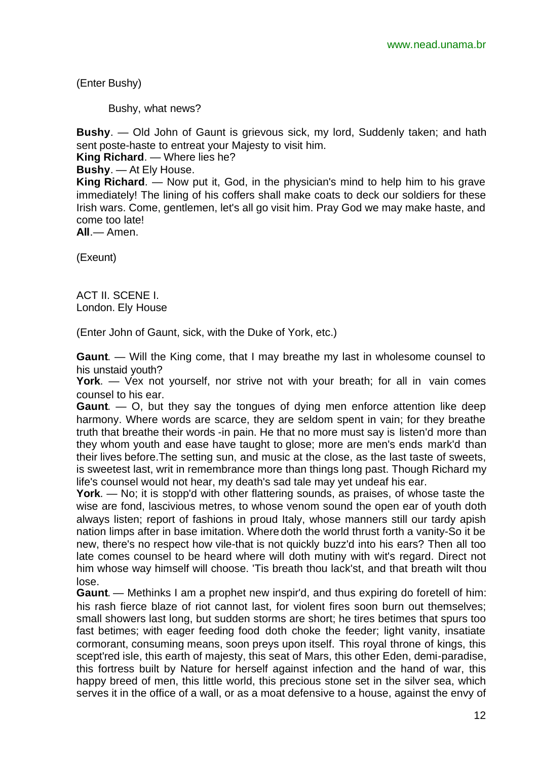(Enter Bushy)

Bushy, what news?

**Bushy**. — Old John of Gaunt is grievous sick, my lord, Suddenly taken; and hath sent poste-haste to entreat your Majesty to visit him.

**King Richard**. — Where lies he?

**Bushy**. — At Ely House.

**King Richard**. — Now put it, God, in the physician's mind to help him to his grave immediately! The lining of his coffers shall make coats to deck our soldiers for these Irish wars. Come, gentlemen, let's all go visit him. Pray God we may make haste, and come too late!

**All**.— Amen.

(Exeunt)

ACT II. SCENE I.
London. Ely House

(Enter John of Gaunt, sick, with the Duke of York, etc.)

**Gaunt**. — Will the King come, that I may breathe my last in wholesome counsel to his unstaid youth?

**York**. — Vex not yourself, nor strive not with your breath; for all in vain comes counsel to his ear.

**Gaunt**. — O, but they say the tongues of dying men enforce attention like deep harmony. Where words are scarce, they are seldom spent in vain; for they breathe truth that breathe their words -in pain. He that no more must say is listen'd more than they whom youth and ease have taught to glose; more are men's ends mark'd than their lives before.The setting sun, and music at the close, as the last taste of sweets, is sweetest last, writ in remembrance more than things long past. Though Richard my life's counsel would not hear, my death's sad tale may yet undeaf his ear.

**York**. — No; it is stopp'd with other flattering sounds, as praises, of whose taste the wise are fond, lascivious metres, to whose venom sound the open ear of youth doth always listen; report of fashions in proud Italy, whose manners still our tardy apish nation limps after in base imitation. Where doth the world thrust forth a vanity-So it be new, there's no respect how vile-that is not quickly buzz'd into his ears? Then all too late comes counsel to be heard where will doth mutiny with wit's regard. Direct not him whose way himself will choose. 'Tis breath thou lack'st, and that breath wilt thou lose.

**Gaunt**. — Methinks I am a prophet new inspir'd, and thus expiring do foretell of him: his rash fierce blaze of riot cannot last, for violent fires soon burn out themselves; small showers last long, but sudden storms are short; he tires betimes that spurs too fast betimes; with eager feeding food doth choke the feeder; light vanity, insatiate cormorant, consuming means, soon preys upon itself. This royal throne of kings, this scept'red isle, this earth of majesty, this seat of Mars, this other Eden, demi-paradise, this fortress built by Nature for herself against infection and the hand of war, this happy breed of men, this little world, this precious stone set in the silver sea, which serves it in the office of a wall, or as a moat defensive to a house, against the envy of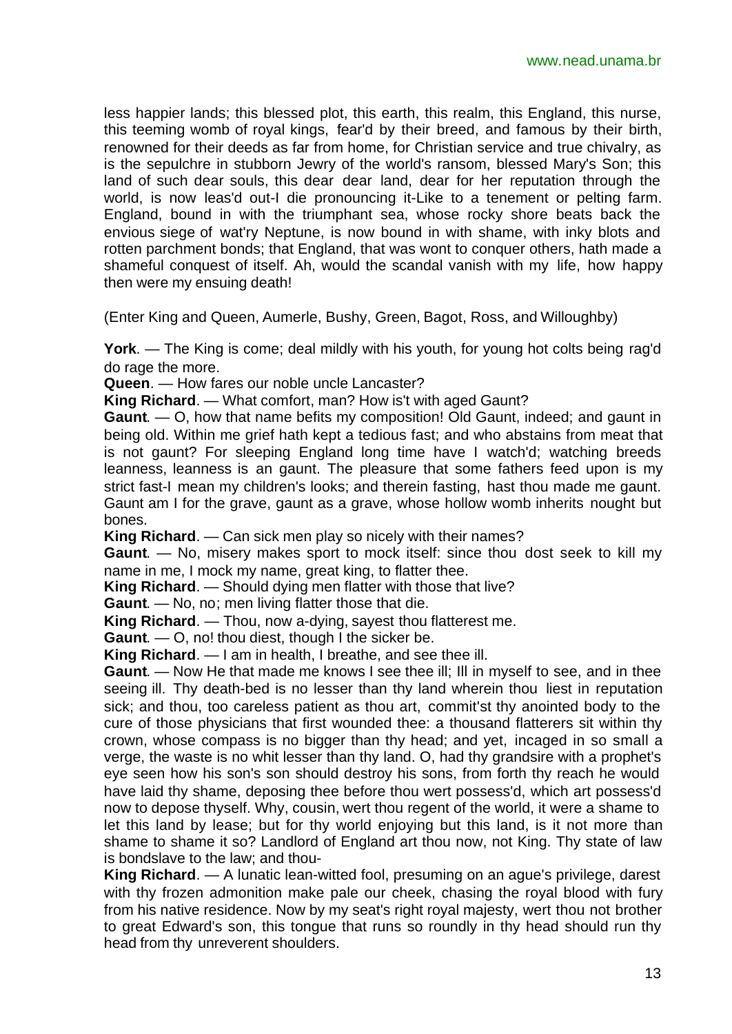less happier lands; this blessed plot, this earth, this realm, this England, this nurse, this teeming womb of royal kings, fear'd by their breed, and famous by their birth, renowned for their deeds as far from home, for Christian service and true chivalry, as is the sepulchre in stubborn Jewry of the world's ransom, blessed Mary's Son; this land of such dear souls, this dear dear land, dear for her reputation through the world, is now leas'd out-I die pronouncing it-Like to a tenement or pelting farm. England, bound in with the triumphant sea, whose rocky shore beats back the envious siege of wat'ry Neptune, is now bound in with shame, with inky blots and rotten parchment bonds; that England, that was wont to conquer others, hath made a shameful conquest of itself. Ah, would the scandal vanish with my life, how happy then were my ensuing death!

(Enter King and Queen, Aumerle, Bushy, Green, Bagot, Ross, and Willoughby)

**York**. — The King is come; deal mildly with his youth, for young hot colts being rag'd do rage the more.

**Queen**. — How fares our noble uncle Lancaster?

**King Richard**. — What comfort, man? How is't with aged Gaunt?

**Gaunt**. — O, how that name befits my composition! Old Gaunt, indeed; and gaunt in being old. Within me grief hath kept a tedious fast; and who abstains from meat that is not gaunt? For sleeping England long time have I watch'd; watching breeds leanness, leanness is an gaunt. The pleasure that some fathers feed upon is my strict fast-I mean my children's looks; and therein fasting, hast thou made me gaunt. Gaunt am I for the grave, gaunt as a grave, whose hollow womb inherits nought but bones.

**King Richard**. — Can sick men play so nicely with their names?

**Gaunt**. — No, misery makes sport to mock itself: since thou dost seek to kill my name in me, I mock my name, great king, to flatter thee.

**King Richard**. — Should dying men flatter with those that live?

**Gaunt**. — No, no; men living flatter those that die.

**King Richard**. — Thou, now a-dying, sayest thou flatterest me.

**Gaunt**. — O, no! thou diest, though I the sicker be.

**King Richard**. — I am in health, I breathe, and see thee ill.

**Gaunt**. — Now He that made me knows I see thee ill; Ill in myself to see, and in thee seeing ill. Thy death-bed is no lesser than thy land wherein thou liest in reputation sick; and thou, too careless patient as thou art, commit'st thy anointed body to the cure of those physicians that first wounded thee: a thousand flatterers sit within thy crown, whose compass is no bigger than thy head; and yet, incaged in so small a verge, the waste is no whit lesser than thy land. O, had thy grandsire with a prophet's eye seen how his son's son should destroy his sons, from forth thy reach he would have laid thy shame, deposing thee before thou wert possess'd, which art possess'd now to depose thyself. Why, cousin, wert thou regent of the world, it were a shame to let this land by lease; but for thy world enjoying but this land, is it not more than shame to shame it so? Landlord of England art thou now, not King. Thy state of law is bondslave to the law; and thou-

**King Richard**. — A lunatic lean-witted fool, presuming on an ague's privilege, darest with thy frozen admonition make pale our cheek, chasing the royal blood with fury from his native residence. Now by my seat's right royal majesty, wert thou not brother to great Edward's son, this tongue that runs so roundly in thy head should run thy head from thy unreverent shoulders.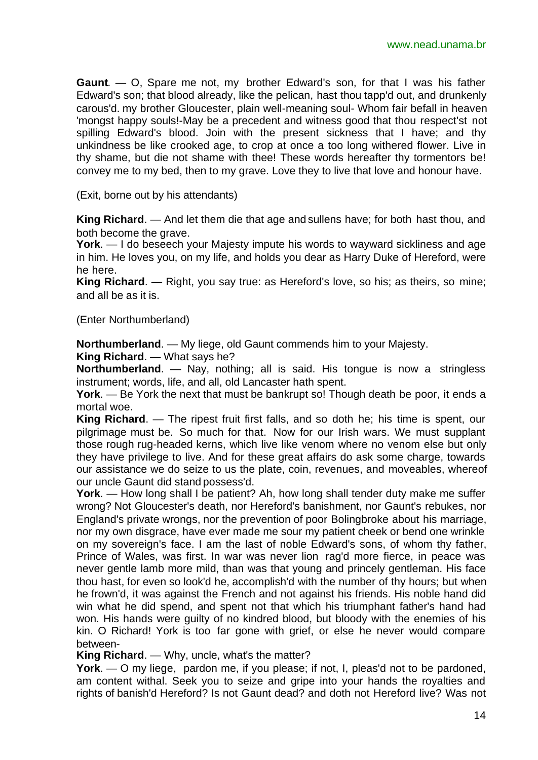**Gaunt**. — O, Spare me not, my brother Edward's son, for that I was his father Edward's son; that blood already, like the pelican, hast thou tapp'd out, and drunkenly carous'd. my brother Gloucester, plain well-meaning soul- Whom fair befall in heaven 'mongst happy souls!-May be a precedent and witness good that thou respect'st not spilling Edward's blood. Join with the present sickness that I have; and thy unkindness be like crooked age, to crop at once a too long withered flower. Live in thy shame, but die not shame with thee! These words hereafter thy tormentors be! convey me to my bed, then to my grave. Love they to live that love and honour have.

(Exit, borne out by his attendants)

**King Richard**. — And let them die that age and sullens have; for both hast thou, and both become the grave.
**York**. — I do beseech your Majesty impute his words to wayward sickliness and age in him. He loves you, on my life, and holds you dear as Harry Duke of Hereford, were he here.
**King Richard**. — Right, you say true: as Hereford's love, so his; as theirs, so mine; and all be as it is.

(Enter Northumberland)

**Northumberland**. — My liege, old Gaunt commends him to your Majesty.
**King Richard**. — What says he?
**Northumberland**. — Nay, nothing; all is said. His tongue is now a stringless instrument; words, life, and all, old Lancaster hath spent.
**York**. — Be York the next that must be bankrupt so! Though death be poor, it ends a mortal woe.
**King Richard**. — The ripest fruit first falls, and so doth he; his time is spent, our pilgrimage must be. So much for that. Now for our Irish wars. We must supplant those rough rug-headed kerns, which live like venom where no venom else but only they have privilege to live. And for these great affairs do ask some charge, towards our assistance we do seize to us the plate, coin, revenues, and moveables, whereof our uncle Gaunt did stand possess'd.
**York**. — How long shall I be patient? Ah, how long shall tender duty make me suffer wrong? Not Gloucester's death, nor Hereford's banishment, nor Gaunt's rebukes, nor England's private wrongs, nor the prevention of poor Bolingbroke about his marriage, nor my own disgrace, have ever made me sour my patient cheek or bend one wrinkle on my sovereign's face. I am the last of noble Edward's sons, of whom thy father, Prince of Wales, was first. In war was never lion rag'd more fierce, in peace was never gentle lamb more mild, than was that young and princely gentleman. His face thou hast, for even so look'd he, accomplish'd with the number of thy hours; but when he frown'd, it was against the French and not against his friends. His noble hand did win what he did spend, and spent not that which his triumphant father's hand had won. His hands were guilty of no kindred blood, but bloody with the enemies of his kin. O Richard! York is too far gone with grief, or else he never would compare between-
**King Richard**. — Why, uncle, what's the matter?
**York**. — O my liege, pardon me, if you please; if not, I, pleas'd not to be pardoned, am content withal. Seek you to seize and gripe into your hands the royalties and rights of banish'd Hereford? Is not Gaunt dead? and doth not Hereford live? Was not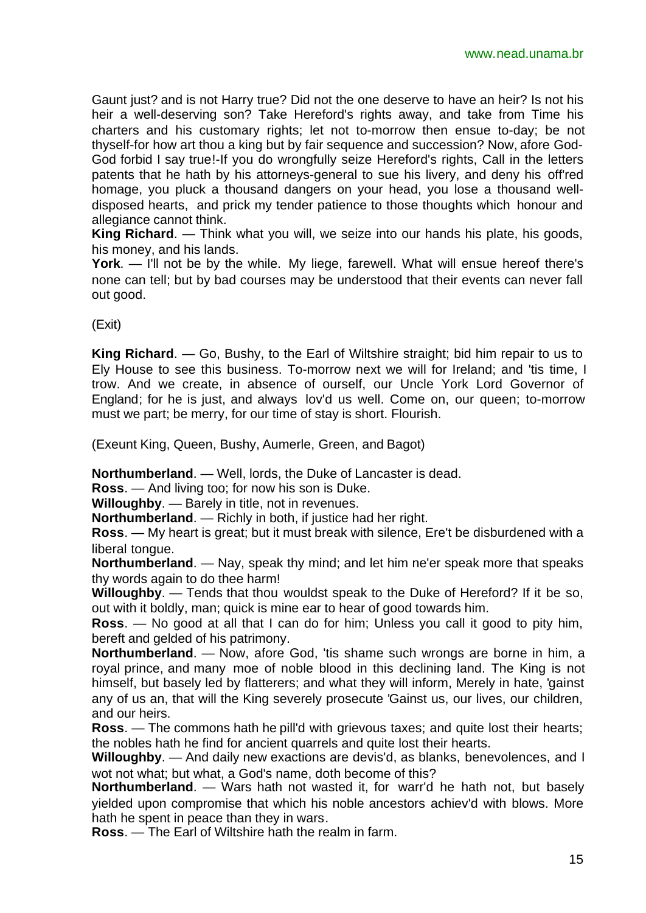Gaunt just? and is not Harry true? Did not the one deserve to have an heir? Is not his heir a well-deserving son? Take Hereford's rights away, and take from Time his charters and his customary rights; let not to-morrow then ensue to-day; be not thyself-for how art thou a king but by fair sequence and succession? Now, afore God-God forbid I say true!-If you do wrongfully seize Hereford's rights, Call in the letters patents that he hath by his attorneys-general to sue his livery, and deny his off'red homage, you pluck a thousand dangers on your head, you lose a thousand well-disposed hearts, and prick my tender patience to those thoughts which honour and allegiance cannot think.

**King Richard**. — Think what you will, we seize into our hands his plate, his goods, his money, and his lands.

**York**. — I'll not be by the while. My liege, farewell. What will ensue hereof there's none can tell; but by bad courses may be understood that their events can never fall out good.

(Exit)

**King Richard**. — Go, Bushy, to the Earl of Wiltshire straight; bid him repair to us to Ely House to see this business. To-morrow next we will for Ireland; and 'tis time, I trow. And we create, in absence of ourself, our Uncle York Lord Governor of England; for he is just, and always lov'd us well. Come on, our queen; to-morrow must we part; be merry, for our time of stay is short. Flourish.

(Exeunt King, Queen, Bushy, Aumerle, Green, and Bagot)

**Northumberland**. — Well, lords, the Duke of Lancaster is dead.

**Ross**. — And living too; for now his son is Duke.

**Willoughby**. — Barely in title, not in revenues.

**Northumberland**. — Richly in both, if justice had her right.

**Ross**. — My heart is great; but it must break with silence, Ere't be disburdened with a liberal tongue.

**Northumberland**. — Nay, speak thy mind; and let him ne'er speak more that speaks thy words again to do thee harm!

**Willoughby**. — Tends that thou wouldst speak to the Duke of Hereford? If it be so, out with it boldly, man; quick is mine ear to hear of good towards him.

**Ross**. — No good at all that I can do for him; Unless you call it good to pity him, bereft and gelded of his patrimony.

**Northumberland**. — Now, afore God, 'tis shame such wrongs are borne in him, a royal prince, and many moe of noble blood in this declining land. The King is not himself, but basely led by flatterers; and what they will inform, Merely in hate, 'gainst any of us an, that will the King severely prosecute 'Gainst us, our lives, our children, and our heirs.

**Ross**. — The commons hath he pill'd with grievous taxes; and quite lost their hearts; the nobles hath he find for ancient quarrels and quite lost their hearts.

**Willoughby**. — And daily new exactions are devis'd, as blanks, benevolences, and I wot not what; but what, a God's name, doth become of this?

**Northumberland**. — Wars hath not wasted it, for warr'd he hath not, but basely yielded upon compromise that which his noble ancestors achiev'd with blows. More hath he spent in peace than they in wars.

**Ross**. — The Earl of Wiltshire hath the realm in farm.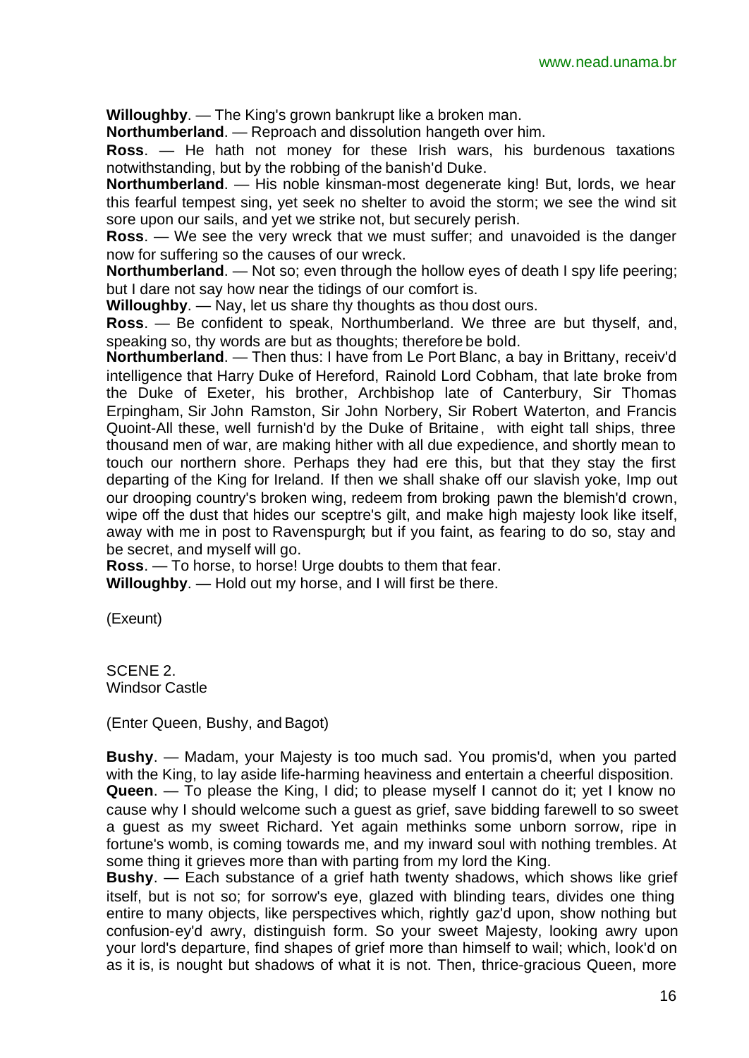**Willoughby**. — The King's grown bankrupt like a broken man.

**Northumberland**. — Reproach and dissolution hangeth over him.

**Ross**. — He hath not money for these Irish wars, his burdenous taxations notwithstanding, but by the robbing of the banish'd Duke.

**Northumberland**. — His noble kinsman-most degenerate king! But, lords, we hear this fearful tempest sing, yet seek no shelter to avoid the storm; we see the wind sit sore upon our sails, and yet we strike not, but securely perish.

**Ross**. — We see the very wreck that we must suffer; and unavoided is the danger now for suffering so the causes of our wreck.

**Northumberland**. — Not so; even through the hollow eyes of death I spy life peering; but I dare not say how near the tidings of our comfort is.

**Willoughby**. — Nay, let us share thy thoughts as thou dost ours.

**Ross**. — Be confident to speak, Northumberland. We three are but thyself, and, speaking so, thy words are but as thoughts; therefore be bold.

**Northumberland**. — Then thus: I have from Le Port Blanc, a bay in Brittany, receiv'd intelligence that Harry Duke of Hereford, Rainold Lord Cobham, that late broke from the Duke of Exeter, his brother, Archbishop late of Canterbury, Sir Thomas Erpingham, Sir John Ramston, Sir John Norbery, Sir Robert Waterton, and Francis Quoint-All these, well furnish'd by the Duke of Britaine, with eight tall ships, three thousand men of war, are making hither with all due expedience, and shortly mean to touch our northern shore. Perhaps they had ere this, but that they stay the first departing of the King for Ireland. If then we shall shake off our slavish yoke, Imp out our drooping country's broken wing, redeem from broking pawn the blemish'd crown, wipe off the dust that hides our sceptre's gilt, and make high majesty look like itself, away with me in post to Ravenspurgh; but if you faint, as fearing to do so, stay and be secret, and myself will go.

**Ross**. — To horse, to horse! Urge doubts to them that fear.

**Willoughby**. — Hold out my horse, and I will first be there.

(Exeunt)

SCENE 2.
Windsor Castle

(Enter Queen, Bushy, and Bagot)

**Bushy**. — Madam, your Majesty is too much sad. You promis'd, when you parted with the King, to lay aside life-harming heaviness and entertain a cheerful disposition.

**Queen**. — To please the King, I did; to please myself I cannot do it; yet I know no cause why I should welcome such a guest as grief, save bidding farewell to so sweet a guest as my sweet Richard. Yet again methinks some unborn sorrow, ripe in fortune's womb, is coming towards me, and my inward soul with nothing trembles. At some thing it grieves more than with parting from my lord the King.

**Bushy**. — Each substance of a grief hath twenty shadows, which shows like grief itself, but is not so; for sorrow's eye, glazed with blinding tears, divides one thing entire to many objects, like perspectives which, rightly gaz'd upon, show nothing but confusion-ey'd awry, distinguish form. So your sweet Majesty, looking awry upon your lord's departure, find shapes of grief more than himself to wail; which, look'd on as it is, is nought but shadows of what it is not. Then, thrice-gracious Queen, more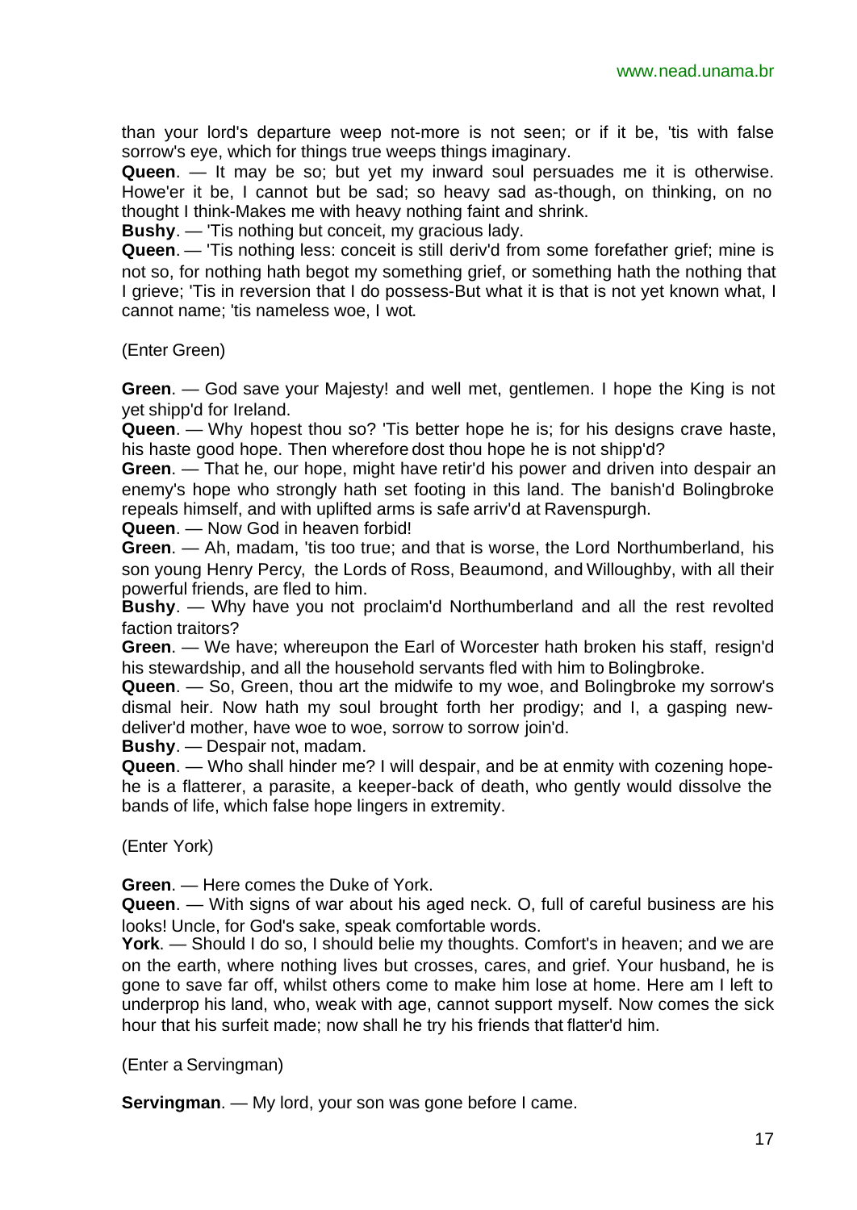than your lord's departure weep not-more is not seen; or if it be, 'tis with false sorrow's eye, which for things true weeps things imaginary.

**Queen**. — It may be so; but yet my inward soul persuades me it is otherwise. Howe'er it be, I cannot but be sad; so heavy sad as-though, on thinking, on no thought I think-Makes me with heavy nothing faint and shrink.

**Bushy**. — 'Tis nothing but conceit, my gracious lady.

**Queen**. — 'Tis nothing less: conceit is still deriv'd from some forefather grief; mine is not so, for nothing hath begot my something grief, or something hath the nothing that I grieve; 'Tis in reversion that I do possess-But what it is that is not yet known what, I cannot name; 'tis nameless woe, I wot.

(Enter Green)

**Green**. — God save your Majesty! and well met, gentlemen. I hope the King is not yet shipp'd for Ireland.

**Queen**. — Why hopest thou so? 'Tis better hope he is; for his designs crave haste, his haste good hope. Then wherefore dost thou hope he is not shipp'd?

**Green**. — That he, our hope, might have retir'd his power and driven into despair an enemy's hope who strongly hath set footing in this land. The banish'd Bolingbroke repeals himself, and with uplifted arms is safe arriv'd at Ravenspurgh.

**Queen**. — Now God in heaven forbid!

**Green**. — Ah, madam, 'tis too true; and that is worse, the Lord Northumberland, his son young Henry Percy, the Lords of Ross, Beaumond, and Willoughby, with all their powerful friends, are fled to him.

**Bushy**. — Why have you not proclaim'd Northumberland and all the rest revolted faction traitors?

**Green**. — We have; whereupon the Earl of Worcester hath broken his staff, resign'd his stewardship, and all the household servants fled with him to Bolingbroke.

**Queen**. — So, Green, thou art the midwife to my woe, and Bolingbroke my sorrow's dismal heir. Now hath my soul brought forth her prodigy; and I, a gasping new-deliver'd mother, have woe to woe, sorrow to sorrow join'd.

**Bushy**. — Despair not, madam.

**Queen**. — Who shall hinder me? I will despair, and be at enmity with cozening hope-he is a flatterer, a parasite, a keeper-back of death, who gently would dissolve the bands of life, which false hope lingers in extremity.

(Enter York)

**Green**. — Here comes the Duke of York.

**Queen**. — With signs of war about his aged neck. O, full of careful business are his looks! Uncle, for God's sake, speak comfortable words.

**York**. — Should I do so, I should belie my thoughts. Comfort's in heaven; and we are on the earth, where nothing lives but crosses, cares, and grief. Your husband, he is gone to save far off, whilst others come to make him lose at home. Here am I left to underprop his land, who, weak with age, cannot support myself. Now comes the sick hour that his surfeit made; now shall he try his friends that flatter'd him.

(Enter a Servingman)

**Servingman**. — My lord, your son was gone before I came.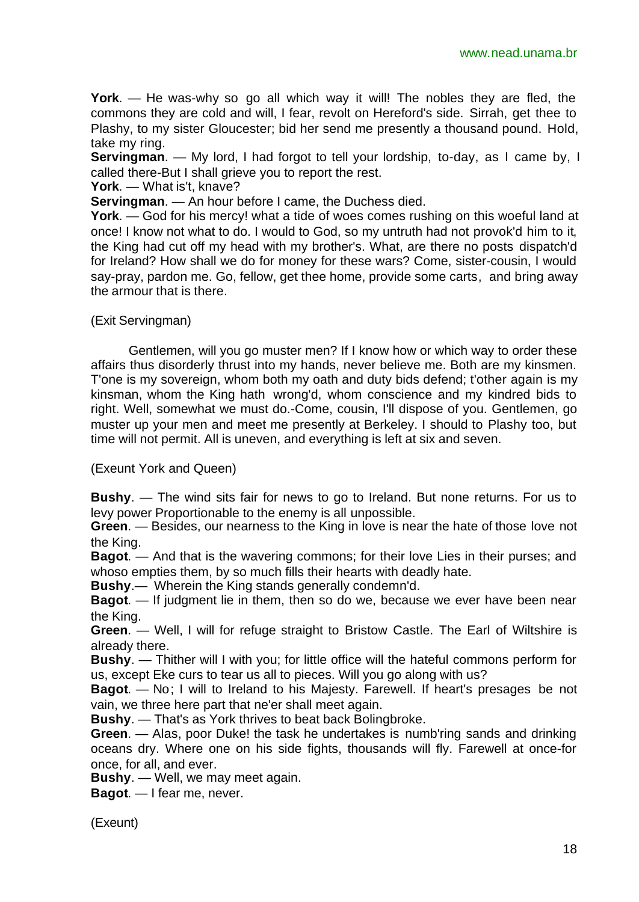**York**. — He was-why so go all which way it will! The nobles they are fled, the commons they are cold and will, I fear, revolt on Hereford's side. Sirrah, get thee to Plashy, to my sister Gloucester; bid her send me presently a thousand pound. Hold, take my ring.

**Servingman**. — My lord, I had forgot to tell your lordship, to-day, as I came by, I called there-But I shall grieve you to report the rest.

**York**. — What is't, knave?

**Servingman**. — An hour before I came, the Duchess died.

**York**. — God for his mercy! what a tide of woes comes rushing on this woeful land at once! I know not what to do. I would to God, so my untruth had not provok'd him to it, the King had cut off my head with my brother's. What, are there no posts dispatch'd for Ireland? How shall we do for money for these wars? Come, sister-cousin, I would say-pray, pardon me. Go, fellow, get thee home, provide some carts, and bring away the armour that is there.

(Exit Servingman)

Gentlemen, will you go muster men? If I know how or which way to order these affairs thus disorderly thrust into my hands, never believe me. Both are my kinsmen. T'one is my sovereign, whom both my oath and duty bids defend; t'other again is my kinsman, whom the King hath wrong'd, whom conscience and my kindred bids to right. Well, somewhat we must do.-Come, cousin, I'll dispose of you. Gentlemen, go muster up your men and meet me presently at Berkeley. I should to Plashy too, but time will not permit. All is uneven, and everything is left at six and seven.

(Exeunt York and Queen)

**Bushy**. — The wind sits fair for news to go to Ireland. But none returns. For us to levy power Proportionable to the enemy is all unpossible.

**Green**. — Besides, our nearness to the King in love is near the hate of those love not the King.

**Bagot**. — And that is the wavering commons; for their love Lies in their purses; and whoso empties them, by so much fills their hearts with deadly hate.

**Bushy**.— Wherein the King stands generally condemn'd.

**Bagot**. — If judgment lie in them, then so do we, because we ever have been near the King.

**Green**. — Well, I will for refuge straight to Bristow Castle. The Earl of Wiltshire is already there.

**Bushy**. — Thither will I with you; for little office will the hateful commons perform for us, except Eke curs to tear us all to pieces. Will you go along with us?

**Bagot**. — No; I will to Ireland to his Majesty. Farewell. If heart's presages be not vain, we three here part that ne'er shall meet again.

**Bushy**. — That's as York thrives to beat back Bolingbroke.

**Green**. — Alas, poor Duke! the task he undertakes is numb'ring sands and drinking oceans dry. Where one on his side fights, thousands will fly. Farewell at once-for once, for all, and ever.

**Bushy**. — Well, we may meet again.

**Bagot**. — I fear me, never.

(Exeunt)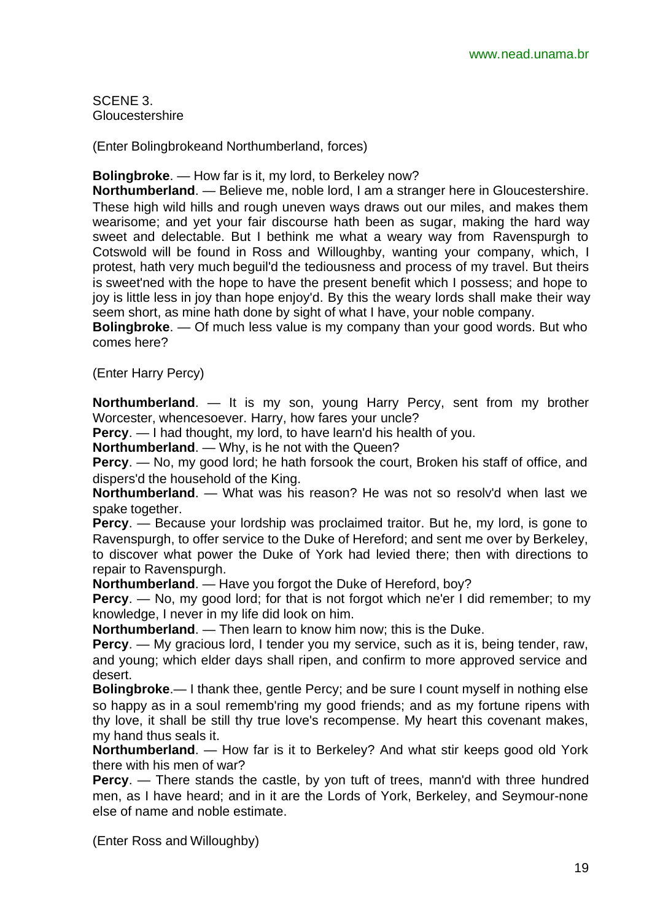SCENE 3.
Gloucestershire

(Enter Bolingbrokeand Northumberland, forces)

**Bolingbroke**. — How far is it, my lord, to Berkeley now?
**Northumberland**. — Believe me, noble lord, I am a stranger here in Gloucestershire. These high wild hills and rough uneven ways draws out our miles, and makes them wearisome; and yet your fair discourse hath been as sugar, making the hard way sweet and delectable. But I bethink me what a weary way from Ravenspurgh to Cotswold will be found in Ross and Willoughby, wanting your company, which, I protest, hath very much beguil'd the tediousness and process of my travel. But theirs is sweet'ned with the hope to have the present benefit which I possess; and hope to joy is little less in joy than hope enjoy'd. By this the weary lords shall make their way seem short, as mine hath done by sight of what I have, your noble company.
**Bolingbroke**. — Of much less value is my company than your good words. But who comes here?

(Enter Harry Percy)

**Northumberland**. — It is my son, young Harry Percy, sent from my brother Worcester, whencesoever. Harry, how fares your uncle?
**Percy**. — I had thought, my lord, to have learn'd his health of you.
**Northumberland**. — Why, is he not with the Queen?
**Percy**. — No, my good lord; he hath forsook the court, Broken his staff of office, and dispers'd the household of the King.
**Northumberland**. — What was his reason? He was not so resolv'd when last we spake together.
**Percy**. — Because your lordship was proclaimed traitor. But he, my lord, is gone to Ravenspurgh, to offer service to the Duke of Hereford; and sent me over by Berkeley, to discover what power the Duke of York had levied there; then with directions to repair to Ravenspurgh.
**Northumberland**. — Have you forgot the Duke of Hereford, boy?
**Percy**. — No, my good lord; for that is not forgot which ne'er I did remember; to my knowledge, I never in my life did look on him.
**Northumberland**. — Then learn to know him now; this is the Duke.
**Percy**. — My gracious lord, I tender you my service, such as it is, being tender, raw, and young; which elder days shall ripen, and confirm to more approved service and desert.
**Bolingbroke**.— I thank thee, gentle Percy; and be sure I count myself in nothing else so happy as in a soul rememb'ring my good friends; and as my fortune ripens with thy love, it shall be still thy true love's recompense. My heart this covenant makes, my hand thus seals it.
**Northumberland**. — How far is it to Berkeley? And what stir keeps good old York there with his men of war?
**Percy**. — There stands the castle, by yon tuft of trees, mann'd with three hundred men, as I have heard; and in it are the Lords of York, Berkeley, and Seymour-none else of name and noble estimate.

(Enter Ross and Willoughby)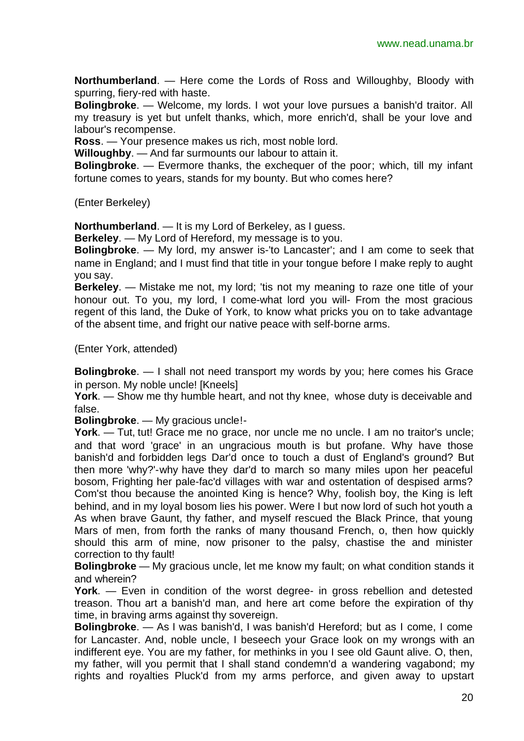**Northumberland**. — Here come the Lords of Ross and Willoughby, Bloody with spurring, fiery-red with haste.

**Bolingbroke**. — Welcome, my lords. I wot your love pursues a banish'd traitor. All my treasury is yet but unfelt thanks, which, more enrich'd, shall be your love and labour's recompense.

**Ross**. — Your presence makes us rich, most noble lord.

**Willoughby**. — And far surmounts our labour to attain it.

**Bolingbroke**. — Evermore thanks, the exchequer of the poor; which, till my infant fortune comes to years, stands for my bounty. But who comes here?

(Enter Berkeley)

**Northumberland**. — It is my Lord of Berkeley, as I guess.

**Berkeley**. — My Lord of Hereford, my message is to you.

**Bolingbroke**. — My lord, my answer is-'to Lancaster'; and I am come to seek that name in England; and I must find that title in your tongue before I make reply to aught you say.

**Berkeley**. — Mistake me not, my lord; 'tis not my meaning to raze one title of your honour out. To you, my lord, I come-what lord you will- From the most gracious regent of this land, the Duke of York, to know what pricks you on to take advantage of the absent time, and fright our native peace with self-borne arms.

(Enter York, attended)

**Bolingbroke**. — I shall not need transport my words by you; here comes his Grace in person. My noble uncle! [Kneels]

**York**. — Show me thy humble heart, and not thy knee, whose duty is deceivable and false.

**Bolingbroke**. — My gracious uncle!-

**York**. — Tut, tut! Grace me no grace, nor uncle me no uncle. I am no traitor's uncle; and that word 'grace' in an ungracious mouth is but profane. Why have those banish'd and forbidden legs Dar'd once to touch a dust of England's ground? But then more 'why?'-why have they dar'd to march so many miles upon her peaceful bosom, Frighting her pale-fac'd villages with war and ostentation of despised arms? Com'st thou because the anointed King is hence? Why, foolish boy, the King is left behind, and in my loyal bosom lies his power. Were I but now lord of such hot youth a As when brave Gaunt, thy father, and myself rescued the Black Prince, that young Mars of men, from forth the ranks of many thousand French, o, then how quickly should this arm of mine, now prisoner to the palsy, chastise the and minister correction to thy fault!

**Bolingbroke** — My gracious uncle, let me know my fault; on what condition stands it and wherein?

**York**. — Even in condition of the worst degree- in gross rebellion and detested treason. Thou art a banish'd man, and here art come before the expiration of thy time, in braving arms against thy sovereign.

**Bolingbroke**. — As I was banish'd, I was banish'd Hereford; but as I come, I come for Lancaster. And, noble uncle, I beseech your Grace look on my wrongs with an indifferent eye. You are my father, for methinks in you I see old Gaunt alive. O, then, my father, will you permit that I shall stand condemn'd a wandering vagabond; my rights and royalties Pluck'd from my arms perforce, and given away to upstart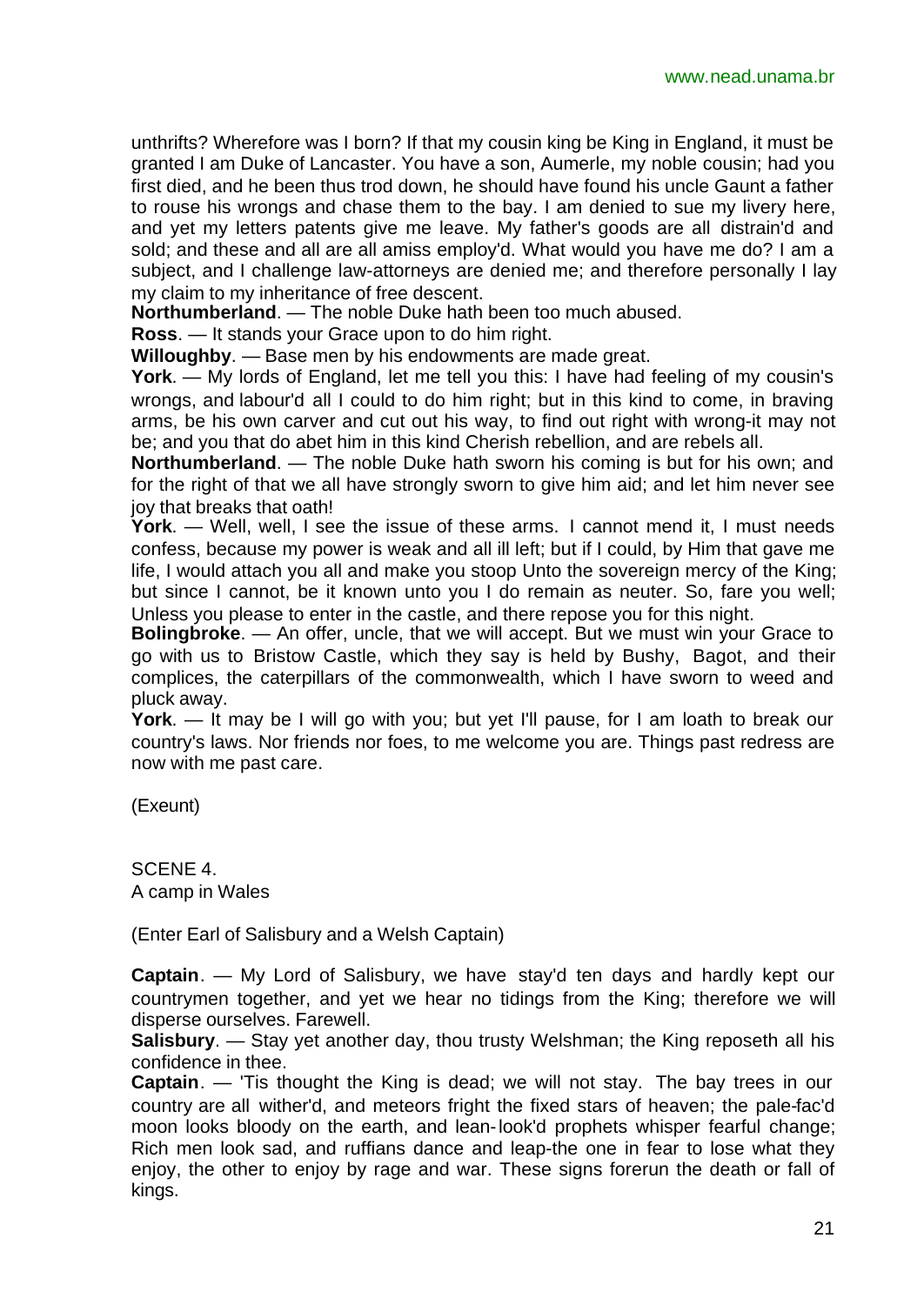unthrifts? Wherefore was I born? If that my cousin king be King in England, it must be granted I am Duke of Lancaster. You have a son, Aumerle, my noble cousin; had you first died, and he been thus trod down, he should have found his uncle Gaunt a father to rouse his wrongs and chase them to the bay. I am denied to sue my livery here, and yet my letters patents give me leave. My father's goods are all distrain'd and sold; and these and all are all amiss employ'd. What would you have me do? I am a subject, and I challenge law-attorneys are denied me; and therefore personally I lay my claim to my inheritance of free descent.

**Northumberland**. — The noble Duke hath been too much abused.

**Ross**. — It stands your Grace upon to do him right.

**Willoughby**. — Base men by his endowments are made great.

**York**. — My lords of England, let me tell you this: I have had feeling of my cousin's wrongs, and labour'd all I could to do him right; but in this kind to come, in braving arms, be his own carver and cut out his way, to find out right with wrong-it may not be; and you that do abet him in this kind Cherish rebellion, and are rebels all.

**Northumberland**. — The noble Duke hath sworn his coming is but for his own; and for the right of that we all have strongly sworn to give him aid; and let him never see joy that breaks that oath!

**York**. — Well, well, I see the issue of these arms. I cannot mend it, I must needs confess, because my power is weak and all ill left; but if I could, by Him that gave me life, I would attach you all and make you stoop Unto the sovereign mercy of the King; but since I cannot, be it known unto you I do remain as neuter. So, fare you well; Unless you please to enter in the castle, and there repose you for this night.

**Bolingbroke**. — An offer, uncle, that we will accept. But we must win your Grace to go with us to Bristow Castle, which they say is held by Bushy, Bagot, and their complices, the caterpillars of the commonwealth, which I have sworn to weed and pluck away.

**York**. — It may be I will go with you; but yet I'll pause, for I am loath to break our country's laws. Nor friends nor foes, to me welcome you are. Things past redress are now with me past care.

(Exeunt)

SCENE 4.
A camp in Wales

(Enter Earl of Salisbury and a Welsh Captain)

**Captain**. — My Lord of Salisbury, we have stay'd ten days and hardly kept our countrymen together, and yet we hear no tidings from the King; therefore we will disperse ourselves. Farewell.

**Salisbury**. — Stay yet another day, thou trusty Welshman; the King reposeth all his confidence in thee.

**Captain**. — 'Tis thought the King is dead; we will not stay. The bay trees in our country are all wither'd, and meteors fright the fixed stars of heaven; the pale-fac'd moon looks bloody on the earth, and lean-look'd prophets whisper fearful change; Rich men look sad, and ruffians dance and leap-the one in fear to lose what they enjoy, the other to enjoy by rage and war. These signs forerun the death or fall of kings.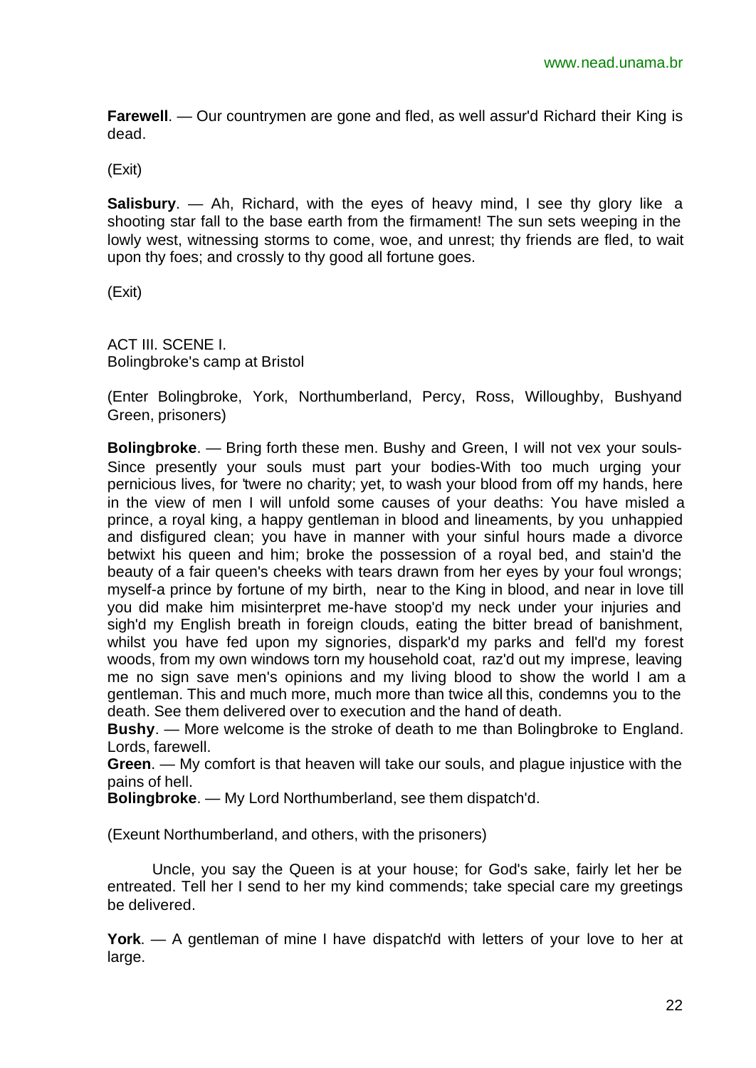**Farewell**. — Our countrymen are gone and fled, as well assur'd Richard their King is dead.

(Exit)

**Salisbury**. — Ah, Richard, with the eyes of heavy mind, I see thy glory like a shooting star fall to the base earth from the firmament! The sun sets weeping in the lowly west, witnessing storms to come, woe, and unrest; thy friends are fled, to wait upon thy foes; and crossly to thy good all fortune goes.

(Exit)

ACT III. SCENE I.
Bolingbroke's camp at Bristol

(Enter Bolingbroke, York, Northumberland, Percy, Ross, Willoughby, Bushyand Green, prisoners)

**Bolingbroke**. — Bring forth these men. Bushy and Green, I will not vex your souls-Since presently your souls must part your bodies-With too much urging your pernicious lives, for 'twere no charity; yet, to wash your blood from off my hands, here in the view of men I will unfold some causes of your deaths: You have misled a prince, a royal king, a happy gentleman in blood and lineaments, by you unhappied and disfigured clean; you have in manner with your sinful hours made a divorce betwixt his queen and him; broke the possession of a royal bed, and stain'd the beauty of a fair queen's cheeks with tears drawn from her eyes by your foul wrongs; myself-a prince by fortune of my birth, near to the King in blood, and near in love till you did make him misinterpret me-have stoop'd my neck under your injuries and sigh'd my English breath in foreign clouds, eating the bitter bread of banishment, whilst you have fed upon my signories, dispark'd my parks and fell'd my forest woods, from my own windows torn my household coat, raz'd out my imprese, leaving me no sign save men's opinions and my living blood to show the world I am a gentleman. This and much more, much more than twice all this, condemns you to the death. See them delivered over to execution and the hand of death.
**Bushy**. — More welcome is the stroke of death to me than Bolingbroke to England. Lords, farewell.
**Green**. — My comfort is that heaven will take our souls, and plague injustice with the pains of hell.
**Bolingbroke**. — My Lord Northumberland, see them dispatch'd.

(Exeunt Northumberland, and others, with the prisoners)

Uncle, you say the Queen is at your house; for God's sake, fairly let her be entreated. Tell her I send to her my kind commends; take special care my greetings be delivered.

**York**. — A gentleman of mine I have dispatch'd with letters of your love to her at large.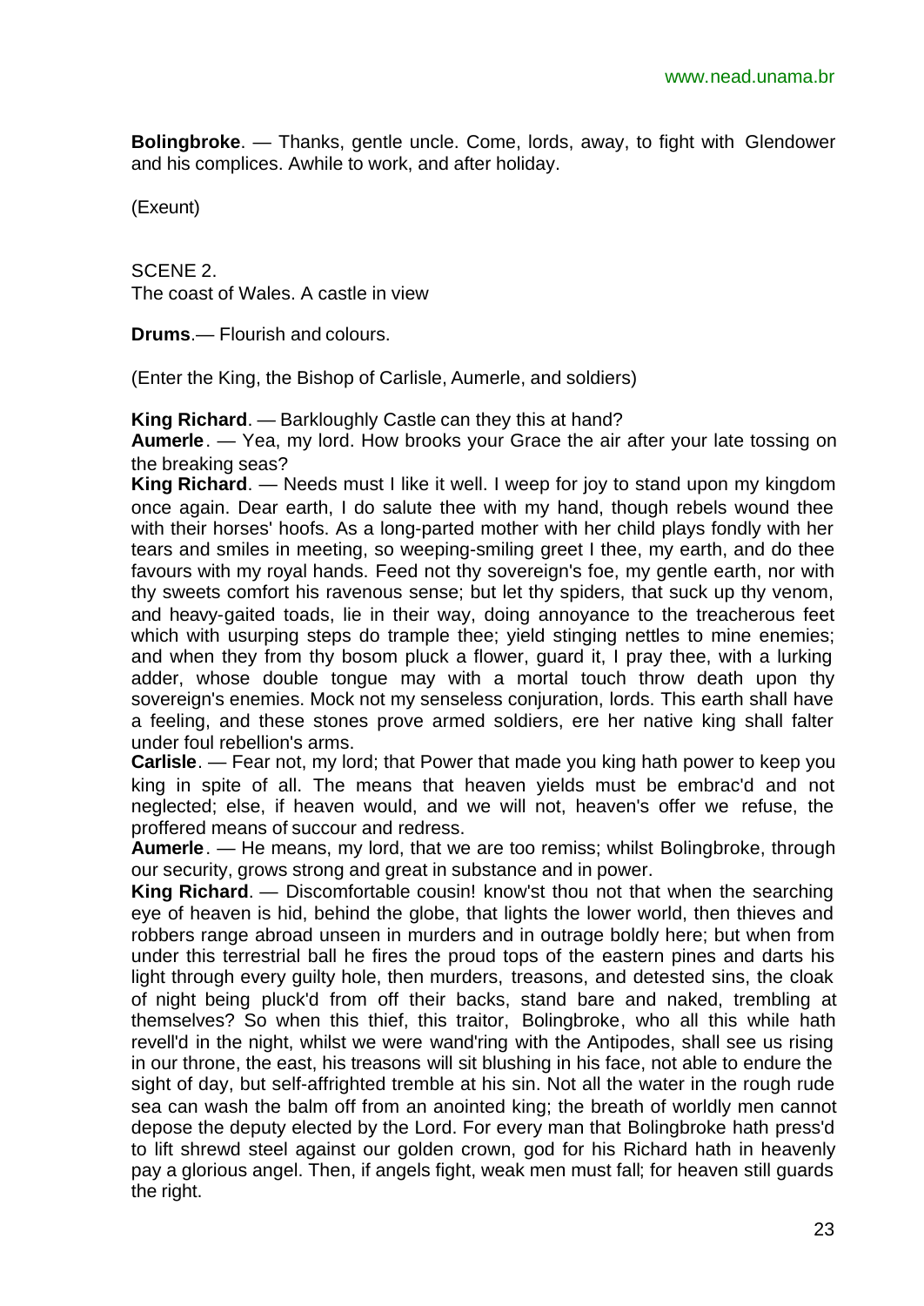**Bolingbroke**. — Thanks, gentle uncle. Come, lords, away, to fight with Glendower and his complices. Awhile to work, and after holiday.

(Exeunt)

SCENE 2.
The coast of Wales. A castle in view

**Drums**.— Flourish and colours.

(Enter the King, the Bishop of Carlisle, Aumerle, and soldiers)

**King Richard**. — Barkloughly Castle can they this at hand?
**Aumerle**. — Yea, my lord. How brooks your Grace the air after your late tossing on the breaking seas?
**King Richard**. — Needs must I like it well. I weep for joy to stand upon my kingdom once again. Dear earth, I do salute thee with my hand, though rebels wound thee with their horses' hoofs. As a long-parted mother with her child plays fondly with her tears and smiles in meeting, so weeping-smiling greet I thee, my earth, and do thee favours with my royal hands. Feed not thy sovereign's foe, my gentle earth, nor with thy sweets comfort his ravenous sense; but let thy spiders, that suck up thy venom, and heavy-gaited toads, lie in their way, doing annoyance to the treacherous feet which with usurping steps do trample thee; yield stinging nettles to mine enemies; and when they from thy bosom pluck a flower, guard it, I pray thee, with a lurking adder, whose double tongue may with a mortal touch throw death upon thy sovereign's enemies. Mock not my senseless conjuration, lords. This earth shall have a feeling, and these stones prove armed soldiers, ere her native king shall falter under foul rebellion's arms.
**Carlisle**. — Fear not, my lord; that Power that made you king hath power to keep you king in spite of all. The means that heaven yields must be embrac'd and not neglected; else, if heaven would, and we will not, heaven's offer we refuse, the proffered means of succour and redress.
**Aumerle**. — He means, my lord, that we are too remiss; whilst Bolingbroke, through our security, grows strong and great in substance and in power.
**King Richard**. — Discomfortable cousin! know'st thou not that when the searching eye of heaven is hid, behind the globe, that lights the lower world, then thieves and robbers range abroad unseen in murders and in outrage boldly here; but when from under this terrestrial ball he fires the proud tops of the eastern pines and darts his light through every guilty hole, then murders, treasons, and detested sins, the cloak of night being pluck'd from off their backs, stand bare and naked, trembling at themselves? So when this thief, this traitor, Bolingbroke, who all this while hath revell'd in the night, whilst we were wand'ring with the Antipodes, shall see us rising in our throne, the east, his treasons will sit blushing in his face, not able to endure the sight of day, but self-affrighted tremble at his sin. Not all the water in the rough rude sea can wash the balm off from an anointed king; the breath of worldly men cannot depose the deputy elected by the Lord. For every man that Bolingbroke hath press'd to lift shrewd steel against our golden crown, god for his Richard hath in heavenly pay a glorious angel. Then, if angels fight, weak men must fall; for heaven still guards the right.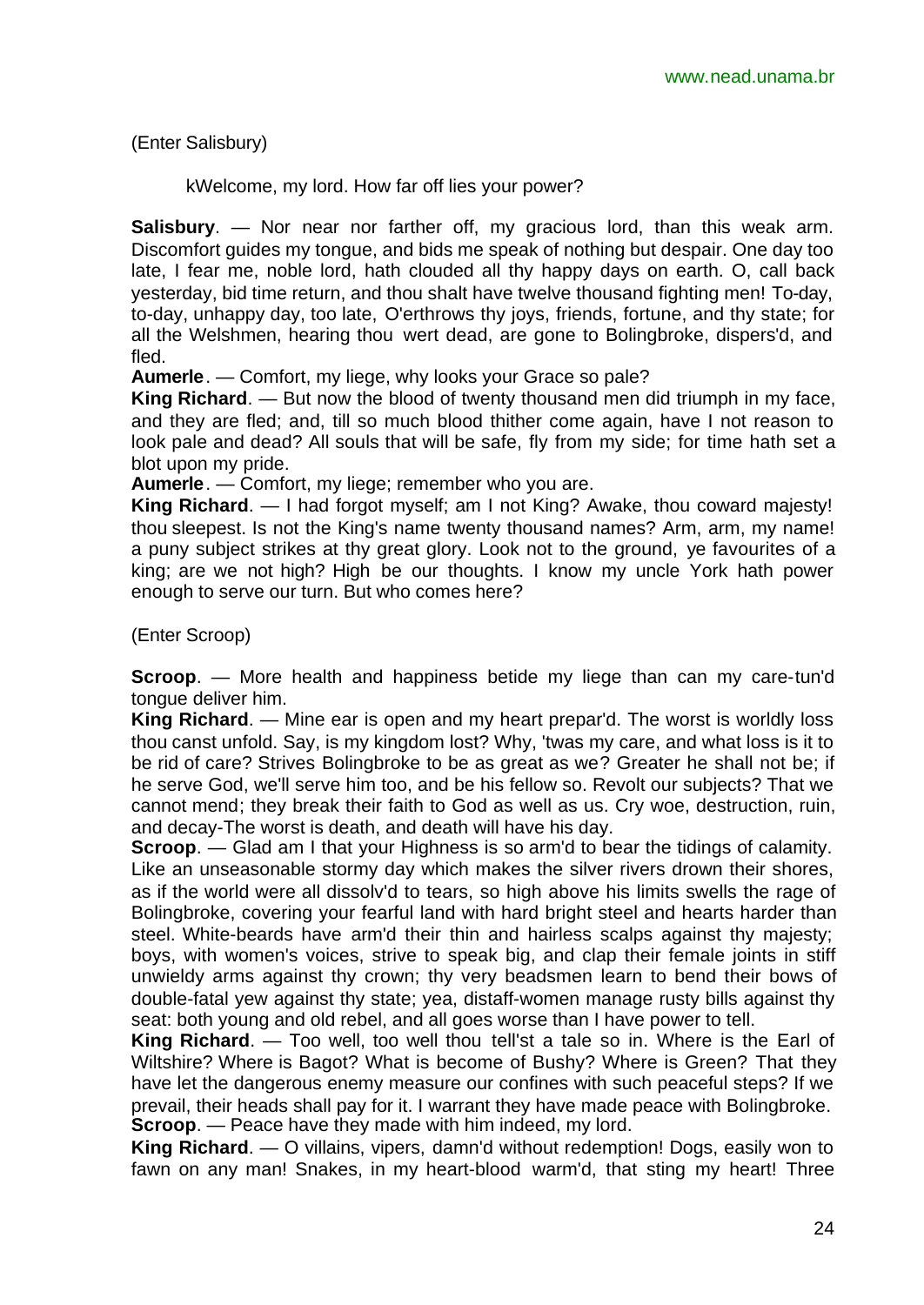(Enter Salisbury)

kWelcome, my lord. How far off lies your power?

**Salisbury**. — Nor near nor farther off, my gracious lord, than this weak arm. Discomfort guides my tongue, and bids me speak of nothing but despair. One day too late, I fear me, noble lord, hath clouded all thy happy days on earth. O, call back yesterday, bid time return, and thou shalt have twelve thousand fighting men! To-day, to-day, unhappy day, too late, O'erthrows thy joys, friends, fortune, and thy state; for all the Welshmen, hearing thou wert dead, are gone to Bolingbroke, dispers'd, and fled.

**Aumerle**. — Comfort, my liege, why looks your Grace so pale?

**King Richard**. — But now the blood of twenty thousand men did triumph in my face, and they are fled; and, till so much blood thither come again, have I not reason to look pale and dead? All souls that will be safe, fly from my side; for time hath set a blot upon my pride.

**Aumerle**. — Comfort, my liege; remember who you are.

**King Richard**. — I had forgot myself; am I not King? Awake, thou coward majesty! thou sleepest. Is not the King's name twenty thousand names? Arm, arm, my name! a puny subject strikes at thy great glory. Look not to the ground, ye favourites of a king; are we not high? High be our thoughts. I know my uncle York hath power enough to serve our turn. But who comes here?

(Enter Scroop)

**Scroop**. — More health and happiness betide my liege than can my care-tun'd tongue deliver him.

**King Richard**. — Mine ear is open and my heart prepar'd. The worst is worldly loss thou canst unfold. Say, is my kingdom lost? Why, 'twas my care, and what loss is it to be rid of care? Strives Bolingbroke to be as great as we? Greater he shall not be; if he serve God, we'll serve him too, and be his fellow so. Revolt our subjects? That we cannot mend; they break their faith to God as well as us. Cry woe, destruction, ruin, and decay-The worst is death, and death will have his day.

**Scroop**. — Glad am I that your Highness is so arm'd to bear the tidings of calamity. Like an unseasonable stormy day which makes the silver rivers drown their shores, as if the world were all dissolv'd to tears, so high above his limits swells the rage of Bolingbroke, covering your fearful land with hard bright steel and hearts harder than steel. White-beards have arm'd their thin and hairless scalps against thy majesty; boys, with women's voices, strive to speak big, and clap their female joints in stiff unwieldy arms against thy crown; thy very beadsmen learn to bend their bows of double-fatal yew against thy state; yea, distaff-women manage rusty bills against thy seat: both young and old rebel, and all goes worse than I have power to tell.

**King Richard**. — Too well, too well thou tell'st a tale so in. Where is the Earl of Wiltshire? Where is Bagot? What is become of Bushy? Where is Green? That they have let the dangerous enemy measure our confines with such peaceful steps? If we prevail, their heads shall pay for it. I warrant they have made peace with Bolingbroke.

**Scroop**. — Peace have they made with him indeed, my lord.

**King Richard**. — O villains, vipers, damn'd without redemption! Dogs, easily won to fawn on any man! Snakes, in my heart-blood warm'd, that sting my heart! Three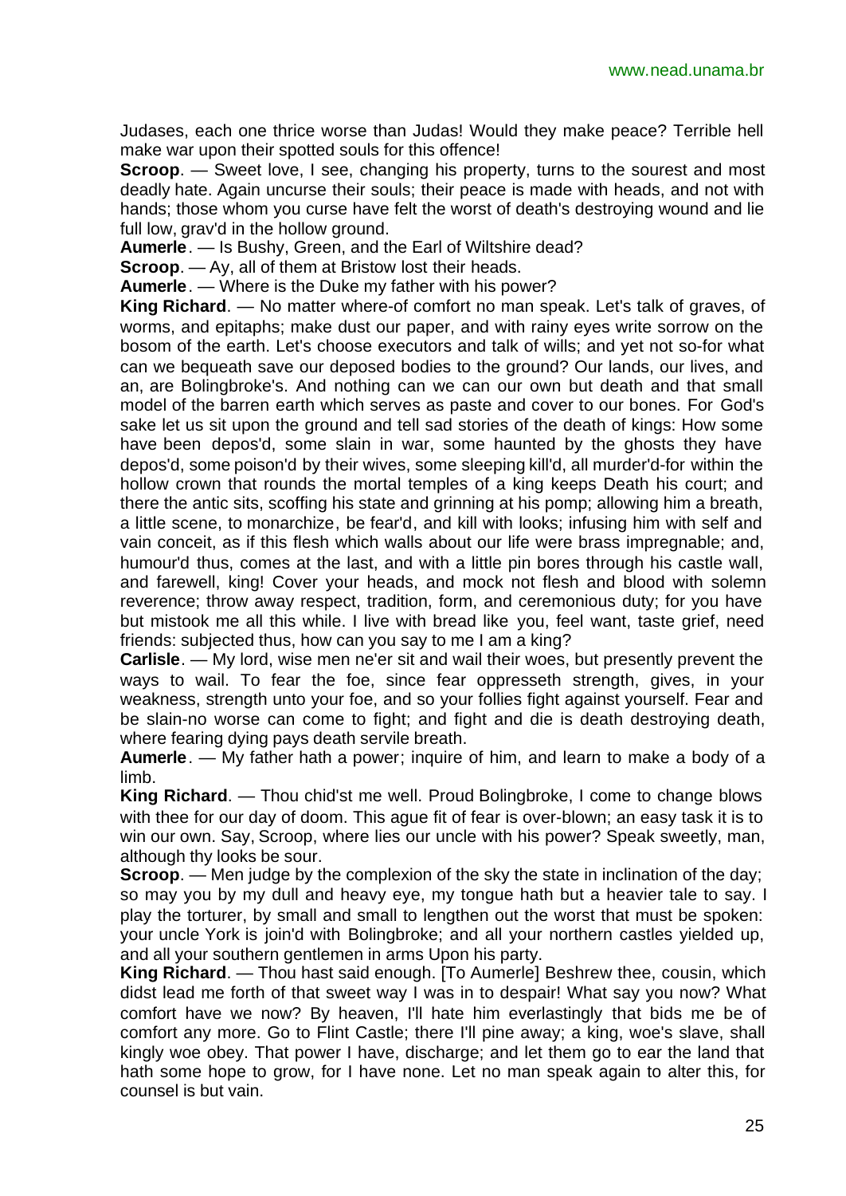Judases, each one thrice worse than Judas! Would they make peace? Terrible hell make war upon their spotted souls for this offence!

**Scroop**. — Sweet love, I see, changing his property, turns to the sourest and most deadly hate. Again uncurse their souls; their peace is made with heads, and not with hands; those whom you curse have felt the worst of death's destroying wound and lie full low, grav'd in the hollow ground.

**Aumerle**. — Is Bushy, Green, and the Earl of Wiltshire dead?

**Scroop**. — Ay, all of them at Bristow lost their heads.

**Aumerle**. — Where is the Duke my father with his power?

**King Richard**. — No matter where-of comfort no man speak. Let's talk of graves, of worms, and epitaphs; make dust our paper, and with rainy eyes write sorrow on the bosom of the earth. Let's choose executors and talk of wills; and yet not so-for what can we bequeath save our deposed bodies to the ground? Our lands, our lives, and an, are Bolingbroke's. And nothing can we can our own but death and that small model of the barren earth which serves as paste and cover to our bones. For God's sake let us sit upon the ground and tell sad stories of the death of kings: How some have been depos'd, some slain in war, some haunted by the ghosts they have depos'd, some poison'd by their wives, some sleeping kill'd, all murder'd-for within the hollow crown that rounds the mortal temples of a king keeps Death his court; and there the antic sits, scoffing his state and grinning at his pomp; allowing him a breath, a little scene, to monarchize, be fear'd, and kill with looks; infusing him with self and vain conceit, as if this flesh which walls about our life were brass impregnable; and, humour'd thus, comes at the last, and with a little pin bores through his castle wall, and farewell, king! Cover your heads, and mock not flesh and blood with solemn reverence; throw away respect, tradition, form, and ceremonious duty; for you have but mistook me all this while. I live with bread like you, feel want, taste grief, need friends: subjected thus, how can you say to me I am a king?

**Carlisle**. — My lord, wise men ne'er sit and wail their woes, but presently prevent the ways to wail. To fear the foe, since fear oppresseth strength, gives, in your weakness, strength unto your foe, and so your follies fight against yourself. Fear and be slain-no worse can come to fight; and fight and die is death destroying death, where fearing dying pays death servile breath.

**Aumerle**. — My father hath a power; inquire of him, and learn to make a body of a limb.

**King Richard**. — Thou chid'st me well. Proud Bolingbroke, I come to change blows with thee for our day of doom. This ague fit of fear is over-blown; an easy task it is to win our own. Say, Scroop, where lies our uncle with his power? Speak sweetly, man, although thy looks be sour.

**Scroop**. — Men judge by the complexion of the sky the state in inclination of the day; so may you by my dull and heavy eye, my tongue hath but a heavier tale to say. I play the torturer, by small and small to lengthen out the worst that must be spoken: your uncle York is join'd with Bolingbroke; and all your northern castles yielded up, and all your southern gentlemen in arms Upon his party.

**King Richard**. — Thou hast said enough. [To Aumerle] Beshrew thee, cousin, which didst lead me forth of that sweet way I was in to despair! What say you now? What comfort have we now? By heaven, I'll hate him everlastingly that bids me be of comfort any more. Go to Flint Castle; there I'll pine away; a king, woe's slave, shall kingly woe obey. That power I have, discharge; and let them go to ear the land that hath some hope to grow, for I have none. Let no man speak again to alter this, for counsel is but vain.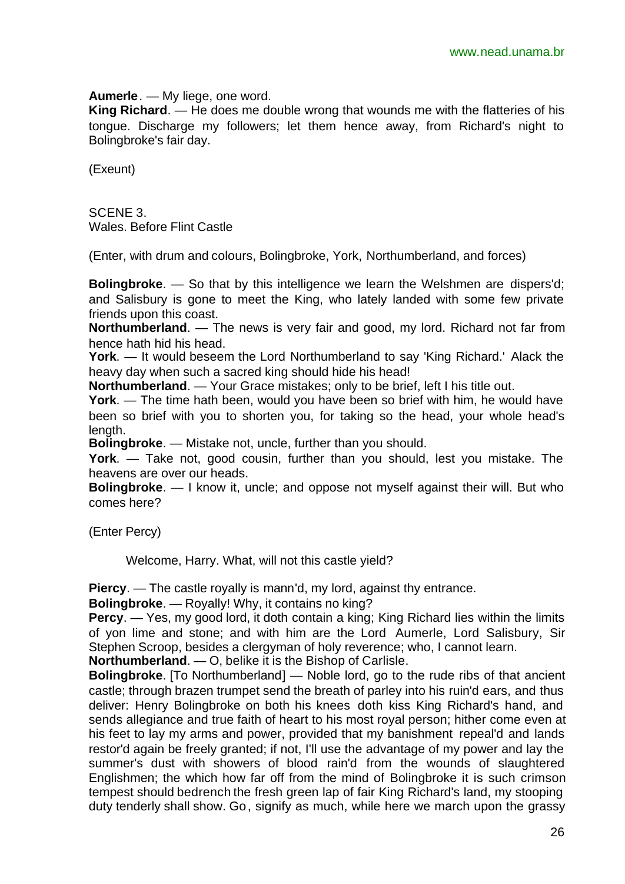**Aumerle**. — My liege, one word.

**King Richard**. — He does me double wrong that wounds me with the flatteries of his tongue. Discharge my followers; let them hence away, from Richard's night to Bolingbroke's fair day.

(Exeunt)

SCENE 3.
Wales. Before Flint Castle

(Enter, with drum and colours, Bolingbroke, York, Northumberland, and forces)

**Bolingbroke**. — So that by this intelligence we learn the Welshmen are dispers'd; and Salisbury is gone to meet the King, who lately landed with some few private friends upon this coast.

**Northumberland**. — The news is very fair and good, my lord. Richard not far from hence hath hid his head.

**York**. — It would beseem the Lord Northumberland to say 'King Richard.' Alack the heavy day when such a sacred king should hide his head!

**Northumberland**. — Your Grace mistakes; only to be brief, left I his title out.

**York**. — The time hath been, would you have been so brief with him, he would have been so brief with you to shorten you, for taking so the head, your whole head's length.

**Bolingbroke**. — Mistake not, uncle, further than you should.

**York**. — Take not, good cousin, further than you should, lest you mistake. The heavens are over our heads.

**Bolingbroke**. — I know it, uncle; and oppose not myself against their will. But who comes here?

(Enter Percy)

Welcome, Harry. What, will not this castle yield?

**Piercy**. — The castle royally is mann'd, my lord, against thy entrance.

**Bolingbroke**. — Royally! Why, it contains no king?

**Percy**. — Yes, my good lord, it doth contain a king; King Richard lies within the limits of yon lime and stone; and with him are the Lord Aumerle, Lord Salisbury, Sir Stephen Scroop, besides a clergyman of holy reverence; who, I cannot learn.

**Northumberland**. — O, belike it is the Bishop of Carlisle.

**Bolingbroke**. [To Northumberland] — Noble lord, go to the rude ribs of that ancient castle; through brazen trumpet send the breath of parley into his ruin'd ears, and thus deliver: Henry Bolingbroke on both his knees doth kiss King Richard's hand, and sends allegiance and true faith of heart to his most royal person; hither come even at his feet to lay my arms and power, provided that my banishment repeal'd and lands restor'd again be freely granted; if not, I'll use the advantage of my power and lay the summer's dust with showers of blood rain'd from the wounds of slaughtered Englishmen; the which how far off from the mind of Bolingbroke it is such crimson tempest should bedrench the fresh green lap of fair King Richard's land, my stooping duty tenderly shall show. Go, signify as much, while here we march upon the grassy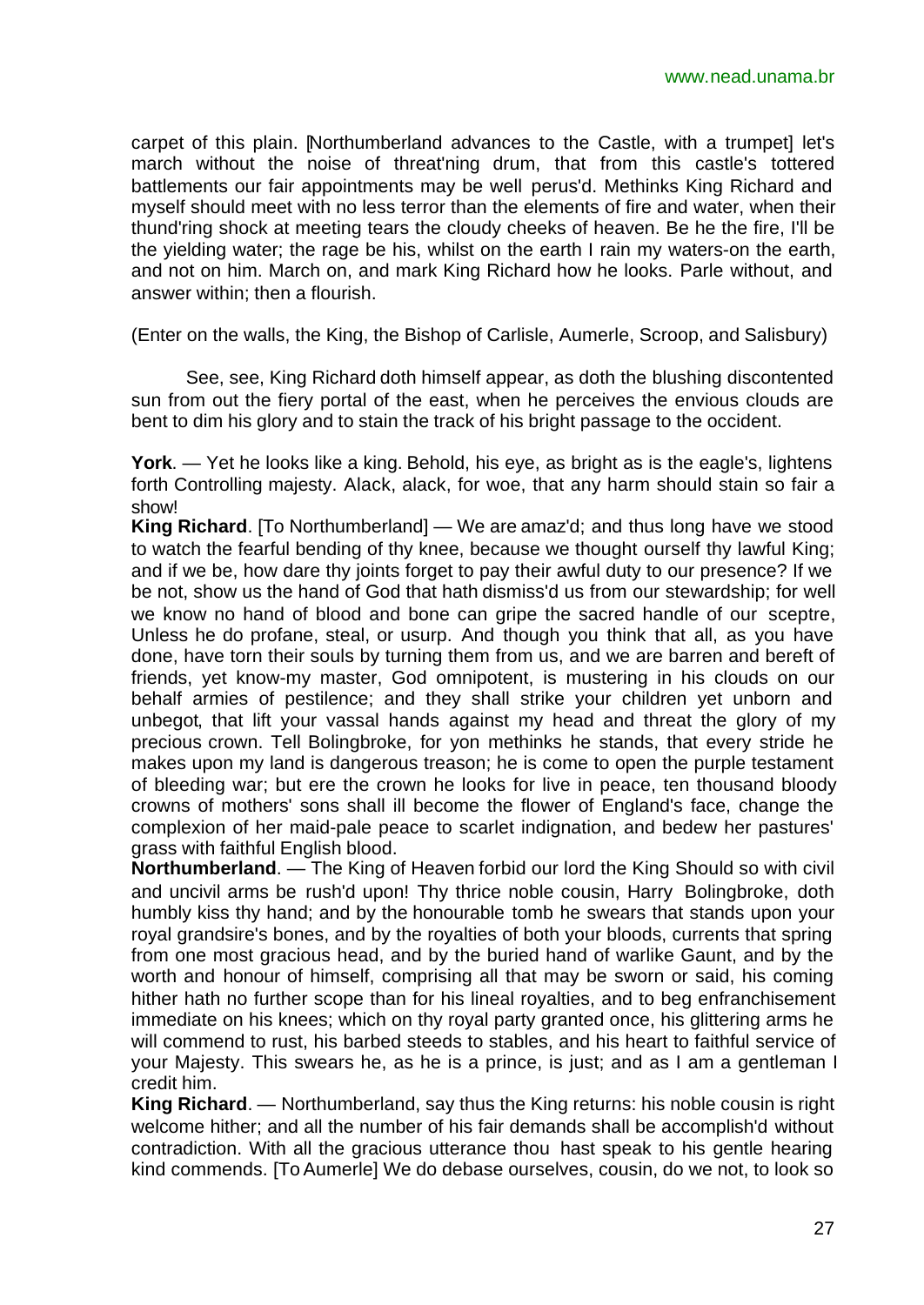carpet of this plain. [Northumberland advances to the Castle, with a trumpet] let's march without the noise of threat'ning drum, that from this castle's tottered battlements our fair appointments may be well perus'd. Methinks King Richard and myself should meet with no less terror than the elements of fire and water, when their thund'ring shock at meeting tears the cloudy cheeks of heaven. Be he the fire, I'll be the yielding water; the rage be his, whilst on the earth I rain my waters-on the earth, and not on him. March on, and mark King Richard how he looks. Parle without, and answer within; then a flourish.

(Enter on the walls, the King, the Bishop of Carlisle, Aumerle, Scroop, and Salisbury)

See, see, King Richard doth himself appear, as doth the blushing discontented sun from out the fiery portal of the east, when he perceives the envious clouds are bent to dim his glory and to stain the track of his bright passage to the occident.

**York**. — Yet he looks like a king. Behold, his eye, as bright as is the eagle's, lightens forth Controlling majesty. Alack, alack, for woe, that any harm should stain so fair a show!

**King Richard**. [To Northumberland] — We are amaz'd; and thus long have we stood to watch the fearful bending of thy knee, because we thought ourself thy lawful King; and if we be, how dare thy joints forget to pay their awful duty to our presence? If we be not, show us the hand of God that hath dismiss'd us from our stewardship; for well we know no hand of blood and bone can gripe the sacred handle of our sceptre, Unless he do profane, steal, or usurp. And though you think that all, as you have done, have torn their souls by turning them from us, and we are barren and bereft of friends, yet know-my master, God omnipotent, is mustering in his clouds on our behalf armies of pestilence; and they shall strike your children yet unborn and unbegot, that lift your vassal hands against my head and threat the glory of my precious crown. Tell Bolingbroke, for yon methinks he stands, that every stride he makes upon my land is dangerous treason; he is come to open the purple testament of bleeding war; but ere the crown he looks for live in peace, ten thousand bloody crowns of mothers' sons shall ill become the flower of England's face, change the complexion of her maid-pale peace to scarlet indignation, and bedew her pastures' grass with faithful English blood.

**Northumberland**. — The King of Heaven forbid our lord the King Should so with civil and uncivil arms be rush'd upon! Thy thrice noble cousin, Harry Bolingbroke, doth humbly kiss thy hand; and by the honourable tomb he swears that stands upon your royal grandsire's bones, and by the royalties of both your bloods, currents that spring from one most gracious head, and by the buried hand of warlike Gaunt, and by the worth and honour of himself, comprising all that may be sworn or said, his coming hither hath no further scope than for his lineal royalties, and to beg enfranchisement immediate on his knees; which on thy royal party granted once, his glittering arms he will commend to rust, his barbed steeds to stables, and his heart to faithful service of your Majesty. This swears he, as he is a prince, is just; and as I am a gentleman I credit him.

**King Richard**. — Northumberland, say thus the King returns: his noble cousin is right welcome hither; and all the number of his fair demands shall be accomplish'd without contradiction. With all the gracious utterance thou hast speak to his gentle hearing kind commends. [To Aumerle] We do debase ourselves, cousin, do we not, to look so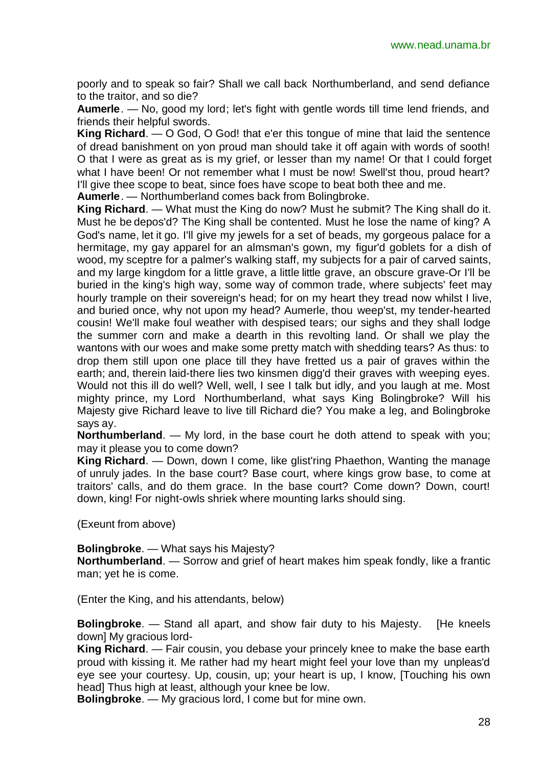poorly and to speak so fair? Shall we call back Northumberland, and send defiance to the traitor, and so die?

**Aumerle**. — No, good my lord; let's fight with gentle words till time lend friends, and friends their helpful swords.

**King Richard**. — O God, O God! that e'er this tongue of mine that laid the sentence of dread banishment on yon proud man should take it off again with words of sooth! O that I were as great as is my grief, or lesser than my name! Or that I could forget what I have been! Or not remember what I must be now! Swell'st thou, proud heart? I'll give thee scope to beat, since foes have scope to beat both thee and me.

**Aumerle**. — Northumberland comes back from Bolingbroke.

**King Richard**. — What must the King do now? Must he submit? The King shall do it. Must he be depos'd? The King shall be contented. Must he lose the name of king? A God's name, let it go. I'll give my jewels for a set of beads, my gorgeous palace for a hermitage, my gay apparel for an almsman's gown, my figur'd goblets for a dish of wood, my sceptre for a palmer's walking staff, my subjects for a pair of carved saints, and my large kingdom for a little grave, a little little grave, an obscure grave-Or I'll be buried in the king's high way, some way of common trade, where subjects' feet may hourly trample on their sovereign's head; for on my heart they tread now whilst I live, and buried once, why not upon my head? Aumerle, thou weep'st, my tender-hearted cousin! We'll make foul weather with despised tears; our sighs and they shall lodge the summer corn and make a dearth in this revolting land. Or shall we play the wantons with our woes and make some pretty match with shedding tears? As thus: to drop them still upon one place till they have fretted us a pair of graves within the earth; and, therein laid-there lies two kinsmen digg'd their graves with weeping eyes. Would not this ill do well? Well, well, I see I talk but idly, and you laugh at me. Most mighty prince, my Lord Northumberland, what says King Bolingbroke? Will his Majesty give Richard leave to live till Richard die? You make a leg, and Bolingbroke says ay.

**Northumberland**. — My lord, in the base court he doth attend to speak with you; may it please you to come down?

**King Richard**. — Down, down I come, like glist'ring Phaethon, Wanting the manage of unruly jades. In the base court? Base court, where kings grow base, to come at traitors' calls, and do them grace. In the base court? Come down? Down, court! down, king! For night-owls shriek where mounting larks should sing.

(Exeunt from above)

**Bolingbroke**. — What says his Majesty?

**Northumberland**. — Sorrow and grief of heart makes him speak fondly, like a frantic man; yet he is come.

(Enter the King, and his attendants, below)

**Bolingbroke**. — Stand all apart, and show fair duty to his Majesty. [He kneels down] My gracious lord-

**King Richard**. — Fair cousin, you debase your princely knee to make the base earth proud with kissing it. Me rather had my heart might feel your love than my unpleas'd eye see your courtesy. Up, cousin, up; your heart is up, I know, [Touching his own head] Thus high at least, although your knee be low.

**Bolingbroke**. — My gracious lord, I come but for mine own.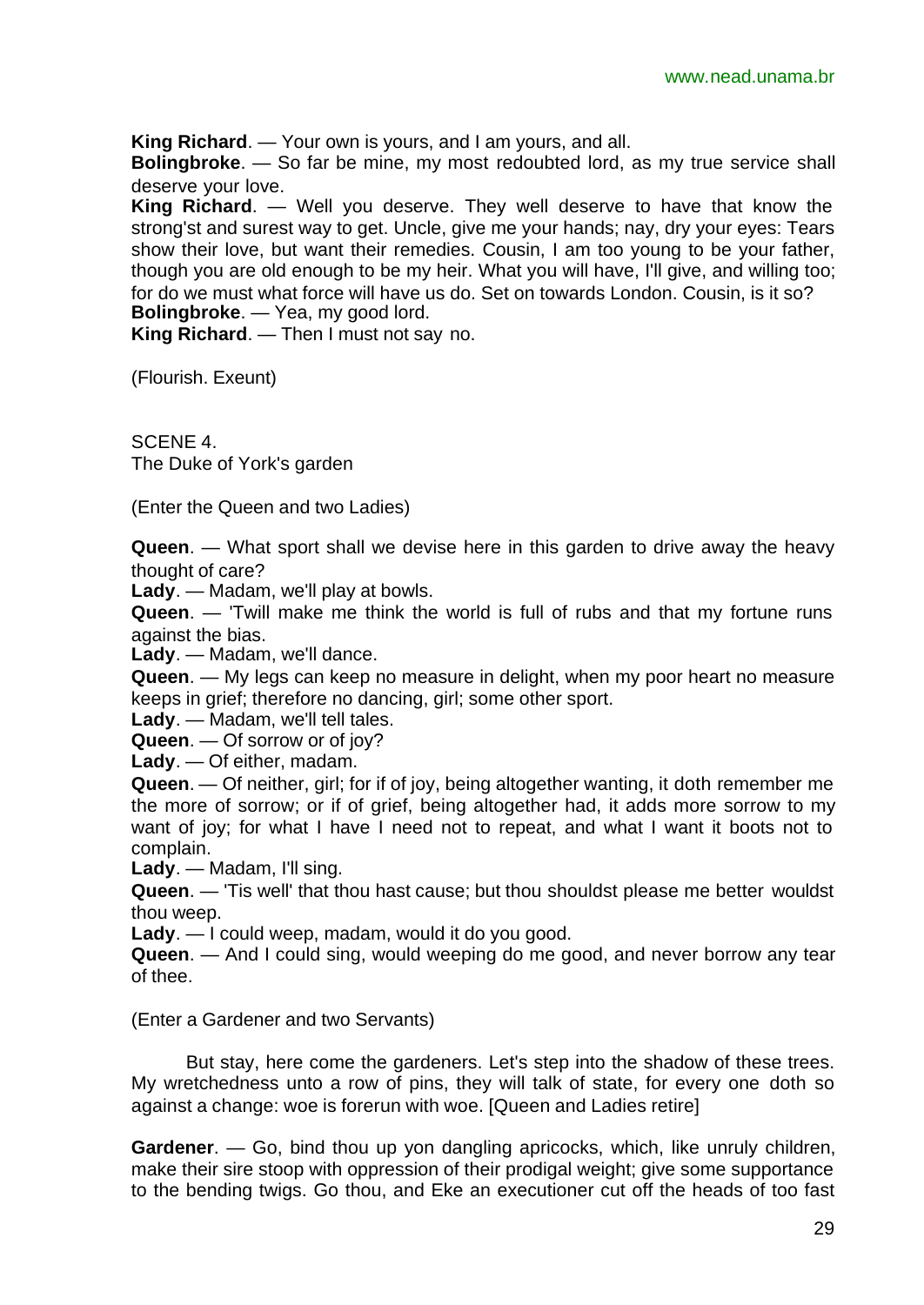**King Richard**. — Your own is yours, and I am yours, and all.
**Bolingbroke**. — So far be mine, my most redoubted lord, as my true service shall deserve your love.
**King Richard**. — Well you deserve. They well deserve to have that know the strong'st and surest way to get. Uncle, give me your hands; nay, dry your eyes: Tears show their love, but want their remedies. Cousin, I am too young to be your father, though you are old enough to be my heir. What you will have, I'll give, and willing too; for do we must what force will have us do. Set on towards London. Cousin, is it so?
**Bolingbroke**. — Yea, my good lord.
**King Richard**. — Then I must not say no.

(Flourish. Exeunt)

SCENE 4.
The Duke of York's garden

(Enter the Queen and two Ladies)

**Queen**. — What sport shall we devise here in this garden to drive away the heavy thought of care?
**Lady**. — Madam, we'll play at bowls.
**Queen**. — 'Twill make me think the world is full of rubs and that my fortune runs against the bias.
**Lady**. — Madam, we'll dance.
**Queen**. — My legs can keep no measure in delight, when my poor heart no measure keeps in grief; therefore no dancing, girl; some other sport.
**Lady**. — Madam, we'll tell tales.
**Queen**. — Of sorrow or of joy?
**Lady**. — Of either, madam.
**Queen**. — Of neither, girl; for if of joy, being altogether wanting, it doth remember me the more of sorrow; or if of grief, being altogether had, it adds more sorrow to my want of joy; for what I have I need not to repeat, and what I want it boots not to complain.
**Lady**. — Madam, I'll sing.
**Queen**. — 'Tis well' that thou hast cause; but thou shouldst please me better wouldst thou weep.
**Lady**. — I could weep, madam, would it do you good.
**Queen**. — And I could sing, would weeping do me good, and never borrow any tear of thee.

(Enter a Gardener and two Servants)

But stay, here come the gardeners. Let's step into the shadow of these trees. My wretchedness unto a row of pins, they will talk of state, for every one doth so against a change: woe is forerun with woe. [Queen and Ladies retire]

**Gardener**. — Go, bind thou up yon dangling apricocks, which, like unruly children, make their sire stoop with oppression of their prodigal weight; give some supportance to the bending twigs. Go thou, and Eke an executioner cut off the heads of too fast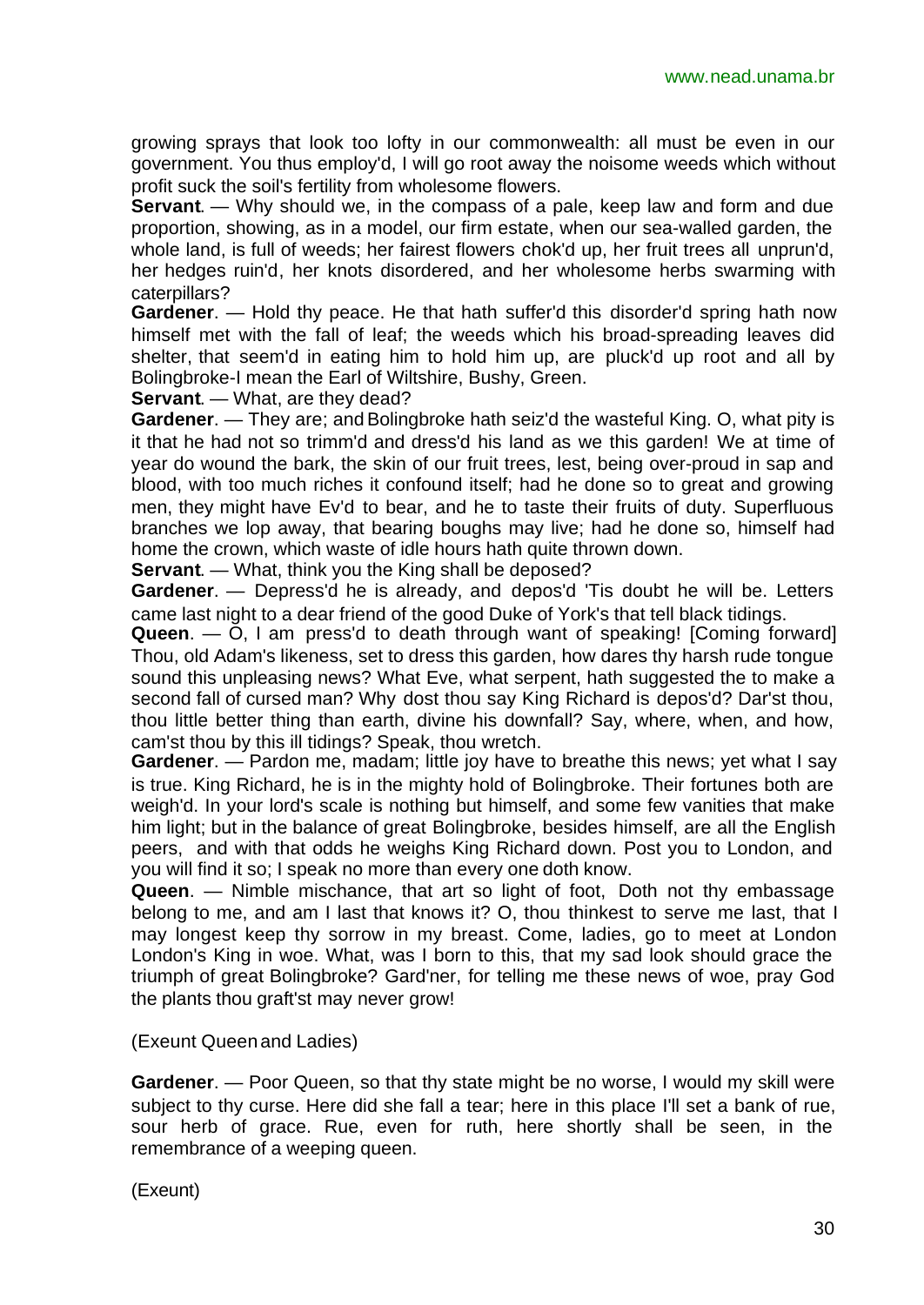growing sprays that look too lofty in our commonwealth: all must be even in our government. You thus employ'd, I will go root away the noisome weeds which without profit suck the soil's fertility from wholesome flowers.

**Servant**. — Why should we, in the compass of a pale, keep law and form and due proportion, showing, as in a model, our firm estate, when our sea-walled garden, the whole land, is full of weeds; her fairest flowers chok'd up, her fruit trees all unprun'd, her hedges ruin'd, her knots disordered, and her wholesome herbs swarming with caterpillars?

**Gardener**. — Hold thy peace. He that hath suffer'd this disorder'd spring hath now himself met with the fall of leaf; the weeds which his broad-spreading leaves did shelter, that seem'd in eating him to hold him up, are pluck'd up root and all by Bolingbroke-I mean the Earl of Wiltshire, Bushy, Green.

**Servant**. — What, are they dead?

**Gardener**. — They are; and Bolingbroke hath seiz'd the wasteful King. O, what pity is it that he had not so trimm'd and dress'd his land as we this garden! We at time of year do wound the bark, the skin of our fruit trees, lest, being over-proud in sap and blood, with too much riches it confound itself; had he done so to great and growing men, they might have Ev'd to bear, and he to taste their fruits of duty. Superfluous branches we lop away, that bearing boughs may live; had he done so, himself had home the crown, which waste of idle hours hath quite thrown down.

**Servant**. — What, think you the King shall be deposed?

**Gardener**. — Depress'd he is already, and depos'd 'Tis doubt he will be. Letters came last night to a dear friend of the good Duke of York's that tell black tidings.

**Queen**. — O, I am press'd to death through want of speaking! [Coming forward] Thou, old Adam's likeness, set to dress this garden, how dares thy harsh rude tongue sound this unpleasing news? What Eve, what serpent, hath suggested the to make a second fall of cursed man? Why dost thou say King Richard is depos'd? Dar'st thou, thou little better thing than earth, divine his downfall? Say, where, when, and how, cam'st thou by this ill tidings? Speak, thou wretch.

**Gardener**. — Pardon me, madam; little joy have to breathe this news; yet what I say is true. King Richard, he is in the mighty hold of Bolingbroke. Their fortunes both are weigh'd. In your lord's scale is nothing but himself, and some few vanities that make him light; but in the balance of great Bolingbroke, besides himself, are all the English peers, and with that odds he weighs King Richard down. Post you to London, and you will find it so; I speak no more than every one doth know.

**Queen**. — Nimble mischance, that art so light of foot, Doth not thy embassage belong to me, and am I last that knows it? O, thou thinkest to serve me last, that I may longest keep thy sorrow in my breast. Come, ladies, go to meet at London London's King in woe. What, was I born to this, that my sad look should grace the triumph of great Bolingbroke? Gard'ner, for telling me these news of woe, pray God the plants thou graft'st may never grow!

(Exeunt Queen and Ladies)

**Gardener**. — Poor Queen, so that thy state might be no worse, I would my skill were subject to thy curse. Here did she fall a tear; here in this place I'll set a bank of rue, sour herb of grace. Rue, even for ruth, here shortly shall be seen, in the remembrance of a weeping queen.

(Exeunt)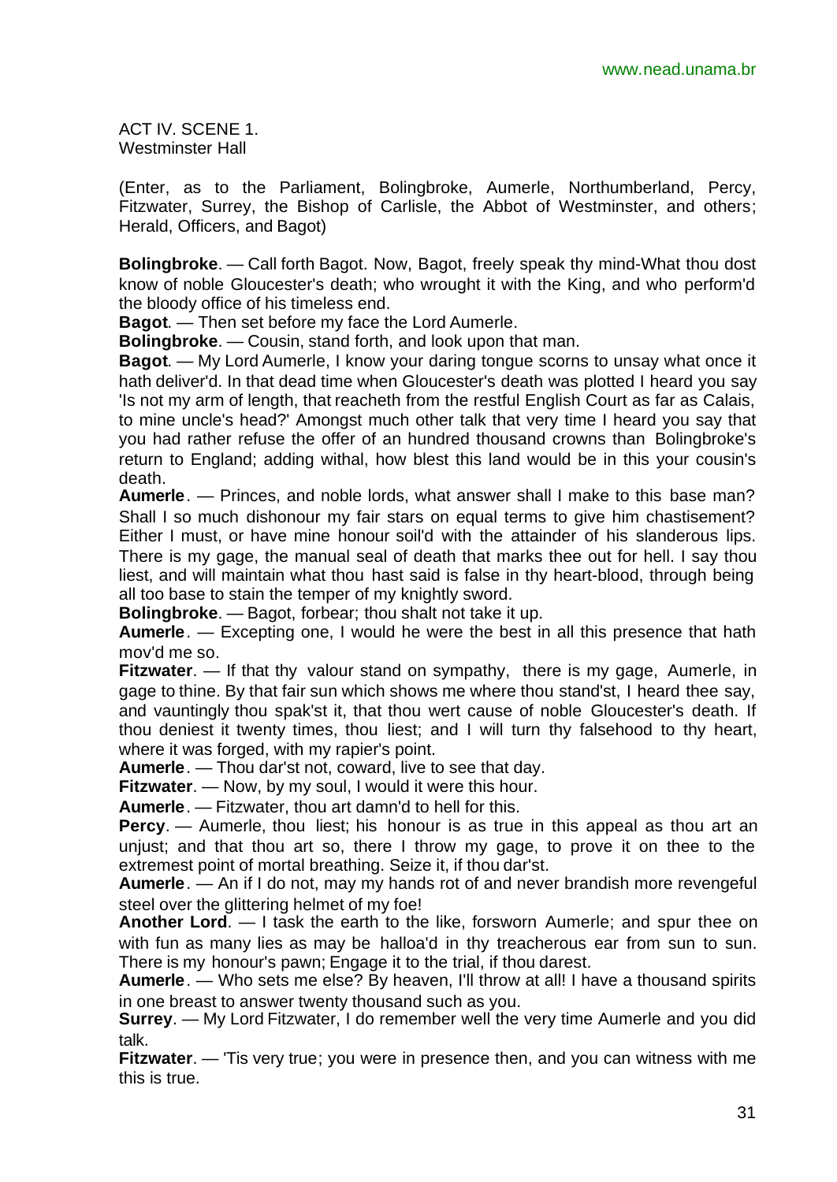ACT IV. SCENE 1.
Westminster Hall

(Enter, as to the Parliament, Bolingbroke, Aumerle, Northumberland, Percy, Fitzwater, Surrey, the Bishop of Carlisle, the Abbot of Westminster, and others; Herald, Officers, and Bagot)

**Bolingbroke**. — Call forth Bagot. Now, Bagot, freely speak thy mind-What thou dost know of noble Gloucester's death; who wrought it with the King, and who perform'd the bloody office of his timeless end.

**Bagot**. — Then set before my face the Lord Aumerle.

**Bolingbroke**. — Cousin, stand forth, and look upon that man.

**Bagot**. — My Lord Aumerle, I know your daring tongue scorns to unsay what once it hath deliver'd. In that dead time when Gloucester's death was plotted I heard you say 'Is not my arm of length, that reacheth from the restful English Court as far as Calais, to mine uncle's head?' Amongst much other talk that very time I heard you say that you had rather refuse the offer of an hundred thousand crowns than Bolingbroke's return to England; adding withal, how blest this land would be in this your cousin's death.

**Aumerle**. — Princes, and noble lords, what answer shall I make to this base man? Shall I so much dishonour my fair stars on equal terms to give him chastisement? Either I must, or have mine honour soil'd with the attainder of his slanderous lips. There is my gage, the manual seal of death that marks thee out for hell. I say thou liest, and will maintain what thou hast said is false in thy heart-blood, through being all too base to stain the temper of my knightly sword.

**Bolingbroke**. — Bagot, forbear; thou shalt not take it up.

**Aumerle**. — Excepting one, I would he were the best in all this presence that hath mov'd me so.

**Fitzwater**. — If that thy valour stand on sympathy, there is my gage, Aumerle, in gage to thine. By that fair sun which shows me where thou stand'st, I heard thee say, and vauntingly thou spak'st it, that thou wert cause of noble Gloucester's death. If thou deniest it twenty times, thou liest; and I will turn thy falsehood to thy heart, where it was forged, with my rapier's point.

**Aumerle**. — Thou dar'st not, coward, live to see that day.

**Fitzwater**. — Now, by my soul, I would it were this hour.

**Aumerle**. — Fitzwater, thou art damn'd to hell for this.

**Percy**. — Aumerle, thou liest; his honour is as true in this appeal as thou art an unjust; and that thou art so, there I throw my gage, to prove it on thee to the extremest point of mortal breathing. Seize it, if thou dar'st.

**Aumerle**. — An if I do not, may my hands rot of and never brandish more revengeful steel over the glittering helmet of my foe!

**Another Lord**. — I task the earth to the like, forsworn Aumerle; and spur thee on with fun as many lies as may be halloa'd in thy treacherous ear from sun to sun. There is my honour's pawn; Engage it to the trial, if thou darest.

**Aumerle**. — Who sets me else? By heaven, I'll throw at all! I have a thousand spirits in one breast to answer twenty thousand such as you.

**Surrey**. — My Lord Fitzwater, I do remember well the very time Aumerle and you did talk.

**Fitzwater**. — 'Tis very true; you were in presence then, and you can witness with me this is true.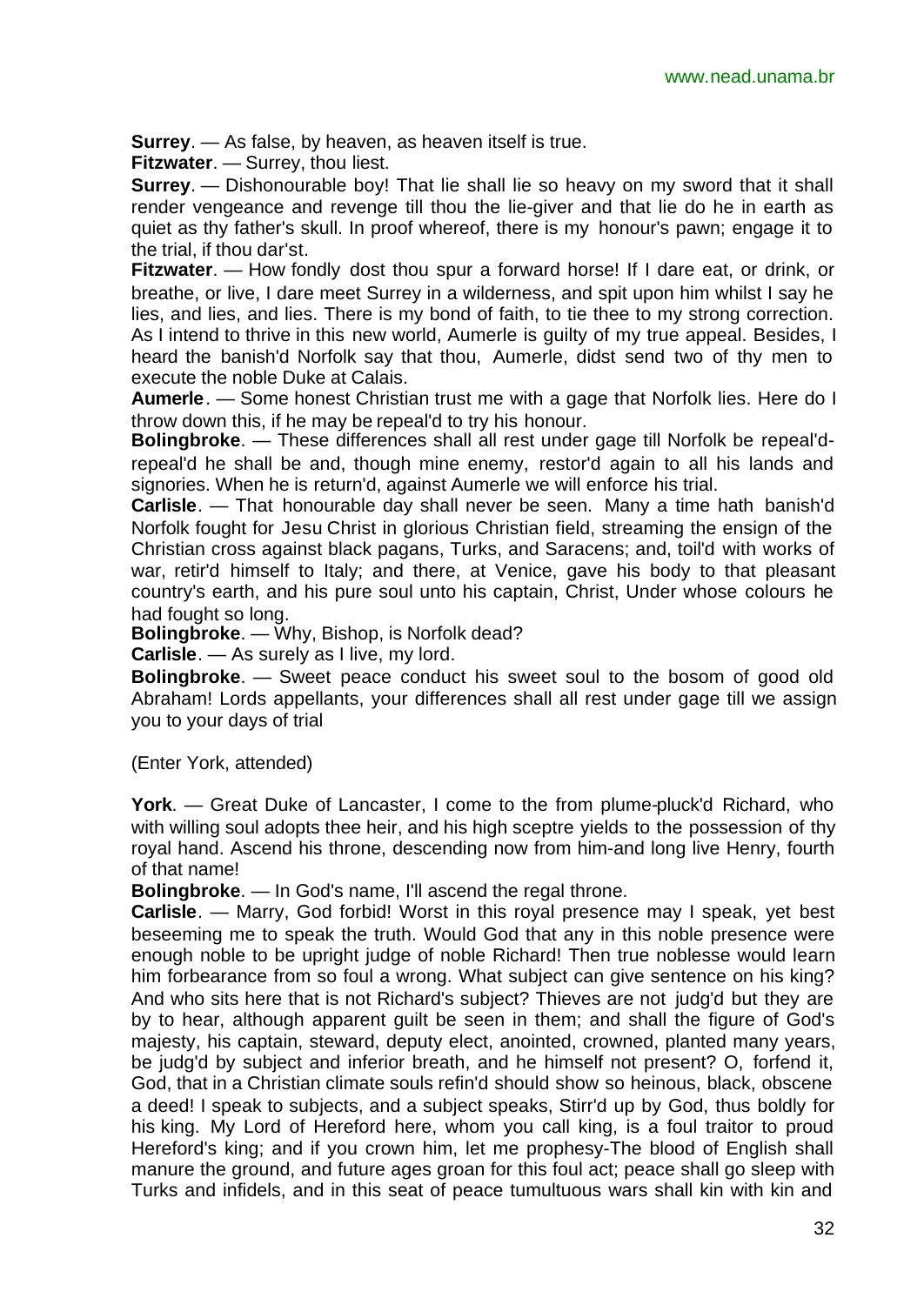**Surrey**. — As false, by heaven, as heaven itself is true.

**Fitzwater**. — Surrey, thou liest.

**Surrey**. — Dishonourable boy! That lie shall lie so heavy on my sword that it shall render vengeance and revenge till thou the lie-giver and that lie do he in earth as quiet as thy father's skull. In proof whereof, there is my honour's pawn; engage it to the trial, if thou dar'st.

**Fitzwater**. — How fondly dost thou spur a forward horse! If I dare eat, or drink, or breathe, or live, I dare meet Surrey in a wilderness, and spit upon him whilst I say he lies, and lies, and lies. There is my bond of faith, to tie thee to my strong correction. As I intend to thrive in this new world, Aumerle is guilty of my true appeal. Besides, I heard the banish'd Norfolk say that thou, Aumerle, didst send two of thy men to execute the noble Duke at Calais.

**Aumerle**. — Some honest Christian trust me with a gage that Norfolk lies. Here do I throw down this, if he may be repeal'd to try his honour.

**Bolingbroke**. — These differences shall all rest under gage till Norfolk be repeal'd-repeal'd he shall be and, though mine enemy, restor'd again to all his lands and signories. When he is return'd, against Aumerle we will enforce his trial.

**Carlisle**. — That honourable day shall never be seen. Many a time hath banish'd Norfolk fought for Jesu Christ in glorious Christian field, streaming the ensign of the Christian cross against black pagans, Turks, and Saracens; and, toil'd with works of war, retir'd himself to Italy; and there, at Venice, gave his body to that pleasant country's earth, and his pure soul unto his captain, Christ, Under whose colours he had fought so long.

**Bolingbroke**. — Why, Bishop, is Norfolk dead?

**Carlisle**. — As surely as I live, my lord.

**Bolingbroke**. — Sweet peace conduct his sweet soul to the bosom of good old Abraham! Lords appellants, your differences shall all rest under gage till we assign you to your days of trial

(Enter York, attended)

**York**. — Great Duke of Lancaster, I come to the from plume-pluck'd Richard, who with willing soul adopts thee heir, and his high sceptre yields to the possession of thy royal hand. Ascend his throne, descending now from him-and long live Henry, fourth of that name!

**Bolingbroke**. — In God's name, I'll ascend the regal throne.

**Carlisle**. — Marry, God forbid! Worst in this royal presence may I speak, yet best beseeming me to speak the truth. Would God that any in this noble presence were enough noble to be upright judge of noble Richard! Then true noblesse would learn him forbearance from so foul a wrong. What subject can give sentence on his king? And who sits here that is not Richard's subject? Thieves are not judg'd but they are by to hear, although apparent guilt be seen in them; and shall the figure of God's majesty, his captain, steward, deputy elect, anointed, crowned, planted many years, be judg'd by subject and inferior breath, and he himself not present? O, forfend it, God, that in a Christian climate souls refin'd should show so heinous, black, obscene a deed! I speak to subjects, and a subject speaks, Stirr'd up by God, thus boldly for his king. My Lord of Hereford here, whom you call king, is a foul traitor to proud Hereford's king; and if you crown him, let me prophesy-The blood of English shall manure the ground, and future ages groan for this foul act; peace shall go sleep with Turks and infidels, and in this seat of peace tumultuous wars shall kin with kin and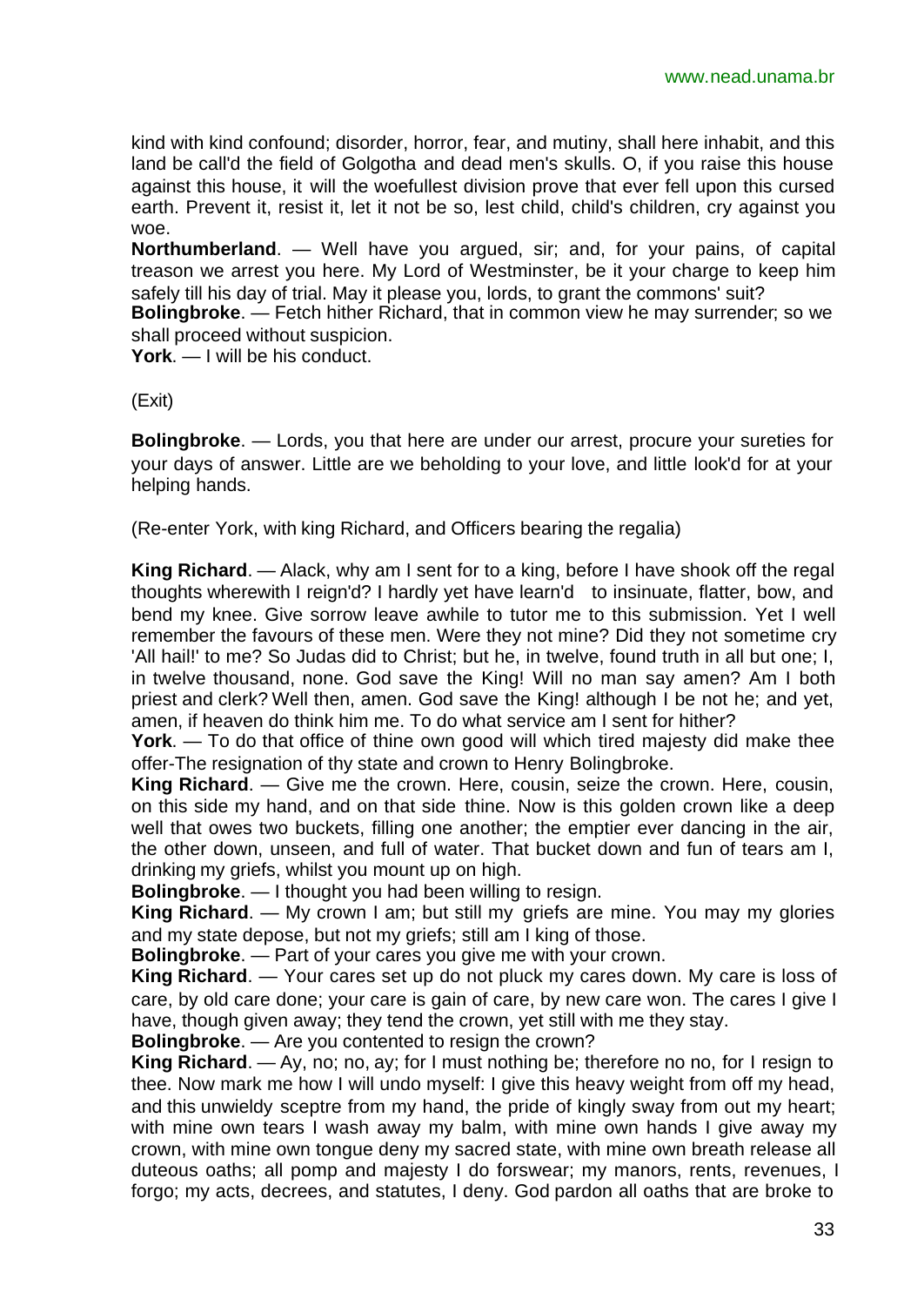kind with kind confound; disorder, horror, fear, and mutiny, shall here inhabit, and this land be call'd the field of Golgotha and dead men's skulls. O, if you raise this house against this house, it will the woefullest division prove that ever fell upon this cursed earth. Prevent it, resist it, let it not be so, lest child, child's children, cry against you woe.

**Northumberland**. — Well have you argued, sir; and, for your pains, of capital treason we arrest you here. My Lord of Westminster, be it your charge to keep him safely till his day of trial. May it please you, lords, to grant the commons' suit?

**Bolingbroke**. — Fetch hither Richard, that in common view he may surrender; so we shall proceed without suspicion.

**York**. — I will be his conduct.

(Exit)

**Bolingbroke**. — Lords, you that here are under our arrest, procure your sureties for your days of answer. Little are we beholding to your love, and little look'd for at your helping hands.

(Re-enter York, with king Richard, and Officers bearing the regalia)

**King Richard**. — Alack, why am I sent for to a king, before I have shook off the regal thoughts wherewith I reign'd? I hardly yet have learn'd to insinuate, flatter, bow, and bend my knee. Give sorrow leave awhile to tutor me to this submission. Yet I well remember the favours of these men. Were they not mine? Did they not sometime cry 'All hail!' to me? So Judas did to Christ; but he, in twelve, found truth in all but one; I, in twelve thousand, none. God save the King! Will no man say amen? Am I both priest and clerk? Well then, amen. God save the King! although I be not he; and yet, amen, if heaven do think him me. To do what service am I sent for hither?

**York**. — To do that office of thine own good will which tired majesty did make thee offer-The resignation of thy state and crown to Henry Bolingbroke.

**King Richard**. — Give me the crown. Here, cousin, seize the crown. Here, cousin, on this side my hand, and on that side thine. Now is this golden crown like a deep well that owes two buckets, filling one another; the emptier ever dancing in the air, the other down, unseen, and full of water. That bucket down and fun of tears am I, drinking my griefs, whilst you mount up on high.

**Bolingbroke**. — I thought you had been willing to resign.

**King Richard**. — My crown I am; but still my griefs are mine. You may my glories and my state depose, but not my griefs; still am I king of those.

**Bolingbroke**. — Part of your cares you give me with your crown.

**King Richard**. — Your cares set up do not pluck my cares down. My care is loss of care, by old care done; your care is gain of care, by new care won. The cares I give I have, though given away; they tend the crown, yet still with me they stay.

**Bolingbroke**. — Are you contented to resign the crown?

**King Richard**. — Ay, no; no, ay; for I must nothing be; therefore no no, for I resign to thee. Now mark me how I will undo myself: I give this heavy weight from off my head, and this unwieldy sceptre from my hand, the pride of kingly sway from out my heart; with mine own tears I wash away my balm, with mine own hands I give away my crown, with mine own tongue deny my sacred state, with mine own breath release all duteous oaths; all pomp and majesty I do forswear; my manors, rents, revenues, I forgo; my acts, decrees, and statutes, I deny. God pardon all oaths that are broke to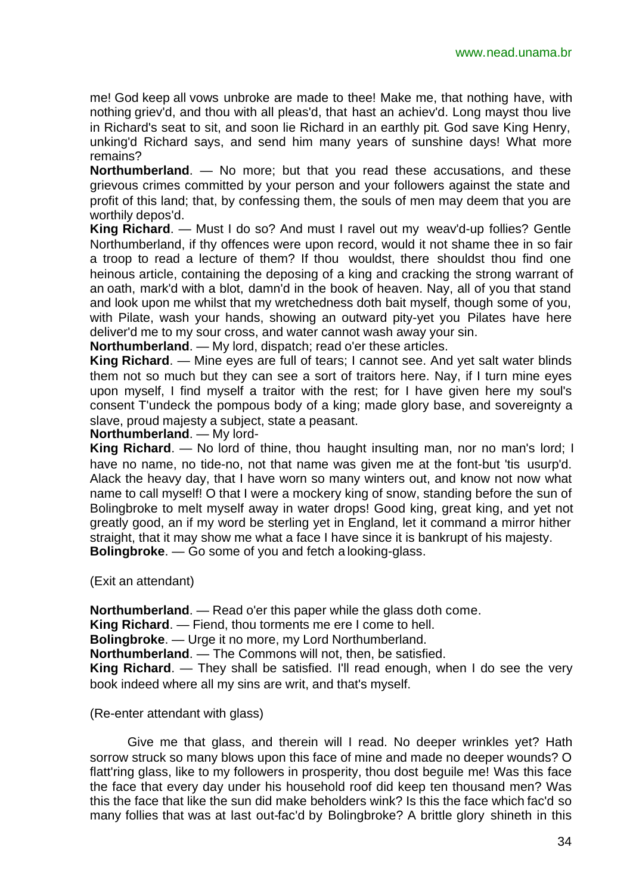me! God keep all vows unbroke are made to thee! Make me, that nothing have, with nothing griev'd, and thou with all pleas'd, that hast an achiev'd. Long mayst thou live in Richard's seat to sit, and soon lie Richard in an earthly pit. God save King Henry, unking'd Richard says, and send him many years of sunshine days! What more remains?

**Northumberland**. — No more; but that you read these accusations, and these grievous crimes committed by your person and your followers against the state and profit of this land; that, by confessing them, the souls of men may deem that you are worthily depos'd.

**King Richard**. — Must I do so? And must I ravel out my weav'd-up follies? Gentle Northumberland, if thy offences were upon record, would it not shame thee in so fair a troop to read a lecture of them? If thou wouldst, there shouldst thou find one heinous article, containing the deposing of a king and cracking the strong warrant of an oath, mark'd with a blot, damn'd in the book of heaven. Nay, all of you that stand and look upon me whilst that my wretchedness doth bait myself, though some of you, with Pilate, wash your hands, showing an outward pity-yet you Pilates have here deliver'd me to my sour cross, and water cannot wash away your sin.

**Northumberland**. — My lord, dispatch; read o'er these articles.

**King Richard**. — Mine eyes are full of tears; I cannot see. And yet salt water blinds them not so much but they can see a sort of traitors here. Nay, if I turn mine eyes upon myself, I find myself a traitor with the rest; for I have given here my soul's consent T'undeck the pompous body of a king; made glory base, and sovereignty a slave, proud majesty a subject, state a peasant.

**Northumberland**. — My lord-

**King Richard**. — No lord of thine, thou haught insulting man, nor no man's lord; I have no name, no tide-no, not that name was given me at the font-but 'tis usurp'd. Alack the heavy day, that I have worn so many winters out, and know not now what name to call myself! O that I were a mockery king of snow, standing before the sun of Bolingbroke to melt myself away in water drops! Good king, great king, and yet not greatly good, an if my word be sterling yet in England, let it command a mirror hither straight, that it may show me what a face I have since it is bankrupt of his majesty.

**Bolingbroke**. — Go some of you and fetch a looking-glass.

(Exit an attendant)

**Northumberland**. — Read o'er this paper while the glass doth come.

**King Richard**. — Fiend, thou torments me ere I come to hell.

**Bolingbroke**. — Urge it no more, my Lord Northumberland.

**Northumberland**. — The Commons will not, then, be satisfied.

**King Richard**. — They shall be satisfied. I'll read enough, when I do see the very book indeed where all my sins are writ, and that's myself.

(Re-enter attendant with glass)

Give me that glass, and therein will I read. No deeper wrinkles yet? Hath sorrow struck so many blows upon this face of mine and made no deeper wounds? O flatt'ring glass, like to my followers in prosperity, thou dost beguile me! Was this face the face that every day under his household roof did keep ten thousand men? Was this the face that like the sun did make beholders wink? Is this the face which fac'd so many follies that was at last out-fac'd by Bolingbroke? A brittle glory shineth in this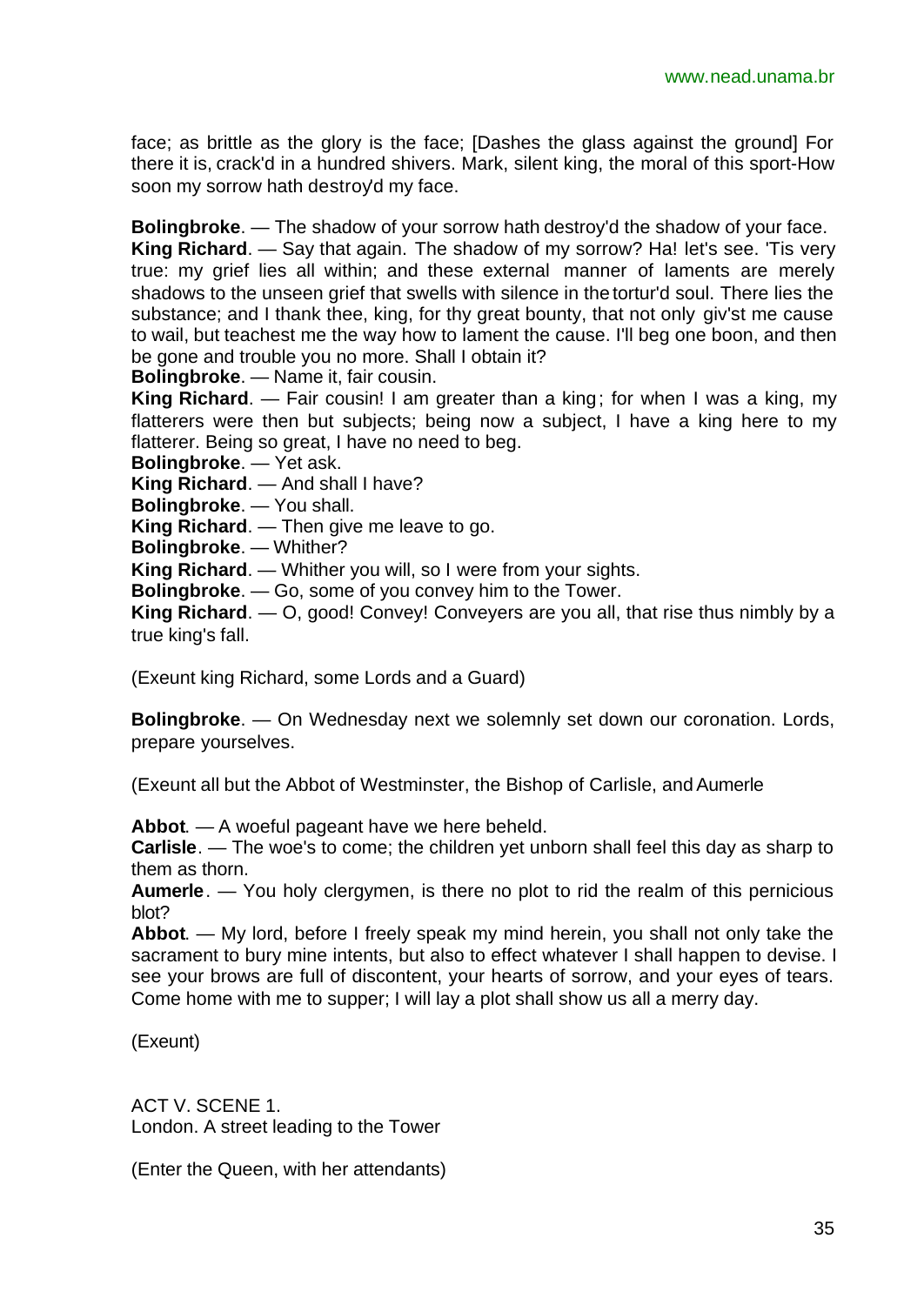face; as brittle as the glory is the face; [Dashes the glass against the ground] For there it is, crack'd in a hundred shivers. Mark, silent king, the moral of this sport-How soon my sorrow hath destroy'd my face.

**Bolingbroke**. — The shadow of your sorrow hath destroy'd the shadow of your face.
**King Richard**. — Say that again. The shadow of my sorrow? Ha! let's see. 'Tis very true: my grief lies all within; and these external manner of laments are merely shadows to the unseen grief that swells with silence in the tortur'd soul. There lies the substance; and I thank thee, king, for thy great bounty, that not only giv'st me cause to wail, but teachest me the way how to lament the cause. I'll beg one boon, and then be gone and trouble you no more. Shall I obtain it?
**Bolingbroke**. — Name it, fair cousin.
**King Richard**. — Fair cousin! I am greater than a king; for when I was a king, my flatterers were then but subjects; being now a subject, I have a king here to my flatterer. Being so great, I have no need to beg.
**Bolingbroke**. — Yet ask.
**King Richard**. — And shall I have?
**Bolingbroke**. — You shall.
**King Richard**. — Then give me leave to go.
**Bolingbroke**. — Whither?
**King Richard**. — Whither you will, so I were from your sights.
**Bolingbroke**. — Go, some of you convey him to the Tower.
**King Richard**. — O, good! Convey! Conveyers are you all, that rise thus nimbly by a true king's fall.

(Exeunt king Richard, some Lords and a Guard)

**Bolingbroke**. — On Wednesday next we solemnly set down our coronation. Lords, prepare yourselves.

(Exeunt all but the Abbot of Westminster, the Bishop of Carlisle, and Aumerle

**Abbot**. — A woeful pageant have we here beheld.
**Carlisle**. — The woe's to come; the children yet unborn shall feel this day as sharp to them as thorn.
**Aumerle**. — You holy clergymen, is there no plot to rid the realm of this pernicious blot?
**Abbot**. — My lord, before I freely speak my mind herein, you shall not only take the sacrament to bury mine intents, but also to effect whatever I shall happen to devise. I see your brows are full of discontent, your hearts of sorrow, and your eyes of tears. Come home with me to supper; I will lay a plot shall show us all a merry day.

(Exeunt)

ACT V. SCENE 1.
London. A street leading to the Tower

(Enter the Queen, with her attendants)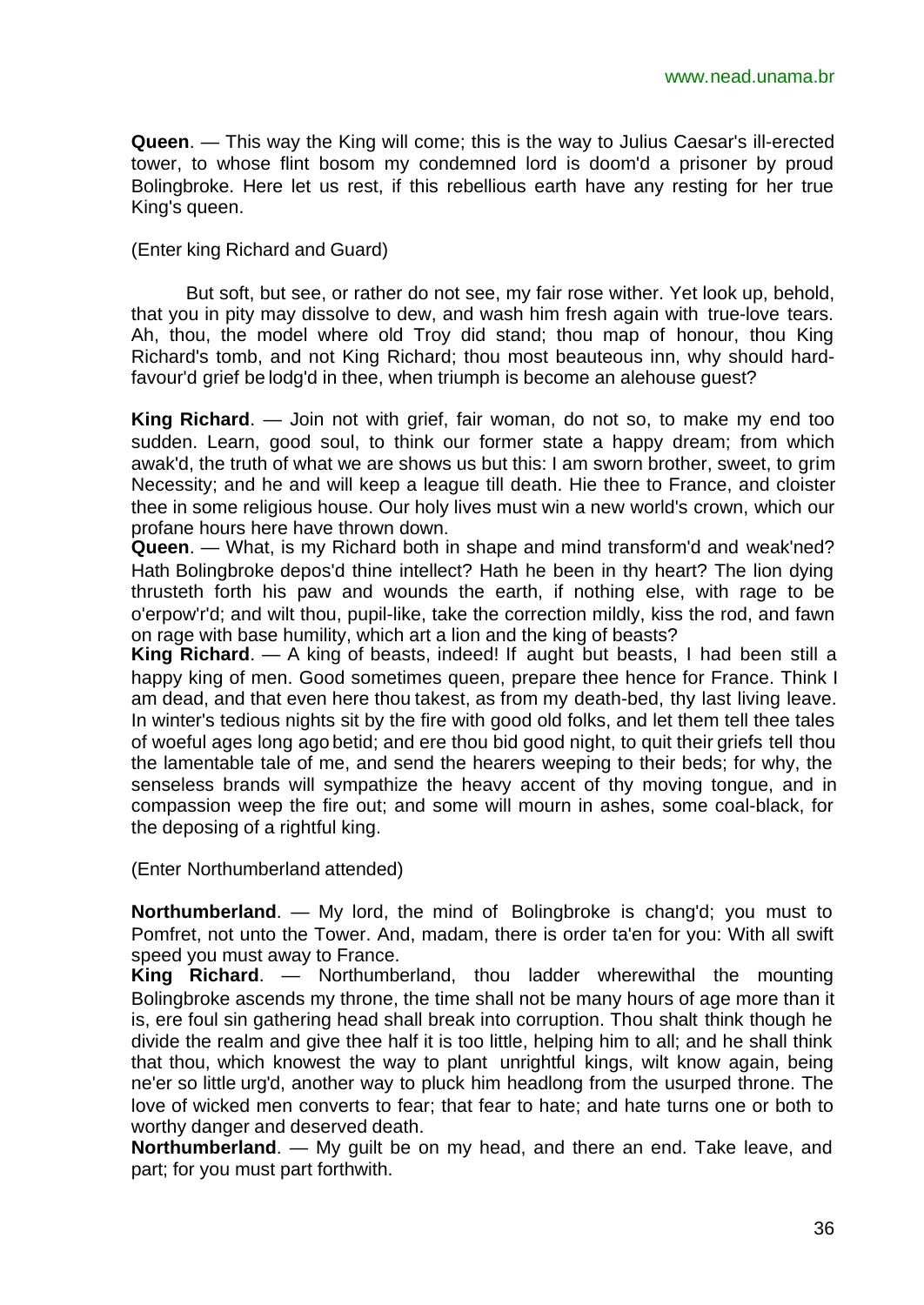**Queen**. — This way the King will come; this is the way to Julius Caesar's ill-erected tower, to whose flint bosom my condemned lord is doom'd a prisoner by proud Bolingbroke. Here let us rest, if this rebellious earth have any resting for her true King's queen.

(Enter king Richard and Guard)

But soft, but see, or rather do not see, my fair rose wither. Yet look up, behold, that you in pity may dissolve to dew, and wash him fresh again with true-love tears. Ah, thou, the model where old Troy did stand; thou map of honour, thou King Richard's tomb, and not King Richard; thou most beauteous inn, why should hard-favour'd grief be lodg'd in thee, when triumph is become an alehouse guest?

**King Richard**. — Join not with grief, fair woman, do not so, to make my end too sudden. Learn, good soul, to think our former state a happy dream; from which awak'd, the truth of what we are shows us but this: I am sworn brother, sweet, to grim Necessity; and he and will keep a league till death. Hie thee to France, and cloister thee in some religious house. Our holy lives must win a new world's crown, which our profane hours here have thrown down.

**Queen**. — What, is my Richard both in shape and mind transform'd and weak'ned? Hath Bolingbroke depos'd thine intellect? Hath he been in thy heart? The lion dying thrusteth forth his paw and wounds the earth, if nothing else, with rage to be o'erpow'r'd; and wilt thou, pupil-like, take the correction mildly, kiss the rod, and fawn on rage with base humility, which art a lion and the king of beasts?

**King Richard**. — A king of beasts, indeed! If aught but beasts, I had been still a happy king of men. Good sometimes queen, prepare thee hence for France. Think I am dead, and that even here thou takest, as from my death-bed, thy last living leave. In winter's tedious nights sit by the fire with good old folks, and let them tell thee tales of woeful ages long ago betid; and ere thou bid good night, to quit their griefs tell thou the lamentable tale of me, and send the hearers weeping to their beds; for why, the senseless brands will sympathize the heavy accent of thy moving tongue, and in compassion weep the fire out; and some will mourn in ashes, some coal-black, for the deposing of a rightful king.

(Enter Northumberland attended)

**Northumberland**. — My lord, the mind of Bolingbroke is chang'd; you must to Pomfret, not unto the Tower. And, madam, there is order ta'en for you: With all swift speed you must away to France.

**King Richard**. — Northumberland, thou ladder wherewithal the mounting Bolingbroke ascends my throne, the time shall not be many hours of age more than it is, ere foul sin gathering head shall break into corruption. Thou shalt think though he divide the realm and give thee half it is too little, helping him to all; and he shall think that thou, which knowest the way to plant unrightful kings, wilt know again, being ne'er so little urg'd, another way to pluck him headlong from the usurped throne. The love of wicked men converts to fear; that fear to hate; and hate turns one or both to worthy danger and deserved death.

**Northumberland**. — My guilt be on my head, and there an end. Take leave, and part; for you must part forthwith.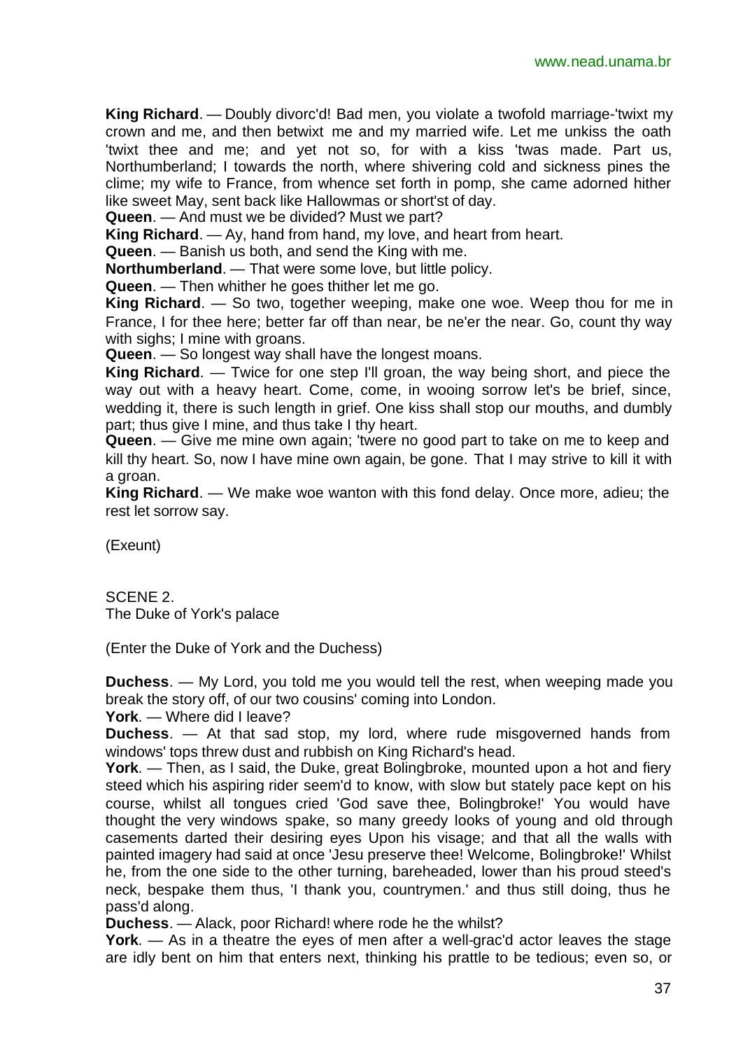**King Richard**. — Doubly divorc'd! Bad men, you violate a twofold marriage-'twixt my crown and me, and then betwixt me and my married wife. Let me unkiss the oath 'twixt thee and me; and yet not so, for with a kiss 'twas made. Part us, Northumberland; I towards the north, where shivering cold and sickness pines the clime; my wife to France, from whence set forth in pomp, she came adorned hither like sweet May, sent back like Hallowmas or short'st of day.

**Queen**. — And must we be divided? Must we part?

**King Richard**. — Ay, hand from hand, my love, and heart from heart.

**Queen**. — Banish us both, and send the King with me.

**Northumberland**. — That were some love, but little policy.

**Queen**. — Then whither he goes thither let me go.

**King Richard**. — So two, together weeping, make one woe. Weep thou for me in France, I for thee here; better far off than near, be ne'er the near. Go, count thy way with sighs; I mine with groans.

**Queen**. — So longest way shall have the longest moans.

**King Richard**. — Twice for one step I'll groan, the way being short, and piece the way out with a heavy heart. Come, come, in wooing sorrow let's be brief, since, wedding it, there is such length in grief. One kiss shall stop our mouths, and dumbly part; thus give I mine, and thus take I thy heart.

**Queen**. — Give me mine own again; 'twere no good part to take on me to keep and kill thy heart. So, now I have mine own again, be gone. That I may strive to kill it with a groan.

**King Richard**. — We make woe wanton with this fond delay. Once more, adieu; the rest let sorrow say.

(Exeunt)

SCENE 2.
The Duke of York's palace

(Enter the Duke of York and the Duchess)

**Duchess**. — My Lord, you told me you would tell the rest, when weeping made you break the story off, of our two cousins' coming into London.

**York**. — Where did I leave?

**Duchess**. — At that sad stop, my lord, where rude misgoverned hands from windows' tops threw dust and rubbish on King Richard's head.

**York**. — Then, as I said, the Duke, great Bolingbroke, mounted upon a hot and fiery steed which his aspiring rider seem'd to know, with slow but stately pace kept on his course, whilst all tongues cried 'God save thee, Bolingbroke!' You would have thought the very windows spake, so many greedy looks of young and old through casements darted their desiring eyes Upon his visage; and that all the walls with painted imagery had said at once 'Jesu preserve thee! Welcome, Bolingbroke!' Whilst he, from the one side to the other turning, bareheaded, lower than his proud steed's neck, bespake them thus, 'I thank you, countrymen.' and thus still doing, thus he pass'd along.

**Duchess**. — Alack, poor Richard! where rode he the whilst?

**York**. — As in a theatre the eyes of men after a well-grac'd actor leaves the stage are idly bent on him that enters next, thinking his prattle to be tedious; even so, or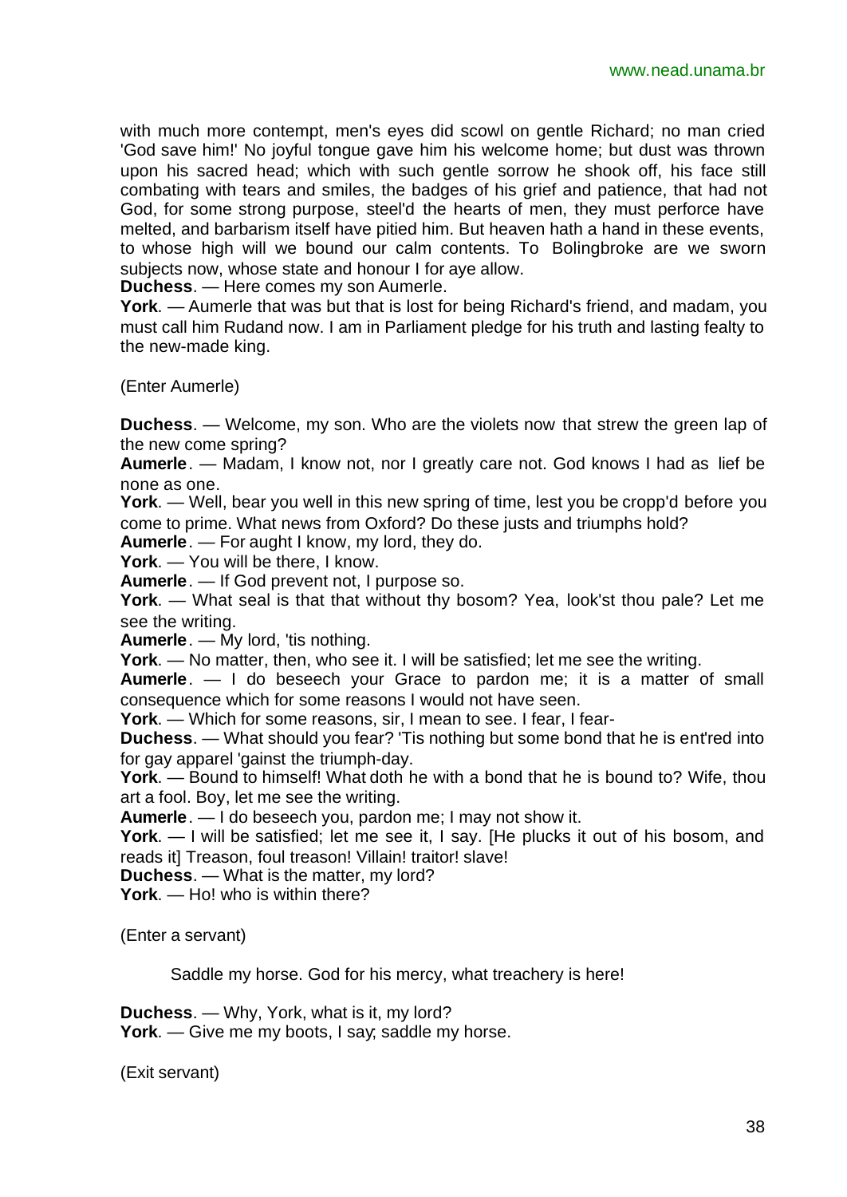with much more contempt, men's eyes did scowl on gentle Richard; no man cried 'God save him!' No joyful tongue gave him his welcome home; but dust was thrown upon his sacred head; which with such gentle sorrow he shook off, his face still combating with tears and smiles, the badges of his grief and patience, that had not God, for some strong purpose, steel'd the hearts of men, they must perforce have melted, and barbarism itself have pitied him. But heaven hath a hand in these events, to whose high will we bound our calm contents. To Bolingbroke are we sworn subjects now, whose state and honour I for aye allow.

**Duchess**. — Here comes my son Aumerle.

**York**. — Aumerle that was but that is lost for being Richard's friend, and madam, you must call him Rudand now. I am in Parliament pledge for his truth and lasting fealty to the new-made king.

(Enter Aumerle)

**Duchess**. — Welcome, my son. Who are the violets now that strew the green lap of the new come spring?

**Aumerle**. — Madam, I know not, nor I greatly care not. God knows I had as lief be none as one.

**York**. — Well, bear you well in this new spring of time, lest you be cropp'd before you come to prime. What news from Oxford? Do these justs and triumphs hold?

**Aumerle**. — For aught I know, my lord, they do.

**York**. — You will be there, I know.

**Aumerle**. — If God prevent not, I purpose so.

**York**. — What seal is that that without thy bosom? Yea, look'st thou pale? Let me see the writing.

**Aumerle**. — My lord, 'tis nothing.

**York**. — No matter, then, who see it. I will be satisfied; let me see the writing.

**Aumerle**. — I do beseech your Grace to pardon me; it is a matter of small consequence which for some reasons I would not have seen.

**York**. — Which for some reasons, sir, I mean to see. I fear, I fear-

**Duchess**. — What should you fear? 'Tis nothing but some bond that he is ent'red into for gay apparel 'gainst the triumph-day.

**York**. — Bound to himself! What doth he with a bond that he is bound to? Wife, thou art a fool. Boy, let me see the writing.

**Aumerle**. — I do beseech you, pardon me; I may not show it.

**York**. — I will be satisfied; let me see it, I say. [He plucks it out of his bosom, and reads it] Treason, foul treason! Villain! traitor! slave!

**Duchess**. — What is the matter, my lord?

**York**. — Ho! who is within there?

(Enter a servant)

Saddle my horse. God for his mercy, what treachery is here!

**Duchess**. — Why, York, what is it, my lord?

**York**. — Give me my boots, I say; saddle my horse.

(Exit servant)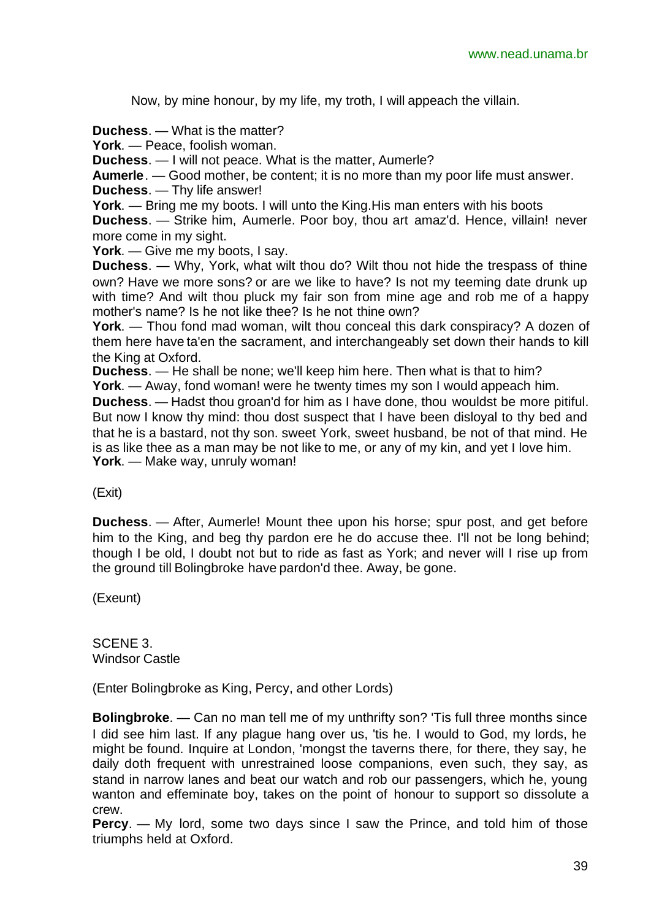Now, by mine honour, by my life, my troth, I will appeach the villain.

**Duchess**. — What is the matter?
**York**. — Peace, foolish woman.
**Duchess**. — I will not peace. What is the matter, Aumerle?
**Aumerle**. — Good mother, be content; it is no more than my poor life must answer.
**Duchess**. — Thy life answer!
**York**. — Bring me my boots. I will unto the King.His man enters with his boots
**Duchess**. — Strike him, Aumerle. Poor boy, thou art amaz'd. Hence, villain! never more come in my sight.
**York**. — Give me my boots, I say.
**Duchess**. — Why, York, what wilt thou do? Wilt thou not hide the trespass of thine own? Have we more sons? or are we like to have? Is not my teeming date drunk up with time? And wilt thou pluck my fair son from mine age and rob me of a happy mother's name? Is he not like thee? Is he not thine own?
**York**. — Thou fond mad woman, wilt thou conceal this dark conspiracy? A dozen of them here have ta'en the sacrament, and interchangeably set down their hands to kill the King at Oxford.
**Duchess**. — He shall be none; we'll keep him here. Then what is that to him?
**York**. — Away, fond woman! were he twenty times my son I would appeach him.
**Duchess**. — Hadst thou groan'd for him as I have done, thou wouldst be more pitiful. But now I know thy mind: thou dost suspect that I have been disloyal to thy bed and that he is a bastard, not thy son. sweet York, sweet husband, be not of that mind. He is as like thee as a man may be not like to me, or any of my kin, and yet I love him.
**York**. — Make way, unruly woman!

(Exit)

**Duchess**. — After, Aumerle! Mount thee upon his horse; spur post, and get before him to the King, and beg thy pardon ere he do accuse thee. I'll not be long behind; though I be old, I doubt not but to ride as fast as York; and never will I rise up from the ground till Bolingbroke have pardon'd thee. Away, be gone.

(Exeunt)

SCENE 3.
Windsor Castle

(Enter Bolingbroke as King, Percy, and other Lords)

**Bolingbroke**. — Can no man tell me of my unthrifty son? 'Tis full three months since I did see him last. If any plague hang over us, 'tis he. I would to God, my lords, he might be found. Inquire at London, 'mongst the taverns there, for there, they say, he daily doth frequent with unrestrained loose companions, even such, they say, as stand in narrow lanes and beat our watch and rob our passengers, which he, young wanton and effeminate boy, takes on the point of honour to support so dissolute a crew.
**Percy**. — My lord, some two days since I saw the Prince, and told him of those triumphs held at Oxford.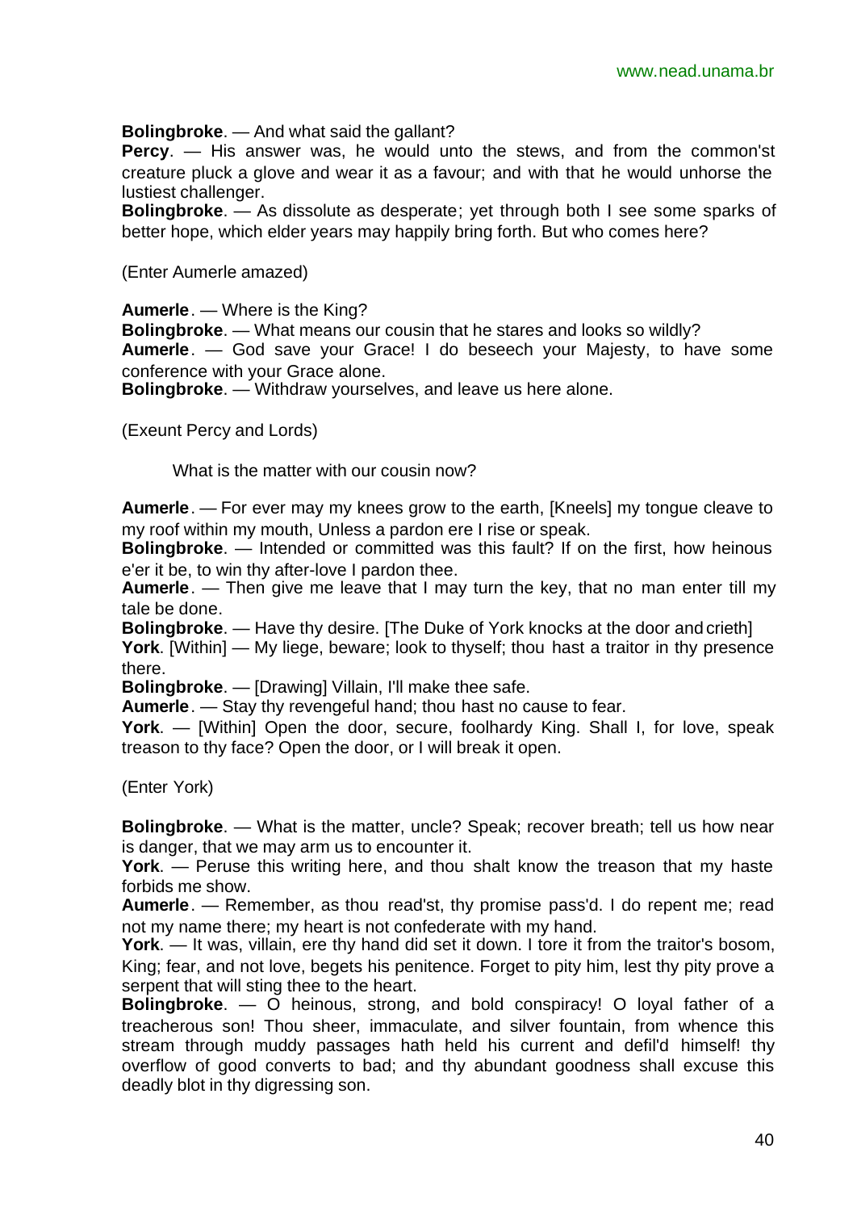**Bolingbroke**. — And what said the gallant?

**Percy**. — His answer was, he would unto the stews, and from the common'st creature pluck a glove and wear it as a favour; and with that he would unhorse the lustiest challenger.

**Bolingbroke**. — As dissolute as desperate; yet through both I see some sparks of better hope, which elder years may happily bring forth. But who comes here?

(Enter Aumerle amazed)

**Aumerle**. — Where is the King?

**Bolingbroke**. — What means our cousin that he stares and looks so wildly?

**Aumerle**. — God save your Grace! I do beseech your Majesty, to have some conference with your Grace alone.

**Bolingbroke**. — Withdraw yourselves, and leave us here alone.

(Exeunt Percy and Lords)

What is the matter with our cousin now?

**Aumerle**. — For ever may my knees grow to the earth, [Kneels] my tongue cleave to my roof within my mouth, Unless a pardon ere I rise or speak.

**Bolingbroke**. — Intended or committed was this fault? If on the first, how heinous e'er it be, to win thy after-love I pardon thee.

**Aumerle**. — Then give me leave that I may turn the key, that no man enter till my tale be done.

**Bolingbroke**. — Have thy desire. [The Duke of York knocks at the door and crieth]

**York**. [Within] — My liege, beware; look to thyself; thou hast a traitor in thy presence there.

**Bolingbroke**. — [Drawing] Villain, I'll make thee safe.

**Aumerle**. — Stay thy revengeful hand; thou hast no cause to fear.

**York**. — [Within] Open the door, secure, foolhardy King. Shall I, for love, speak treason to thy face? Open the door, or I will break it open.

(Enter York)

**Bolingbroke**. — What is the matter, uncle? Speak; recover breath; tell us how near is danger, that we may arm us to encounter it.

**York**. — Peruse this writing here, and thou shalt know the treason that my haste forbids me show.

**Aumerle**. — Remember, as thou read'st, thy promise pass'd. I do repent me; read not my name there; my heart is not confederate with my hand.

**York**. — It was, villain, ere thy hand did set it down. I tore it from the traitor's bosom, King; fear, and not love, begets his penitence. Forget to pity him, lest thy pity prove a serpent that will sting thee to the heart.

**Bolingbroke**. — O heinous, strong, and bold conspiracy! O loyal father of a treacherous son! Thou sheer, immaculate, and silver fountain, from whence this stream through muddy passages hath held his current and defil'd himself! thy overflow of good converts to bad; and thy abundant goodness shall excuse this deadly blot in thy digressing son.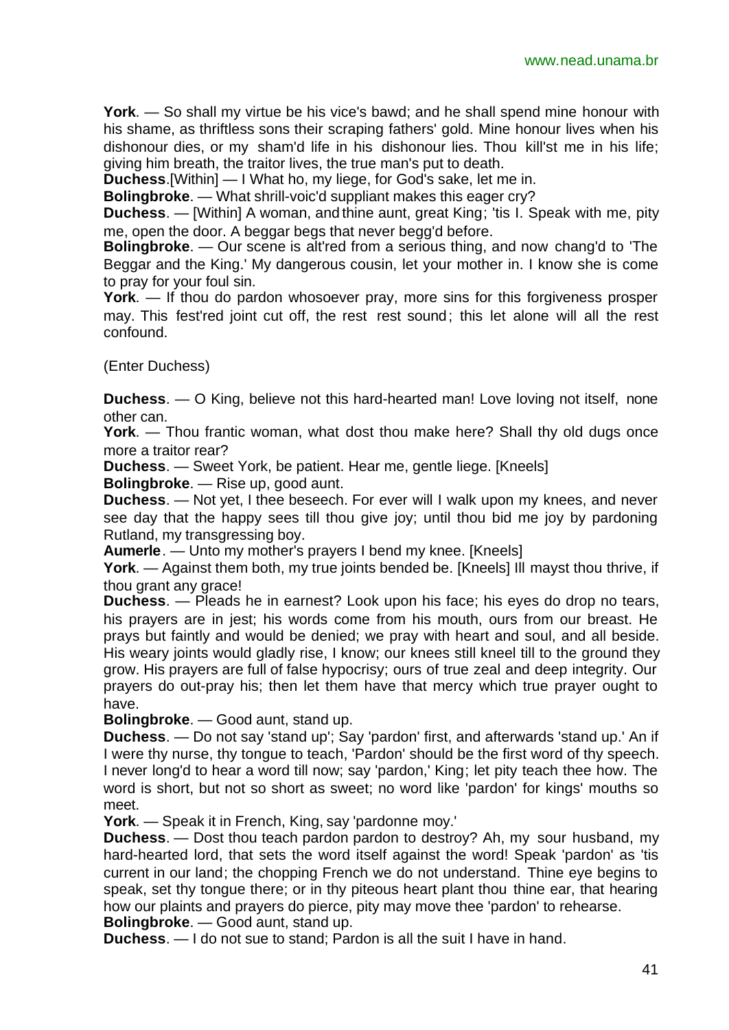**York**. — So shall my virtue be his vice's bawd; and he shall spend mine honour with his shame, as thriftless sons their scraping fathers' gold. Mine honour lives when his dishonour dies, or my sham'd life in his dishonour lies. Thou kill'st me in his life; giving him breath, the traitor lives, the true man's put to death.

**Duchess**.[Within] — I What ho, my liege, for God's sake, let me in.

**Bolingbroke**. — What shrill-voic'd suppliant makes this eager cry?

**Duchess**. — [Within] A woman, and thine aunt, great King; 'tis I. Speak with me, pity me, open the door. A beggar begs that never begg'd before.

**Bolingbroke**. — Our scene is alt'red from a serious thing, and now chang'd to 'The Beggar and the King.' My dangerous cousin, let your mother in. I know she is come to pray for your foul sin.

**York**. — If thou do pardon whosoever pray, more sins for this forgiveness prosper may. This fest'red joint cut off, the rest rest sound; this let alone will all the rest confound.

(Enter Duchess)

**Duchess**. — O King, believe not this hard-hearted man! Love loving not itself, none other can.

**York**. — Thou frantic woman, what dost thou make here? Shall thy old dugs once more a traitor rear?

**Duchess**. — Sweet York, be patient. Hear me, gentle liege. [Kneels]

**Bolingbroke**. — Rise up, good aunt.

**Duchess**. — Not yet, I thee beseech. For ever will I walk upon my knees, and never see day that the happy sees till thou give joy; until thou bid me joy by pardoning Rutland, my transgressing boy.

**Aumerle**. — Unto my mother's prayers I bend my knee. [Kneels]

**York**. — Against them both, my true joints bended be. [Kneels] Ill mayst thou thrive, if thou grant any grace!

**Duchess**. — Pleads he in earnest? Look upon his face; his eyes do drop no tears, his prayers are in jest; his words come from his mouth, ours from our breast. He prays but faintly and would be denied; we pray with heart and soul, and all beside. His weary joints would gladly rise, I know; our knees still kneel till to the ground they grow. His prayers are full of false hypocrisy; ours of true zeal and deep integrity. Our prayers do out-pray his; then let them have that mercy which true prayer ought to have.

**Bolingbroke**. — Good aunt, stand up.

**Duchess**. — Do not say 'stand up'; Say 'pardon' first, and afterwards 'stand up.' An if I were thy nurse, thy tongue to teach, 'Pardon' should be the first word of thy speech. I never long'd to hear a word till now; say 'pardon,' King; let pity teach thee how. The word is short, but not so short as sweet; no word like 'pardon' for kings' mouths so meet.

**York**. — Speak it in French, King, say 'pardonne moy.'

**Duchess**. — Dost thou teach pardon pardon to destroy? Ah, my sour husband, my hard-hearted lord, that sets the word itself against the word! Speak 'pardon' as 'tis current in our land; the chopping French we do not understand. Thine eye begins to speak, set thy tongue there; or in thy piteous heart plant thou thine ear, that hearing how our plaints and prayers do pierce, pity may move thee 'pardon' to rehearse.

**Bolingbroke**. — Good aunt, stand up.

**Duchess**. — I do not sue to stand; Pardon is all the suit I have in hand.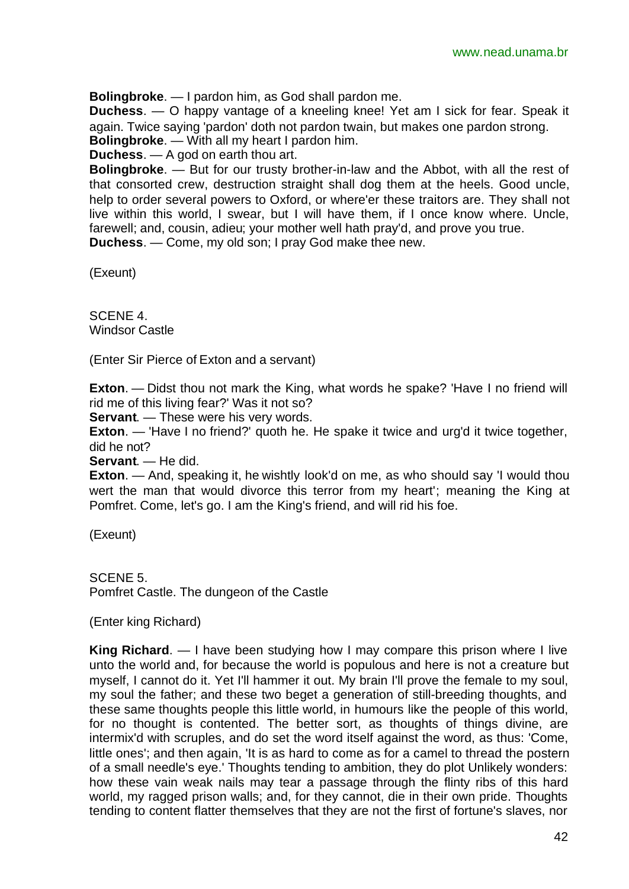**Bolingbroke**. — I pardon him, as God shall pardon me.
**Duchess**. — O happy vantage of a kneeling knee! Yet am I sick for fear. Speak it again. Twice saying 'pardon' doth not pardon twain, but makes one pardon strong.
**Bolingbroke**. — With all my heart I pardon him.
**Duchess**. — A god on earth thou art.
**Bolingbroke**. — But for our trusty brother-in-law and the Abbot, with all the rest of that consorted crew, destruction straight shall dog them at the heels. Good uncle, help to order several powers to Oxford, or where'er these traitors are. They shall not live within this world, I swear, but I will have them, if I once know where. Uncle, farewell; and, cousin, adieu; your mother well hath pray'd, and prove you true.
**Duchess**. — Come, my old son; I pray God make thee new.

(Exeunt)

SCENE 4.
Windsor Castle

(Enter Sir Pierce of Exton and a servant)

**Exton**. — Didst thou not mark the King, what words he spake? 'Have I no friend will rid me of this living fear?' Was it not so?
**Servant**. — These were his very words.
**Exton**. — 'Have I no friend?' quoth he. He spake it twice and urg'd it twice together, did he not?
**Servant**. — He did.
**Exton**. — And, speaking it, he wishtly look'd on me, as who should say 'I would thou wert the man that would divorce this terror from my heart'; meaning the King at Pomfret. Come, let's go. I am the King's friend, and will rid his foe.

(Exeunt)

SCENE 5.
Pomfret Castle. The dungeon of the Castle

(Enter king Richard)

**King Richard**. — I have been studying how I may compare this prison where I live unto the world and, for because the world is populous and here is not a creature but myself, I cannot do it. Yet I'll hammer it out. My brain I'll prove the female to my soul, my soul the father; and these two beget a generation of still-breeding thoughts, and these same thoughts people this little world, in humours like the people of this world, for no thought is contented. The better sort, as thoughts of things divine, are intermix'd with scruples, and do set the word itself against the word, as thus: 'Come, little ones'; and then again, 'It is as hard to come as for a camel to thread the postern of a small needle's eye.' Thoughts tending to ambition, they do plot Unlikely wonders: how these vain weak nails may tear a passage through the flinty ribs of this hard world, my ragged prison walls; and, for they cannot, die in their own pride. Thoughts tending to content flatter themselves that they are not the first of fortune's slaves, nor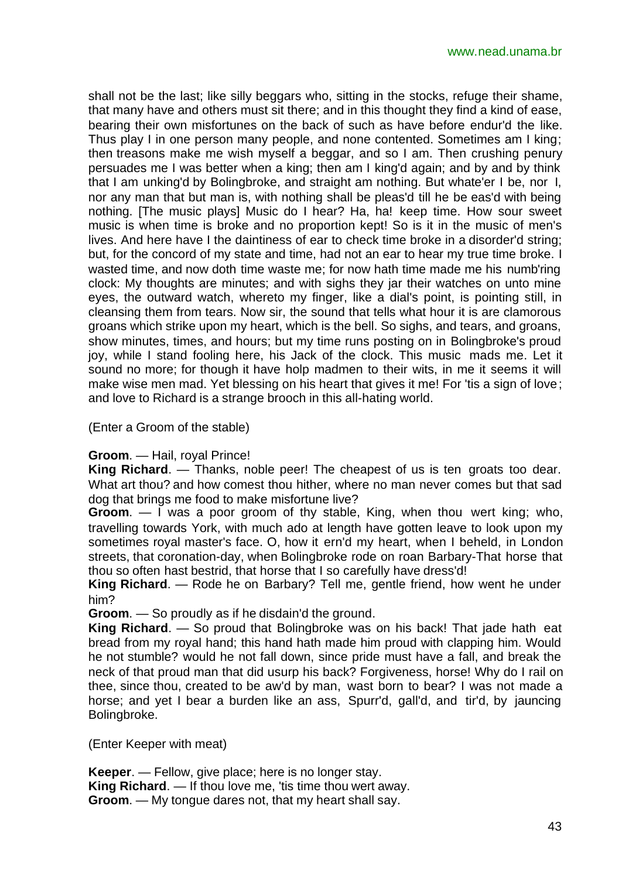shall not be the last; like silly beggars who, sitting in the stocks, refuge their shame, that many have and others must sit there; and in this thought they find a kind of ease, bearing their own misfortunes on the back of such as have before endur'd the like. Thus play I in one person many people, and none contented. Sometimes am I king; then treasons make me wish myself a beggar, and so I am. Then crushing penury persuades me I was better when a king; then am I king'd again; and by and by think that I am unking'd by Bolingbroke, and straight am nothing. But whate'er I be, nor I, nor any man that but man is, with nothing shall be pleas'd till he be eas'd with being nothing. [The music plays] Music do I hear? Ha, ha! keep time. How sour sweet music is when time is broke and no proportion kept! So is it in the music of men's lives. And here have I the daintiness of ear to check time broke in a disorder'd string; but, for the concord of my state and time, had not an ear to hear my true time broke. I wasted time, and now doth time waste me; for now hath time made me his numb'ring clock: My thoughts are minutes; and with sighs they jar their watches on unto mine eyes, the outward watch, whereto my finger, like a dial's point, is pointing still, in cleansing them from tears. Now sir, the sound that tells what hour it is are clamorous groans which strike upon my heart, which is the bell. So sighs, and tears, and groans, show minutes, times, and hours; but my time runs posting on in Bolingbroke's proud joy, while I stand fooling here, his Jack of the clock. This music mads me. Let it sound no more; for though it have holp madmen to their wits, in me it seems it will make wise men mad. Yet blessing on his heart that gives it me! For 'tis a sign of love; and love to Richard is a strange brooch in this all-hating world.

(Enter a Groom of the stable)

**Groom**. — Hail, royal Prince!

**King Richard**. — Thanks, noble peer! The cheapest of us is ten groats too dear. What art thou? and how comest thou hither, where no man never comes but that sad dog that brings me food to make misfortune live?

**Groom**. — I was a poor groom of thy stable, King, when thou wert king; who, travelling towards York, with much ado at length have gotten leave to look upon my sometimes royal master's face. O, how it ern'd my heart, when I beheld, in London streets, that coronation-day, when Bolingbroke rode on roan Barbary-That horse that thou so often hast bestrid, that horse that I so carefully have dress'd!

**King Richard**. — Rode he on Barbary? Tell me, gentle friend, how went he under him?

**Groom**. — So proudly as if he disdain'd the ground.

**King Richard**. — So proud that Bolingbroke was on his back! That jade hath eat bread from my royal hand; this hand hath made him proud with clapping him. Would he not stumble? would he not fall down, since pride must have a fall, and break the neck of that proud man that did usurp his back? Forgiveness, horse! Why do I rail on thee, since thou, created to be aw'd by man, wast born to bear? I was not made a horse; and yet I bear a burden like an ass, Spurr'd, gall'd, and tir'd, by jauncing Bolingbroke.

(Enter Keeper with meat)

**Keeper**. — Fellow, give place; here is no longer stay.

**King Richard**. — If thou love me, 'tis time thou wert away.

**Groom**. — My tongue dares not, that my heart shall say.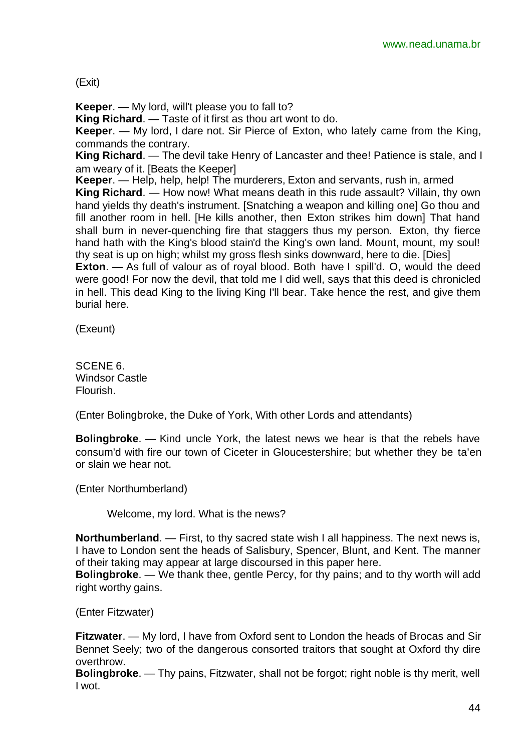(Exit)

**Keeper**. — My lord, will't please you to fall to?
**King Richard**. — Taste of it first as thou art wont to do.
**Keeper**. — My lord, I dare not. Sir Pierce of Exton, who lately came from the King, commands the contrary.
**King Richard**. — The devil take Henry of Lancaster and thee! Patience is stale, and I am weary of it. [Beats the Keeper]
**Keeper**. — Help, help, help! The murderers, Exton and servants, rush in, armed
**King Richard**. — How now! What means death in this rude assault? Villain, thy own hand yields thy death's instrument. [Snatching a weapon and killing one] Go thou and fill another room in hell. [He kills another, then Exton strikes him down] That hand shall burn in never-quenching fire that staggers thus my person. Exton, thy fierce hand hath with the King's blood stain'd the King's own land. Mount, mount, my soul! thy seat is up on high; whilst my gross flesh sinks downward, here to die. [Dies]
**Exton**. — As full of valour as of royal blood. Both have I spill'd. O, would the deed were good! For now the devil, that told me I did well, says that this deed is chronicled in hell. This dead King to the living King I'll bear. Take hence the rest, and give them burial here.

(Exeunt)

SCENE 6.
Windsor Castle
Flourish.

(Enter Bolingbroke, the Duke of York, With other Lords and attendants)

**Bolingbroke**. — Kind uncle York, the latest news we hear is that the rebels have consum'd with fire our town of Ciceter in Gloucestershire; but whether they be ta'en or slain we hear not.

(Enter Northumberland)

Welcome, my lord. What is the news?

**Northumberland**. — First, to thy sacred state wish I all happiness. The next news is, I have to London sent the heads of Salisbury, Spencer, Blunt, and Kent. The manner of their taking may appear at large discoursed in this paper here.
**Bolingbroke**. — We thank thee, gentle Percy, for thy pains; and to thy worth will add right worthy gains.

(Enter Fitzwater)

**Fitzwater**. — My lord, I have from Oxford sent to London the heads of Brocas and Sir Bennet Seely; two of the dangerous consorted traitors that sought at Oxford thy dire overthrow.
**Bolingbroke**. — Thy pains, Fitzwater, shall not be forgot; right noble is thy merit, well I wot.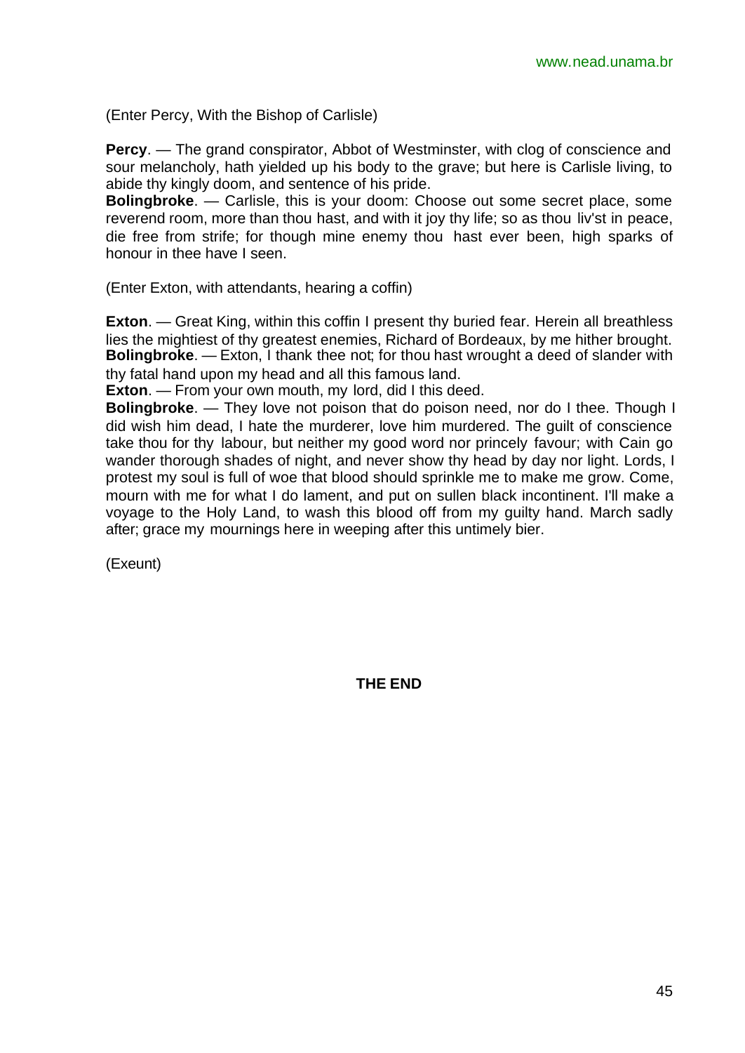(Enter Percy, With the Bishop of Carlisle)

**Percy**. — The grand conspirator, Abbot of Westminster, with clog of conscience and sour melancholy, hath yielded up his body to the grave; but here is Carlisle living, to abide thy kingly doom, and sentence of his pride.

**Bolingbroke**. — Carlisle, this is your doom: Choose out some secret place, some reverend room, more than thou hast, and with it joy thy life; so as thou liv'st in peace, die free from strife; for though mine enemy thou hast ever been, high sparks of honour in thee have I seen.

(Enter Exton, with attendants, hearing a coffin)

**Exton**. — Great King, within this coffin I present thy buried fear. Herein all breathless lies the mightiest of thy greatest enemies, Richard of Bordeaux, by me hither brought.

**Bolingbroke**. — Exton, I thank thee not; for thou hast wrought a deed of slander with thy fatal hand upon my head and all this famous land.

**Exton**. — From your own mouth, my lord, did I this deed.

**Bolingbroke**. — They love not poison that do poison need, nor do I thee. Though I did wish him dead, I hate the murderer, love him murdered. The guilt of conscience take thou for thy labour, but neither my good word nor princely favour; with Cain go wander thorough shades of night, and never show thy head by day nor light. Lords, I protest my soul is full of woe that blood should sprinkle me to make me grow. Come, mourn with me for what I do lament, and put on sullen black incontinent. I'll make a voyage to the Holy Land, to wash this blood off from my guilty hand. March sadly after; grace my mournings here in weeping after this untimely bier.

(Exeunt)

**THE END**